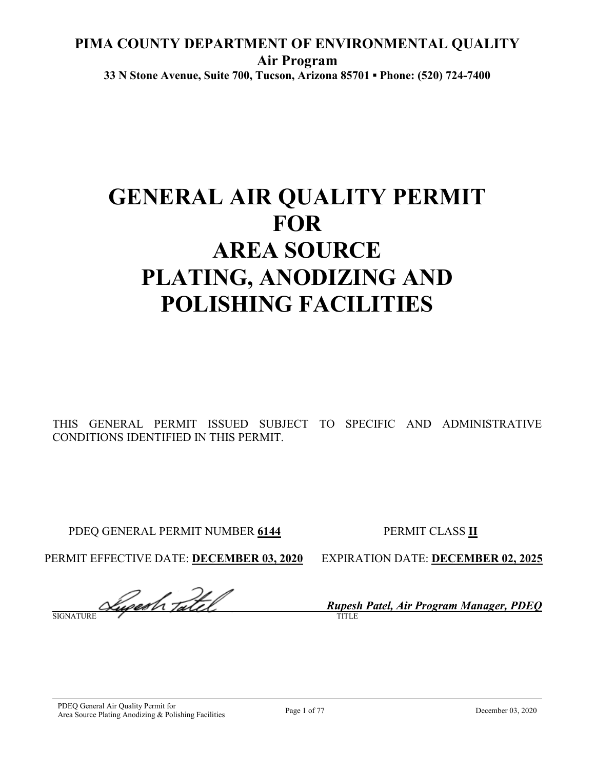**PIMA COUNTY DEPARTMENT OF ENVIRONMENTAL QUALITY**
**Air Program**
**33 N Stone Avenue, Suite 700, Tucson, Arizona 85701 ▪ Phone: (520) 724-7400**

# GENERAL AIR QUALITY PERMIT FOR AREA SOURCE PLATING, ANODIZING AND POLISHING FACILITIES

THIS GENERAL PERMIT ISSUED SUBJECT TO SPECIFIC AND ADMINISTRATIVE CONDITIONS IDENTIFIED IN THIS PERMIT.

PDEQ GENERAL PERMIT NUMBER **6144** PERMIT CLASS **II**

PERMIT EFFECTIVE DATE: **DECEMBER 03, 2020** EXPIRATION DATE: **DECEMBER 02, 2025**

SIGNATURE

*Rupesh Patel, Air Program Manager, PDEQ*
TITLE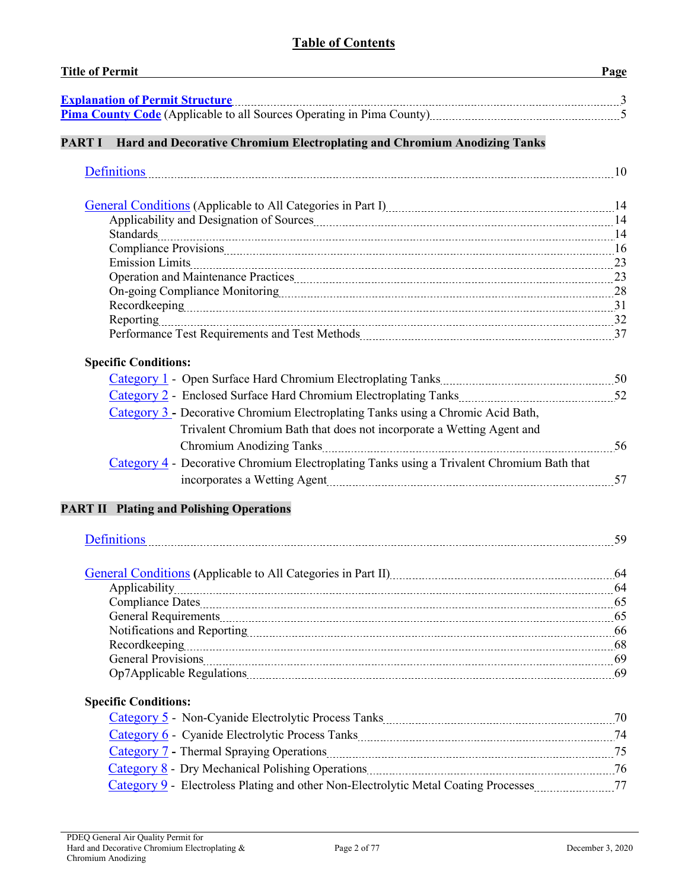# Table of Contents

| Title of Permit | Page |
|---|---|
| **Explanation of Permit Structure** | 3 |
| **Pima County Code** (Applicable to all Sources Operating in Pima County) | 5 |

## PART I Hard and Decorative Chromium Electroplating and Chromium Anodizing Tanks

| | |
|---|---|
| Definitions | 10 |
| General Conditions (Applicable to All Categories in Part I) | 14 |
| Applicability and Designation of Sources | 14 |
| Standards | 14 |
| Compliance Provisions | 16 |
| Emission Limits | 23 |
| Operation and Maintenance Practices | 23 |
| On-going Compliance Monitoring | 28 |
| Recordkeeping | 31 |
| Reporting | 32 |
| Performance Test Requirements and Test Methods | 37 |

**Specific Conditions:**

| | |
|---|---|
| Category 1 - Open Surface Hard Chromium Electroplating Tanks | 50 |
| Category 2 - Enclosed Surface Hard Chromium Electroplating Tanks | 52 |
| Category 3 - Decorative Chromium Electroplating Tanks using a Chromic Acid Bath, Trivalent Chromium Bath that does not incorporate a Wetting Agent and Chromium Anodizing Tanks | 56 |
| Category 4 - Decorative Chromium Electroplating Tanks using a Trivalent Chromium Bath that incorporates a Wetting Agent | 57 |

## PART II Plating and Polishing Operations

| | |
|---|---|
| Definitions | 59 |
| General Conditions (Applicable to All Categories in Part II) | 64 |
| Applicability | 64 |
| Compliance Dates | 65 |
| General Requirements | 65 |
| Notifications and Reporting | 66 |
| Recordkeeping | 68 |
| General Provisions | 69 |
| Op7Applicable Regulations | 69 |

**Specific Conditions:**

| | |
|---|---|
| Category 5 - Non-Cyanide Electrolytic Process Tanks | 70 |
| Category 6 - Cyanide Electrolytic Process Tanks | 74 |
| Category 7 - Thermal Spraying Operations | 75 |
| Category 8 - Dry Mechanical Polishing Operations | 76 |
| Category 9 - Electroless Plating and other Non-Electrolytic Metal Coating Processes | 77 |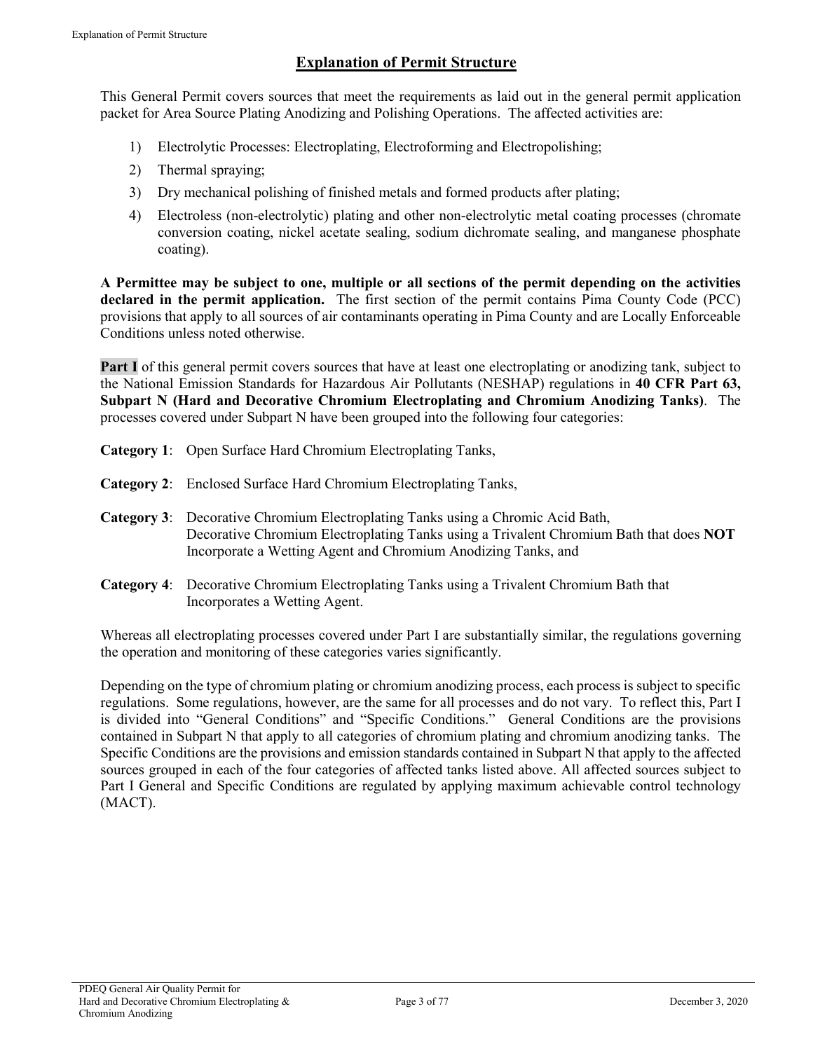# Explanation of Permit Structure

This General Permit covers sources that meet the requirements as laid out in the general permit application packet for Area Source Plating Anodizing and Polishing Operations. The affected activities are:

1) Electrolytic Processes: Electroplating, Electroforming and Electropolishing;
2) Thermal spraying;
3) Dry mechanical polishing of finished metals and formed products after plating;
4) Electroless (non-electrolytic) plating and other non-electrolytic metal coating processes (chromate conversion coating, nickel acetate sealing, sodium dichromate sealing, and manganese phosphate coating).

**A Permittee may be subject to one, multiple or all sections of the permit depending on the activities declared in the permit application.** The first section of the permit contains Pima County Code (PCC) provisions that apply to all sources of air contaminants operating in Pima County and are Locally Enforceable Conditions unless noted otherwise.

**Part I** of this general permit covers sources that have at least one electroplating or anodizing tank, subject to the National Emission Standards for Hazardous Air Pollutants (NESHAP) regulations in **40 CFR Part 63, Subpart N (Hard and Decorative Chromium Electroplating and Chromium Anodizing Tanks)**. The processes covered under Subpart N have been grouped into the following four categories:

**Category 1**: Open Surface Hard Chromium Electroplating Tanks,

**Category 2**: Enclosed Surface Hard Chromium Electroplating Tanks,

**Category 3**: Decorative Chromium Electroplating Tanks using a Chromic Acid Bath, Decorative Chromium Electroplating Tanks using a Trivalent Chromium Bath that does **NOT** Incorporate a Wetting Agent and Chromium Anodizing Tanks, and

**Category 4**: Decorative Chromium Electroplating Tanks using a Trivalent Chromium Bath that Incorporates a Wetting Agent.

Whereas all electroplating processes covered under Part I are substantially similar, the regulations governing the operation and monitoring of these categories varies significantly.

Depending on the type of chromium plating or chromium anodizing process, each process is subject to specific regulations. Some regulations, however, are the same for all processes and do not vary. To reflect this, Part I is divided into "General Conditions" and "Specific Conditions." General Conditions are the provisions contained in Subpart N that apply to all categories of chromium plating and chromium anodizing tanks. The Specific Conditions are the provisions and emission standards contained in Subpart N that apply to the affected sources grouped in each of the four categories of affected tanks listed above. All affected sources subject to Part I General and Specific Conditions are regulated by applying maximum achievable control technology (MACT).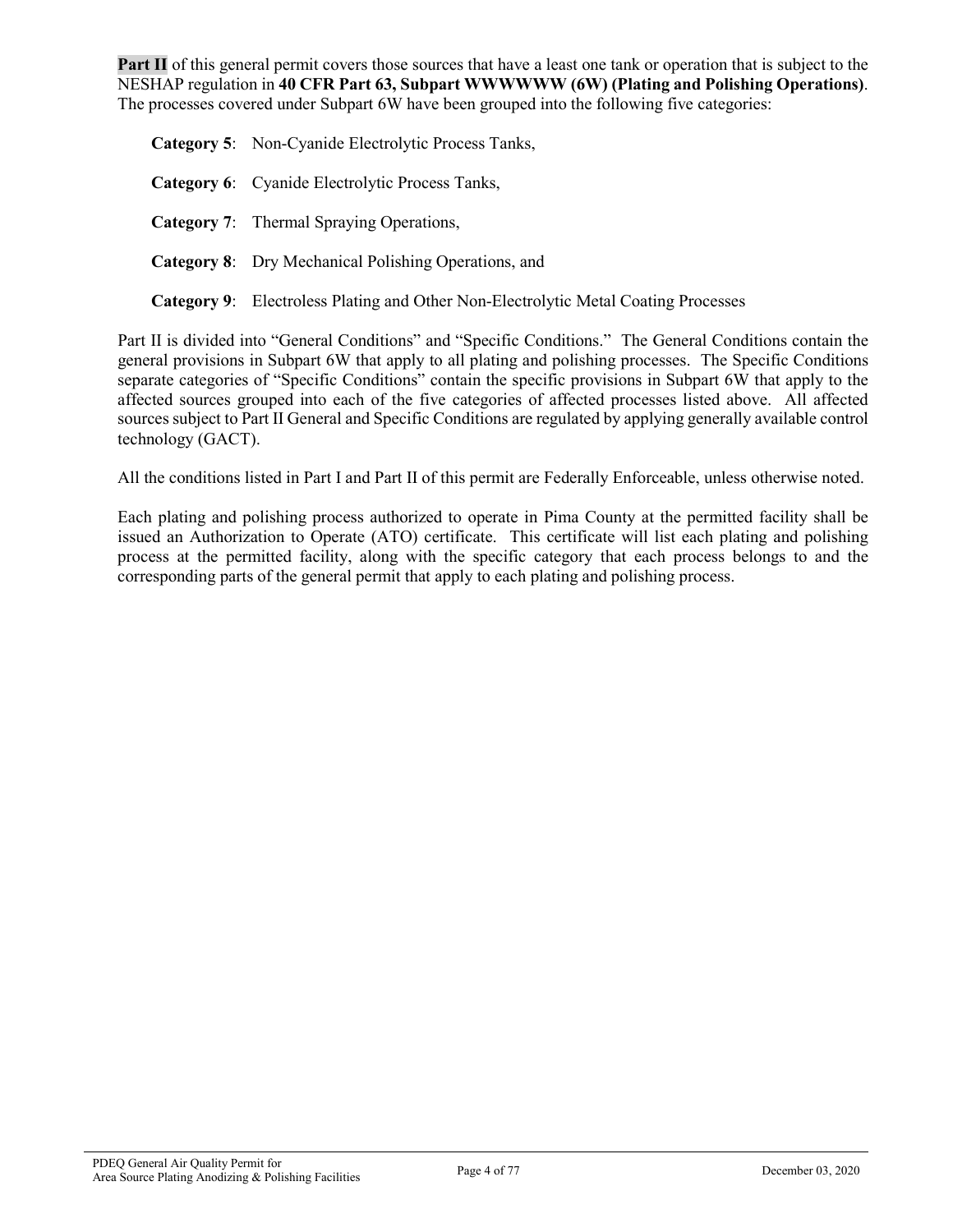**Part II** of this general permit covers those sources that have a least one tank or operation that is subject to the NESHAP regulation in **40 CFR Part 63, Subpart WWWWWW (6W) (Plating and Polishing Operations)**. The processes covered under Subpart 6W have been grouped into the following five categories:

**Category 5**: Non-Cyanide Electrolytic Process Tanks,

**Category 6**: Cyanide Electrolytic Process Tanks,

**Category 7**: Thermal Spraying Operations,

**Category 8**: Dry Mechanical Polishing Operations, and

**Category 9**: Electroless Plating and Other Non-Electrolytic Metal Coating Processes

Part II is divided into "General Conditions" and "Specific Conditions." The General Conditions contain the general provisions in Subpart 6W that apply to all plating and polishing processes. The Specific Conditions separate categories of "Specific Conditions" contain the specific provisions in Subpart 6W that apply to the affected sources grouped into each of the five categories of affected processes listed above. All affected sources subject to Part II General and Specific Conditions are regulated by applying generally available control technology (GACT).

All the conditions listed in Part I and Part II of this permit are Federally Enforceable, unless otherwise noted.

Each plating and polishing process authorized to operate in Pima County at the permitted facility shall be issued an Authorization to Operate (ATO) certificate. This certificate will list each plating and polishing process at the permitted facility, along with the specific category that each process belongs to and the corresponding parts of the general permit that apply to each plating and polishing process.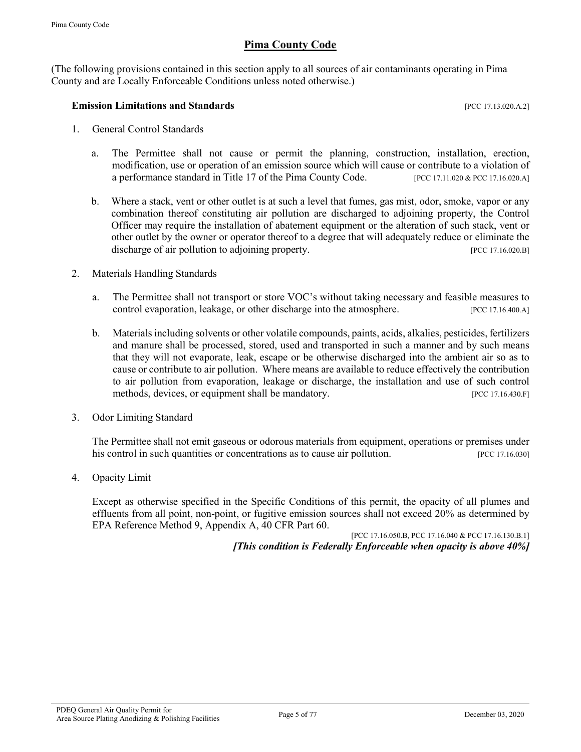# Pima County Code

(The following provisions contained in this section apply to all sources of air contaminants operating in Pima County and are Locally Enforceable Conditions unless noted otherwise.)

### Emission Limitations and Standards [PCC 17.13.020.A.2]

1. General Control Standards

   a. The Permittee shall not cause or permit the planning, construction, installation, erection, modification, use or operation of an emission source which will cause or contribute to a violation of a performance standard in Title 17 of the Pima County Code. [PCC 17.11.020 & PCC 17.16.020.A]

   b. Where a stack, vent or other outlet is at such a level that fumes, gas mist, odor, smoke, vapor or any combination thereof constituting air pollution are discharged to adjoining property, the Control Officer may require the installation of abatement equipment or the alteration of such stack, vent or other outlet by the owner or operator thereof to a degree that will adequately reduce or eliminate the discharge of air pollution to adjoining property. [PCC 17.16.020.B]

2. Materials Handling Standards

   a. The Permittee shall not transport or store VOC's without taking necessary and feasible measures to control evaporation, leakage, or other discharge into the atmosphere. [PCC 17.16.400.A]

   b. Materials including solvents or other volatile compounds, paints, acids, alkalies, pesticides, fertilizers and manure shall be processed, stored, used and transported in such a manner and by such means that they will not evaporate, leak, escape or be otherwise discharged into the ambient air so as to cause or contribute to air pollution. Where means are available to reduce effectively the contribution to air pollution from evaporation, leakage or discharge, the installation and use of such control methods, devices, or equipment shall be mandatory. [PCC 17.16.430.F]

3. Odor Limiting Standard

   The Permittee shall not emit gaseous or odorous materials from equipment, operations or premises under his control in such quantities or concentrations as to cause air pollution. [PCC 17.16.030]

4. Opacity Limit

   Except as otherwise specified in the Specific Conditions of this permit, the opacity of all plumes and effluents from all point, non-point, or fugitive emission sources shall not exceed 20% as determined by EPA Reference Method 9, Appendix A, 40 CFR Part 60.

   [PCC 17.16.050.B, PCC 17.16.040 & PCC 17.16.130.B.1]

   ***[This condition is Federally Enforceable when opacity is above 40%]***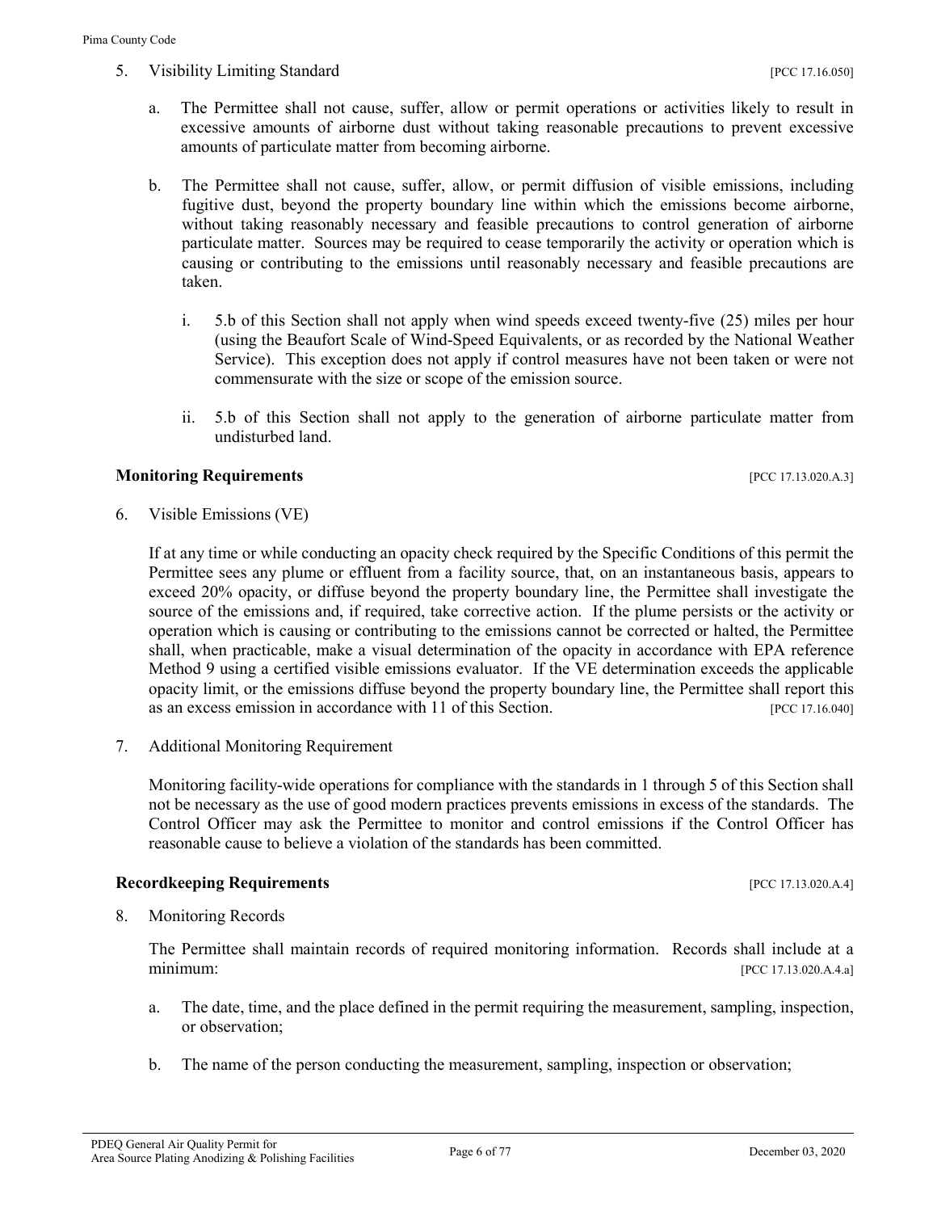5. Visibility Limiting Standard [PCC 17.16.050]

   a. The Permittee shall not cause, suffer, allow or permit operations or activities likely to result in excessive amounts of airborne dust without taking reasonable precautions to prevent excessive amounts of particulate matter from becoming airborne.

   b. The Permittee shall not cause, suffer, allow, or permit diffusion of visible emissions, including fugitive dust, beyond the property boundary line within which the emissions become airborne, without taking reasonably necessary and feasible precautions to control generation of airborne particulate matter. Sources may be required to cease temporarily the activity or operation which is causing or contributing to the emissions until reasonably necessary and feasible precautions are taken.

      i. 5.b of this Section shall not apply when wind speeds exceed twenty-five (25) miles per hour (using the Beaufort Scale of Wind-Speed Equivalents, or as recorded by the National Weather Service). This exception does not apply if control measures have not been taken or were not commensurate with the size or scope of the emission source.

      ii. 5.b of this Section shall not apply to the generation of airborne particulate matter from undisturbed land.

**Monitoring Requirements** [PCC 17.13.020.A.3]

6. Visible Emissions (VE)

   If at any time or while conducting an opacity check required by the Specific Conditions of this permit the Permittee sees any plume or effluent from a facility source, that, on an instantaneous basis, appears to exceed 20% opacity, or diffuse beyond the property boundary line, the Permittee shall investigate the source of the emissions and, if required, take corrective action. If the plume persists or the activity or operation which is causing or contributing to the emissions cannot be corrected or halted, the Permittee shall, when practicable, make a visual determination of the opacity in accordance with EPA reference Method 9 using a certified visible emissions evaluator. If the VE determination exceeds the applicable opacity limit, or the emissions diffuse beyond the property boundary line, the Permittee shall report this as an excess emission in accordance with 11 of this Section. [PCC 17.16.040]

7. Additional Monitoring Requirement

   Monitoring facility-wide operations for compliance with the standards in 1 through 5 of this Section shall not be necessary as the use of good modern practices prevents emissions in excess of the standards. The Control Officer may ask the Permittee to monitor and control emissions if the Control Officer has reasonable cause to believe a violation of the standards has been committed.

**Recordkeeping Requirements** [PCC 17.13.020.A.4]

8. Monitoring Records

   The Permittee shall maintain records of required monitoring information. Records shall include at a minimum: [PCC 17.13.020.A.4.a]

   a. The date, time, and the place defined in the permit requiring the measurement, sampling, inspection, or observation;

   b. The name of the person conducting the measurement, sampling, inspection or observation;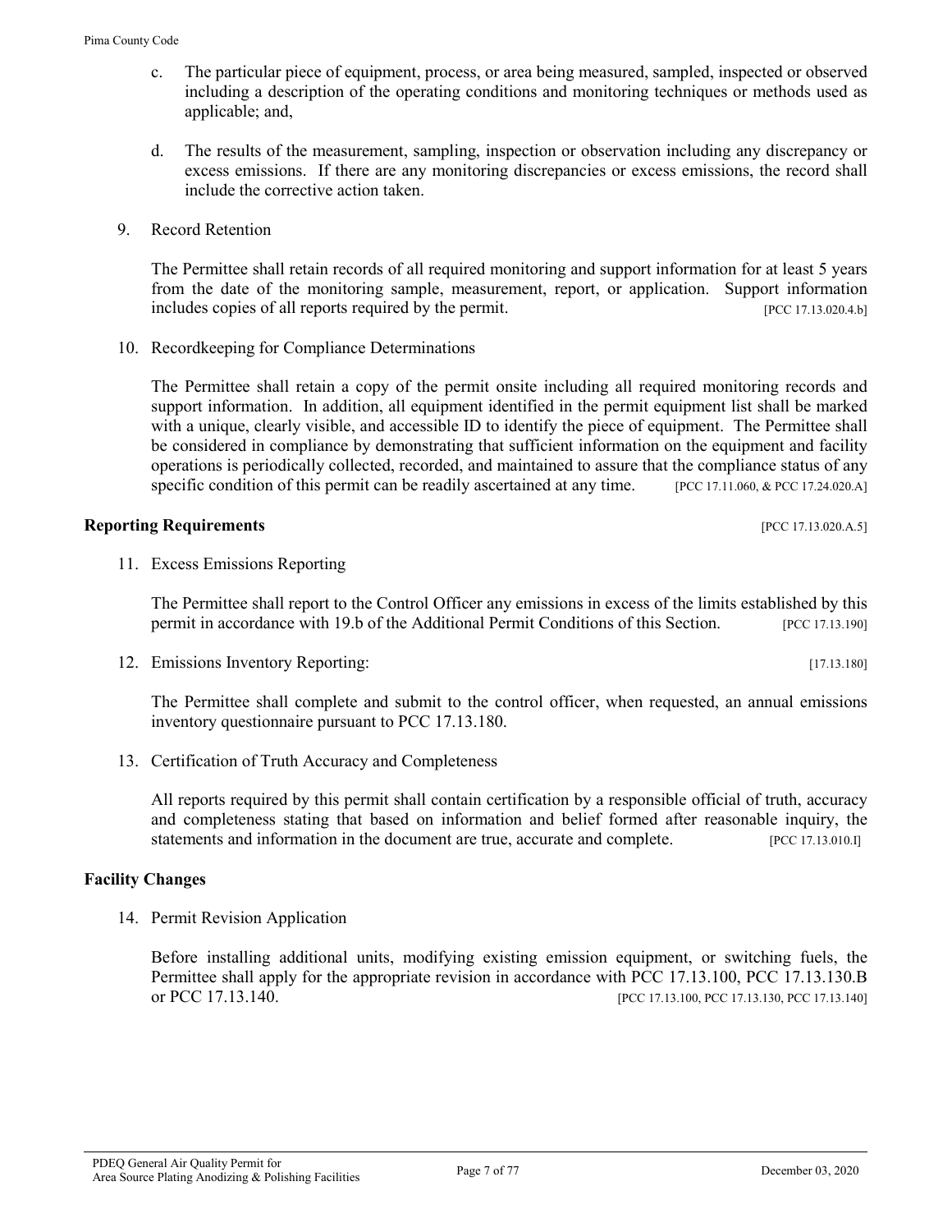c. The particular piece of equipment, process, or area being measured, sampled, inspected or observed including a description of the operating conditions and monitoring techniques or methods used as applicable; and,

d. The results of the measurement, sampling, inspection or observation including any discrepancy or excess emissions. If there are any monitoring discrepancies or excess emissions, the record shall include the corrective action taken.

9. Record Retention

   The Permittee shall retain records of all required monitoring and support information for at least 5 years from the date of the monitoring sample, measurement, report, or application. Support information includes copies of all reports required by the permit. [PCC 17.13.020.4.b]

10. Recordkeeping for Compliance Determinations

    The Permittee shall retain a copy of the permit onsite including all required monitoring records and support information. In addition, all equipment identified in the permit equipment list shall be marked with a unique, clearly visible, and accessible ID to identify the piece of equipment. The Permittee shall be considered in compliance by demonstrating that sufficient information on the equipment and facility operations is periodically collected, recorded, and maintained to assure that the compliance status of any specific condition of this permit can be readily ascertained at any time. [PCC 17.11.060, & PCC 17.24.020.A]

**Reporting Requirements** [PCC 17.13.020.A.5]

11. Excess Emissions Reporting

    The Permittee shall report to the Control Officer any emissions in excess of the limits established by this permit in accordance with 19.b of the Additional Permit Conditions of this Section. [PCC 17.13.190]

12. Emissions Inventory Reporting: [17.13.180]

    The Permittee shall complete and submit to the control officer, when requested, an annual emissions inventory questionnaire pursuant to PCC 17.13.180.

13. Certification of Truth Accuracy and Completeness

    All reports required by this permit shall contain certification by a responsible official of truth, accuracy and completeness stating that based on information and belief formed after reasonable inquiry, the statements and information in the document are true, accurate and complete. [PCC 17.13.010.I]

**Facility Changes**

14. Permit Revision Application

    Before installing additional units, modifying existing emission equipment, or switching fuels, the Permittee shall apply for the appropriate revision in accordance with PCC 17.13.100, PCC 17.13.130.B or PCC 17.13.140. [PCC 17.13.100, PCC 17.13.130, PCC 17.13.140]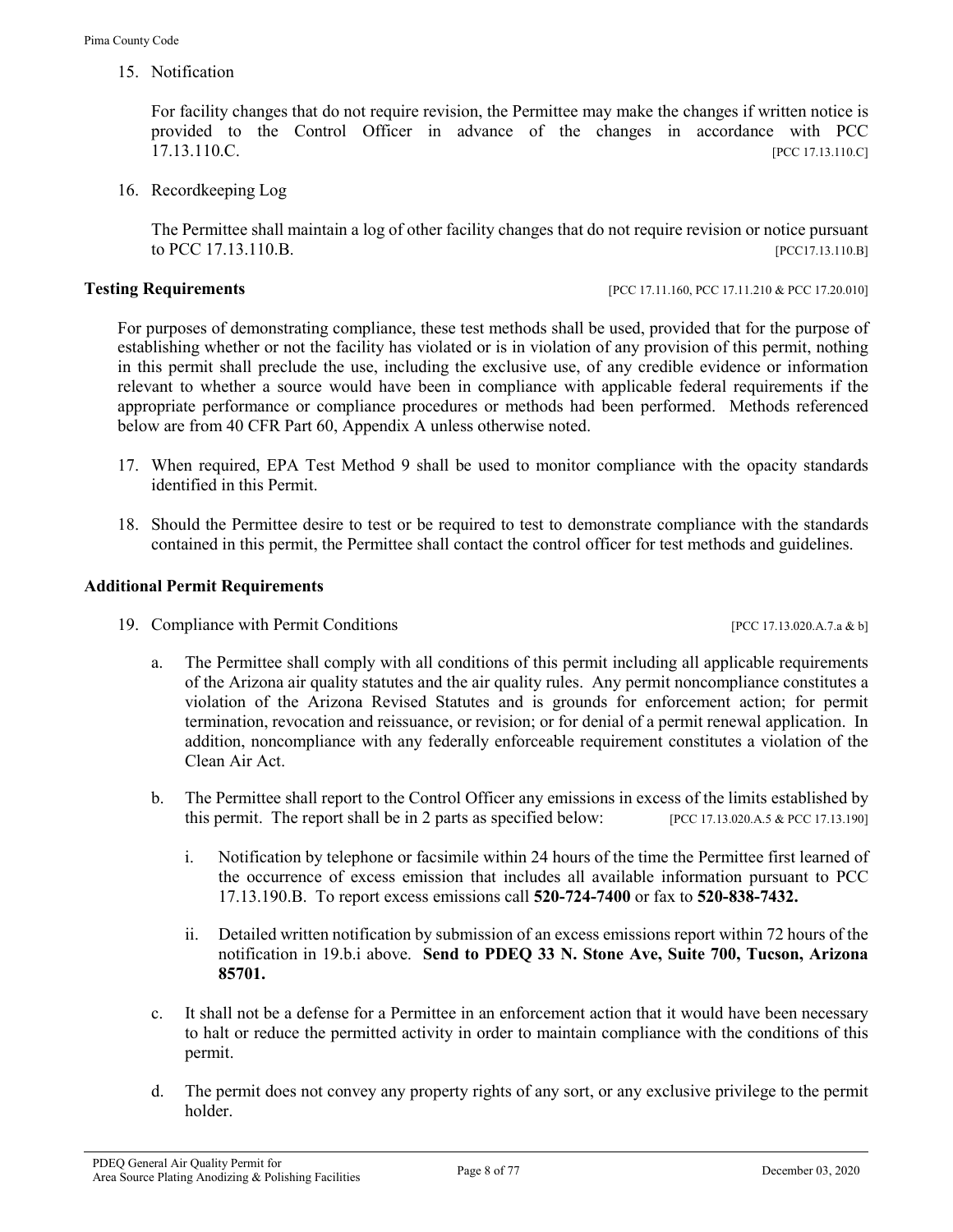15. Notification

    For facility changes that do not require revision, the Permittee may make the changes if written notice is provided to the Control Officer in advance of the changes in accordance with PCC 17.13.110.C. [PCC 17.13.110.C]

16. Recordkeeping Log

    The Permittee shall maintain a log of other facility changes that do not require revision or notice pursuant to PCC 17.13.110.B. [PCC17.13.110.B]

**Testing Requirements** [PCC 17.11.160, PCC 17.11.210 & PCC 17.20.010]

For purposes of demonstrating compliance, these test methods shall be used, provided that for the purpose of establishing whether or not the facility has violated or is in violation of any provision of this permit, nothing in this permit shall preclude the use, including the exclusive use, of any credible evidence or information relevant to whether a source would have been in compliance with applicable federal requirements if the appropriate performance or compliance procedures or methods had been performed. Methods referenced below are from 40 CFR Part 60, Appendix A unless otherwise noted.

17. When required, EPA Test Method 9 shall be used to monitor compliance with the opacity standards identified in this Permit.

18. Should the Permittee desire to test or be required to test to demonstrate compliance with the standards contained in this permit, the Permittee shall contact the control officer for test methods and guidelines.

**Additional Permit Requirements**

19. Compliance with Permit Conditions [PCC 17.13.020.A.7.a & b]

    a. The Permittee shall comply with all conditions of this permit including all applicable requirements of the Arizona air quality statutes and the air quality rules. Any permit noncompliance constitutes a violation of the Arizona Revised Statutes and is grounds for enforcement action; for permit termination, revocation and reissuance, or revision; or for denial of a permit renewal application. In addition, noncompliance with any federally enforceable requirement constitutes a violation of the Clean Air Act.

    b. The Permittee shall report to the Control Officer any emissions in excess of the limits established by this permit. The report shall be in 2 parts as specified below: [PCC 17.13.020.A.5 & PCC 17.13.190]

        i. Notification by telephone or facsimile within 24 hours of the time the Permittee first learned of the occurrence of excess emission that includes all available information pursuant to PCC 17.13.190.B. To report excess emissions call **520-724-7400** or fax to **520-838-7432.**

        ii. Detailed written notification by submission of an excess emissions report within 72 hours of the notification in 19.b.i above. **Send to PDEQ 33 N. Stone Ave, Suite 700, Tucson, Arizona 85701.**

    c. It shall not be a defense for a Permittee in an enforcement action that it would have been necessary to halt or reduce the permitted activity in order to maintain compliance with the conditions of this permit.

    d. The permit does not convey any property rights of any sort, or any exclusive privilege to the permit holder.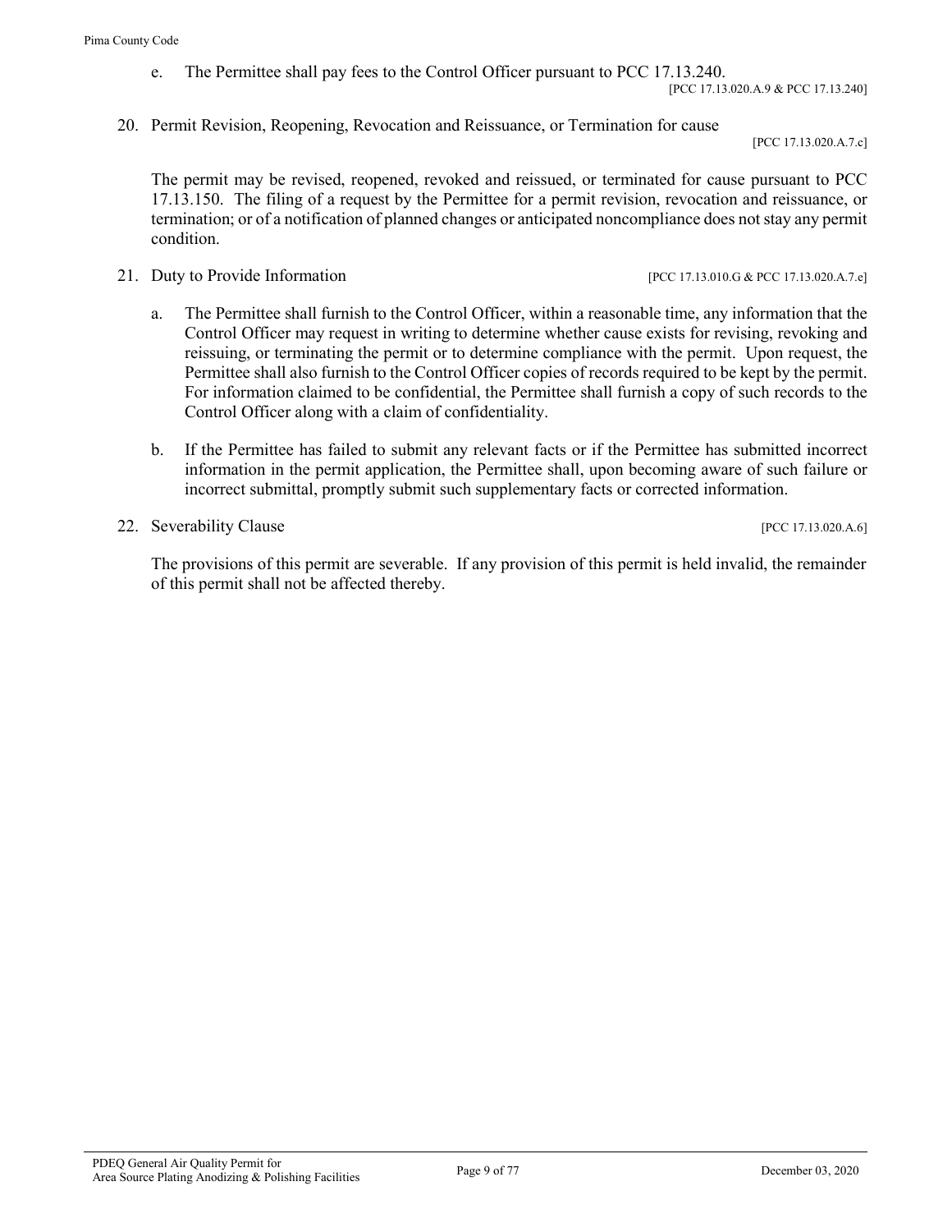e. The Permittee shall pay fees to the Control Officer pursuant to PCC 17.13.240.

[PCC 17.13.020.A.9 & PCC 17.13.240]

20. Permit Revision, Reopening, Revocation and Reissuance, or Termination for cause

[PCC 17.13.020.A.7.c]

The permit may be revised, reopened, revoked and reissued, or terminated for cause pursuant to PCC 17.13.150. The filing of a request by the Permittee for a permit revision, revocation and reissuance, or termination; or of a notification of planned changes or anticipated noncompliance does not stay any permit condition.

21. Duty to Provide Information [PCC 17.13.010.G & PCC 17.13.020.A.7.e]

   a. The Permittee shall furnish to the Control Officer, within a reasonable time, any information that the Control Officer may request in writing to determine whether cause exists for revising, revoking and reissuing, or terminating the permit or to determine compliance with the permit. Upon request, the Permittee shall also furnish to the Control Officer copies of records required to be kept by the permit. For information claimed to be confidential, the Permittee shall furnish a copy of such records to the Control Officer along with a claim of confidentiality.

   b. If the Permittee has failed to submit any relevant facts or if the Permittee has submitted incorrect information in the permit application, the Permittee shall, upon becoming aware of such failure or incorrect submittal, promptly submit such supplementary facts or corrected information.

22. Severability Clause [PCC 17.13.020.A.6]

The provisions of this permit are severable. If any provision of this permit is held invalid, the remainder of this permit shall not be affected thereby.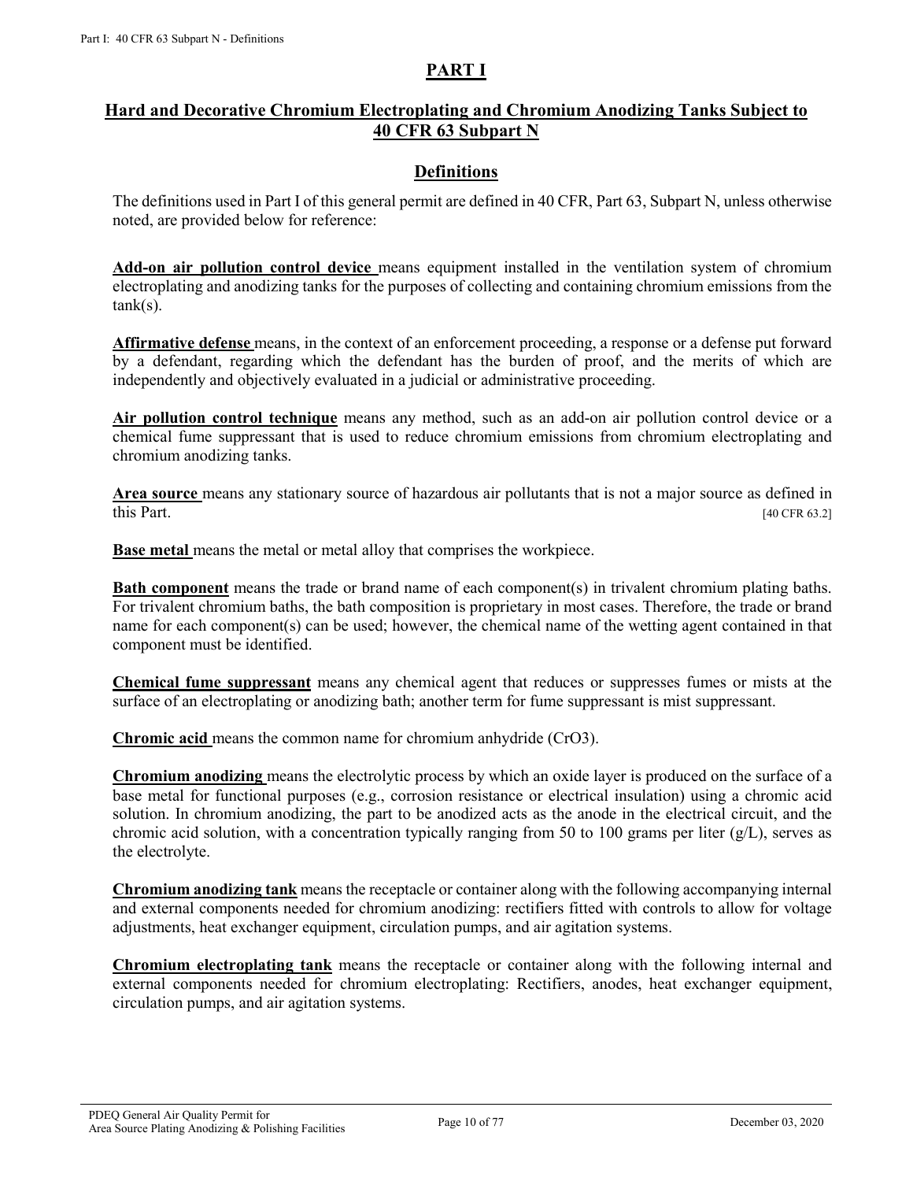# PART I

## Hard and Decorative Chromium Electroplating and Chromium Anodizing Tanks Subject to 40 CFR 63 Subpart N

### Definitions

The definitions used in Part I of this general permit are defined in 40 CFR, Part 63, Subpart N, unless otherwise noted, are provided below for reference:

**Add-on air pollution control device** means equipment installed in the ventilation system of chromium electroplating and anodizing tanks for the purposes of collecting and containing chromium emissions from the tank(s).

**Affirmative defense** means, in the context of an enforcement proceeding, a response or a defense put forward by a defendant, regarding which the defendant has the burden of proof, and the merits of which are independently and objectively evaluated in a judicial or administrative proceeding.

**Air pollution control technique** means any method, such as an add-on air pollution control device or a chemical fume suppressant that is used to reduce chromium emissions from chromium electroplating and chromium anodizing tanks.

**Area source** means any stationary source of hazardous air pollutants that is not a major source as defined in this Part. [40 CFR 63.2]

**Base metal** means the metal or metal alloy that comprises the workpiece.

**Bath component** means the trade or brand name of each component(s) in trivalent chromium plating baths. For trivalent chromium baths, the bath composition is proprietary in most cases. Therefore, the trade or brand name for each component(s) can be used; however, the chemical name of the wetting agent contained in that component must be identified.

**Chemical fume suppressant** means any chemical agent that reduces or suppresses fumes or mists at the surface of an electroplating or anodizing bath; another term for fume suppressant is mist suppressant.

**Chromic acid** means the common name for chromium anhydride ($CrO_3$).

**Chromium anodizing** means the electrolytic process by which an oxide layer is produced on the surface of a base metal for functional purposes (e.g., corrosion resistance or electrical insulation) using a chromic acid solution. In chromium anodizing, the part to be anodized acts as the anode in the electrical circuit, and the chromic acid solution, with a concentration typically ranging from 50 to 100 grams per liter (g/L), serves as the electrolyte.

**Chromium anodizing tank** means the receptacle or container along with the following accompanying internal and external components needed for chromium anodizing: rectifiers fitted with controls to allow for voltage adjustments, heat exchanger equipment, circulation pumps, and air agitation systems.

**Chromium electroplating tank** means the receptacle or container along with the following internal and external components needed for chromium electroplating: Rectifiers, anodes, heat exchanger equipment, circulation pumps, and air agitation systems.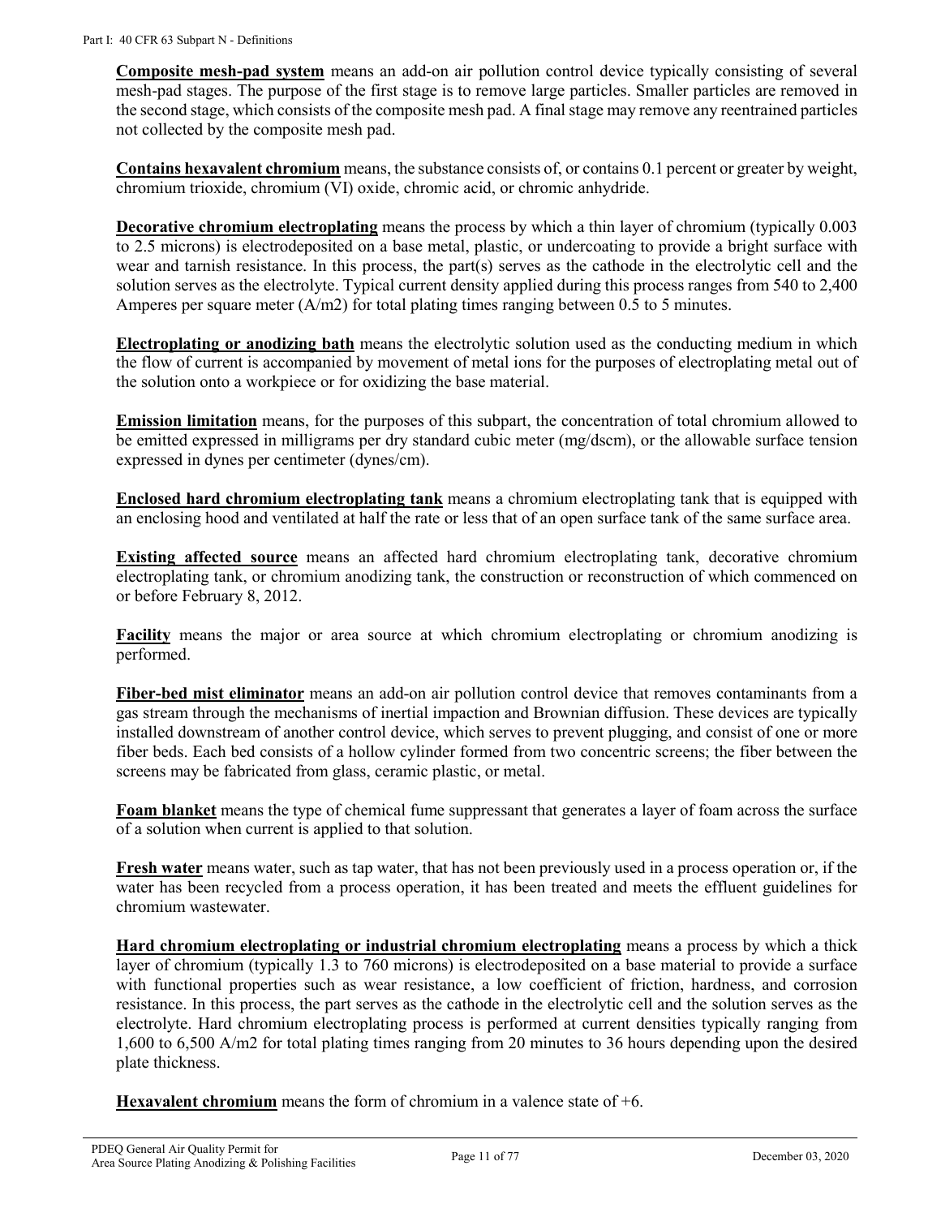**Composite mesh-pad system** means an add-on air pollution control device typically consisting of several mesh-pad stages. The purpose of the first stage is to remove large particles. Smaller particles are removed in the second stage, which consists of the composite mesh pad. A final stage may remove any reentrained particles not collected by the composite mesh pad.

**Contains hexavalent chromium** means, the substance consists of, or contains 0.1 percent or greater by weight, chromium trioxide, chromium (VI) oxide, chromic acid, or chromic anhydride.

**Decorative chromium electroplating** means the process by which a thin layer of chromium (typically 0.003 to 2.5 microns) is electrodeposited on a base metal, plastic, or undercoating to provide a bright surface with wear and tarnish resistance. In this process, the part(s) serves as the cathode in the electrolytic cell and the solution serves as the electrolyte. Typical current density applied during this process ranges from 540 to 2,400 Amperes per square meter (A/m2) for total plating times ranging between 0.5 to 5 minutes.

**Electroplating or anodizing bath** means the electrolytic solution used as the conducting medium in which the flow of current is accompanied by movement of metal ions for the purposes of electroplating metal out of the solution onto a workpiece or for oxidizing the base material.

**Emission limitation** means, for the purposes of this subpart, the concentration of total chromium allowed to be emitted expressed in milligrams per dry standard cubic meter (mg/dscm), or the allowable surface tension expressed in dynes per centimeter (dynes/cm).

**Enclosed hard chromium electroplating tank** means a chromium electroplating tank that is equipped with an enclosing hood and ventilated at half the rate or less that of an open surface tank of the same surface area.

**Existing affected source** means an affected hard chromium electroplating tank, decorative chromium electroplating tank, or chromium anodizing tank, the construction or reconstruction of which commenced on or before February 8, 2012.

**Facility** means the major or area source at which chromium electroplating or chromium anodizing is performed.

**Fiber-bed mist eliminator** means an add-on air pollution control device that removes contaminants from a gas stream through the mechanisms of inertial impaction and Brownian diffusion. These devices are typically installed downstream of another control device, which serves to prevent plugging, and consist of one or more fiber beds. Each bed consists of a hollow cylinder formed from two concentric screens; the fiber between the screens may be fabricated from glass, ceramic plastic, or metal.

**Foam blanket** means the type of chemical fume suppressant that generates a layer of foam across the surface of a solution when current is applied to that solution.

**Fresh water** means water, such as tap water, that has not been previously used in a process operation or, if the water has been recycled from a process operation, it has been treated and meets the effluent guidelines for chromium wastewater.

**Hard chromium electroplating or industrial chromium electroplating** means a process by which a thick layer of chromium (typically 1.3 to 760 microns) is electrodeposited on a base material to provide a surface with functional properties such as wear resistance, a low coefficient of friction, hardness, and corrosion resistance. In this process, the part serves as the cathode in the electrolytic cell and the solution serves as the electrolyte. Hard chromium electroplating process is performed at current densities typically ranging from 1,600 to 6,500 A/m2 for total plating times ranging from 20 minutes to 36 hours depending upon the desired plate thickness.

**Hexavalent chromium** means the form of chromium in a valence state of +6.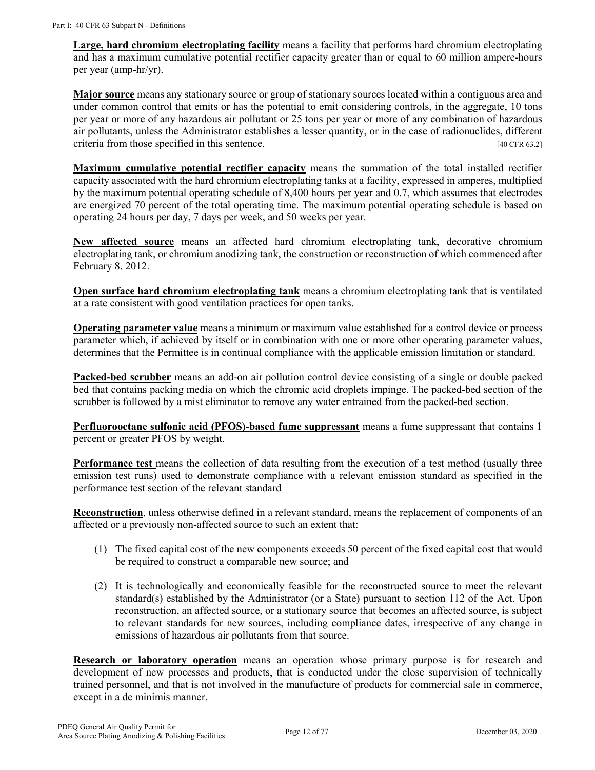**Large, hard chromium electroplating facility** means a facility that performs hard chromium electroplating and has a maximum cumulative potential rectifier capacity greater than or equal to 60 million ampere-hours per year (amp-hr/yr).

**Major source** means any stationary source or group of stationary sources located within a contiguous area and under common control that emits or has the potential to emit considering controls, in the aggregate, 10 tons per year or more of any hazardous air pollutant or 25 tons per year or more of any combination of hazardous air pollutants, unless the Administrator establishes a lesser quantity, or in the case of radionuclides, different criteria from those specified in this sentence. [40 CFR 63.2]

**Maximum cumulative potential rectifier capacity** means the summation of the total installed rectifier capacity associated with the hard chromium electroplating tanks at a facility, expressed in amperes, multiplied by the maximum potential operating schedule of 8,400 hours per year and 0.7, which assumes that electrodes are energized 70 percent of the total operating time. The maximum potential operating schedule is based on operating 24 hours per day, 7 days per week, and 50 weeks per year.

**New affected source** means an affected hard chromium electroplating tank, decorative chromium electroplating tank, or chromium anodizing tank, the construction or reconstruction of which commenced after February 8, 2012.

**Open surface hard chromium electroplating tank** means a chromium electroplating tank that is ventilated at a rate consistent with good ventilation practices for open tanks.

**Operating parameter value** means a minimum or maximum value established for a control device or process parameter which, if achieved by itself or in combination with one or more other operating parameter values, determines that the Permittee is in continual compliance with the applicable emission limitation or standard.

**Packed-bed scrubber** means an add-on air pollution control device consisting of a single or double packed bed that contains packing media on which the chromic acid droplets impinge. The packed-bed section of the scrubber is followed by a mist eliminator to remove any water entrained from the packed-bed section.

**Perfluorooctane sulfonic acid (PFOS)-based fume suppressant** means a fume suppressant that contains 1 percent or greater PFOS by weight.

**Performance test** means the collection of data resulting from the execution of a test method (usually three emission test runs) used to demonstrate compliance with a relevant emission standard as specified in the performance test section of the relevant standard

**Reconstruction**, unless otherwise defined in a relevant standard, means the replacement of components of an affected or a previously non-affected source to such an extent that:

(1) The fixed capital cost of the new components exceeds 50 percent of the fixed capital cost that would be required to construct a comparable new source; and

(2) It is technologically and economically feasible for the reconstructed source to meet the relevant standard(s) established by the Administrator (or a State) pursuant to section 112 of the Act. Upon reconstruction, an affected source, or a stationary source that becomes an affected source, is subject to relevant standards for new sources, including compliance dates, irrespective of any change in emissions of hazardous air pollutants from that source.

**Research or laboratory operation** means an operation whose primary purpose is for research and development of new processes and products, that is conducted under the close supervision of technically trained personnel, and that is not involved in the manufacture of products for commercial sale in commerce, except in a de minimis manner.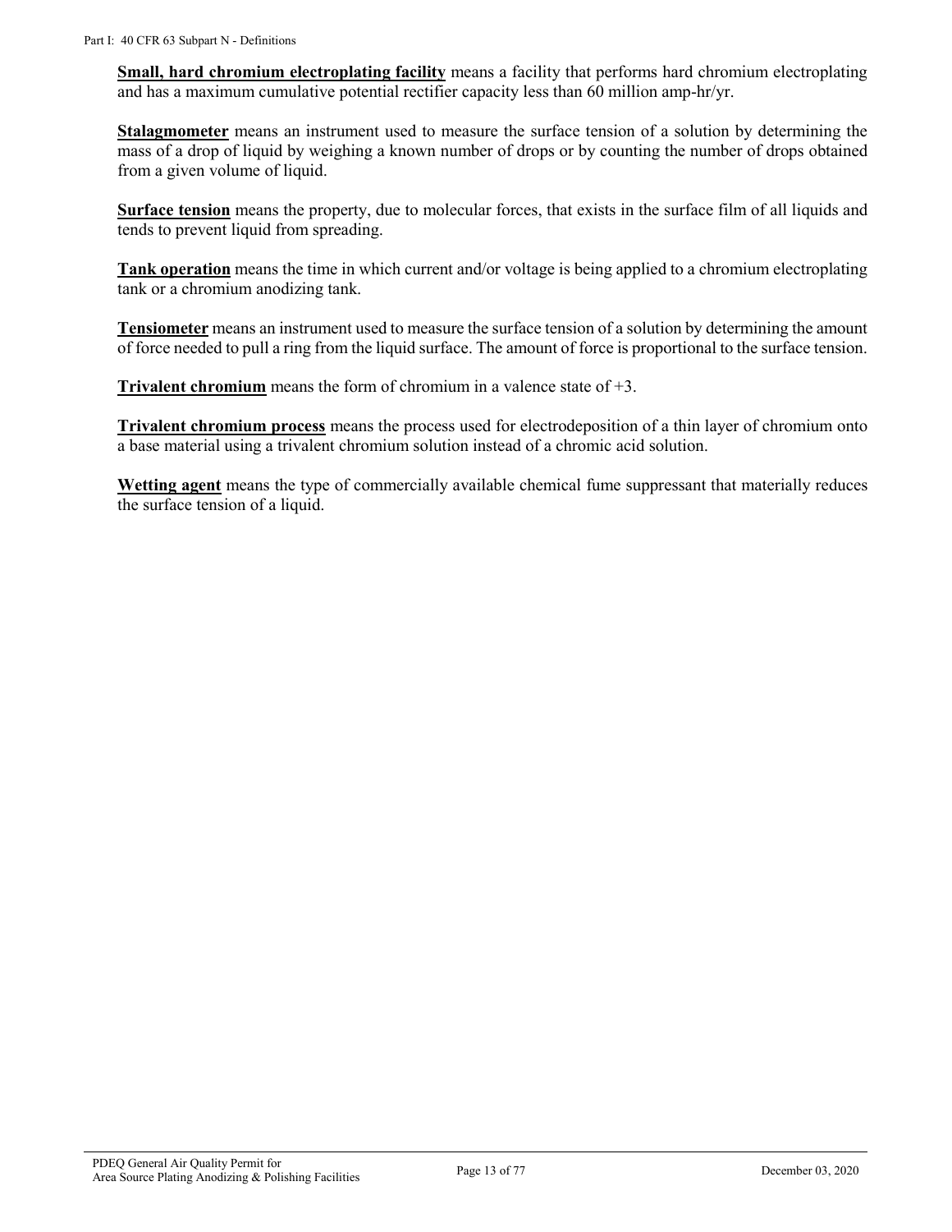**Small, hard chromium electroplating facility** means a facility that performs hard chromium electroplating and has a maximum cumulative potential rectifier capacity less than 60 million amp-hr/yr.

**Stalagmometer** means an instrument used to measure the surface tension of a solution by determining the mass of a drop of liquid by weighing a known number of drops or by counting the number of drops obtained from a given volume of liquid.

**Surface tension** means the property, due to molecular forces, that exists in the surface film of all liquids and tends to prevent liquid from spreading.

**Tank operation** means the time in which current and/or voltage is being applied to a chromium electroplating tank or a chromium anodizing tank.

**Tensiometer** means an instrument used to measure the surface tension of a solution by determining the amount of force needed to pull a ring from the liquid surface. The amount of force is proportional to the surface tension.

**Trivalent chromium** means the form of chromium in a valence state of +3.

**Trivalent chromium process** means the process used for electrodeposition of a thin layer of chromium onto a base material using a trivalent chromium solution instead of a chromic acid solution.

**Wetting agent** means the type of commercially available chemical fume suppressant that materially reduces the surface tension of a liquid.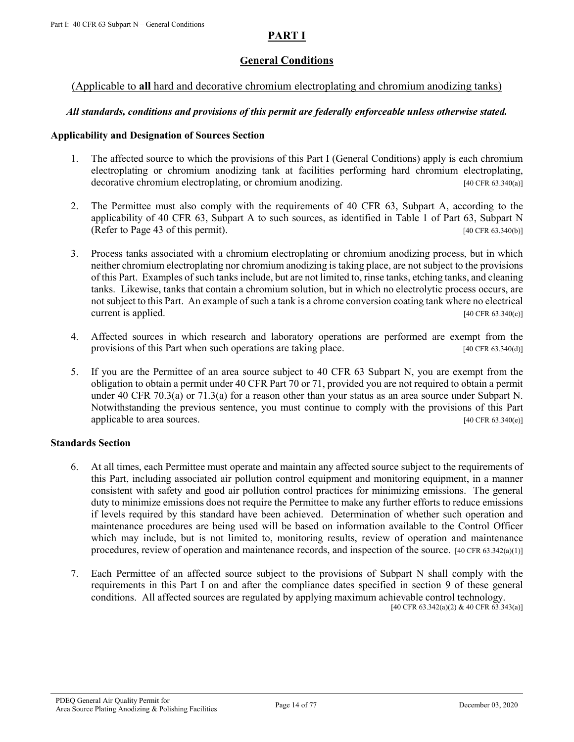# PART I

## General Conditions

(Applicable to **all** hard and decorative chromium electroplating and chromium anodizing tanks)

***All standards, conditions and provisions of this permit are federally enforceable unless otherwise stated.***

**Applicability and Designation of Sources Section**

1. The affected source to which the provisions of this Part I (General Conditions) apply is each chromium electroplating or chromium anodizing tank at facilities performing hard chromium electroplating, decorative chromium electroplating, or chromium anodizing. [40 CFR 63.340(a)]

2. The Permittee must also comply with the requirements of 40 CFR 63, Subpart A, according to the applicability of 40 CFR 63, Subpart A to such sources, as identified in Table 1 of Part 63, Subpart N (Refer to Page 43 of this permit). [40 CFR 63.340(b)]

3. Process tanks associated with a chromium electroplating or chromium anodizing process, but in which neither chromium electroplating nor chromium anodizing is taking place, are not subject to the provisions of this Part. Examples of such tanks include, but are not limited to, rinse tanks, etching tanks, and cleaning tanks. Likewise, tanks that contain a chromium solution, but in which no electrolytic process occurs, are not subject to this Part. An example of such a tank is a chrome conversion coating tank where no electrical current is applied. [40 CFR 63.340(c)]

4. Affected sources in which research and laboratory operations are performed are exempt from the provisions of this Part when such operations are taking place. [40 CFR 63.340(d)]

5. If you are the Permittee of an area source subject to 40 CFR 63 Subpart N, you are exempt from the obligation to obtain a permit under 40 CFR Part 70 or 71, provided you are not required to obtain a permit under 40 CFR 70.3(a) or 71.3(a) for a reason other than your status as an area source under Subpart N. Notwithstanding the previous sentence, you must continue to comply with the provisions of this Part applicable to area sources. [40 CFR 63.340(e)]

**Standards Section**

6. At all times, each Permittee must operate and maintain any affected source subject to the requirements of this Part, including associated air pollution control equipment and monitoring equipment, in a manner consistent with safety and good air pollution control practices for minimizing emissions. The general duty to minimize emissions does not require the Permittee to make any further efforts to reduce emissions if levels required by this standard have been achieved. Determination of whether such operation and maintenance procedures are being used will be based on information available to the Control Officer which may include, but is not limited to, monitoring results, review of operation and maintenance procedures, review of operation and maintenance records, and inspection of the source. [40 CFR 63.342(a)(1)]

7. Each Permittee of an affected source subject to the provisions of Subpart N shall comply with the requirements in this Part I on and after the compliance dates specified in section 9 of these general conditions. All affected sources are regulated by applying maximum achievable control technology. [40 CFR 63.342(a)(2) & 40 CFR 63.343(a)]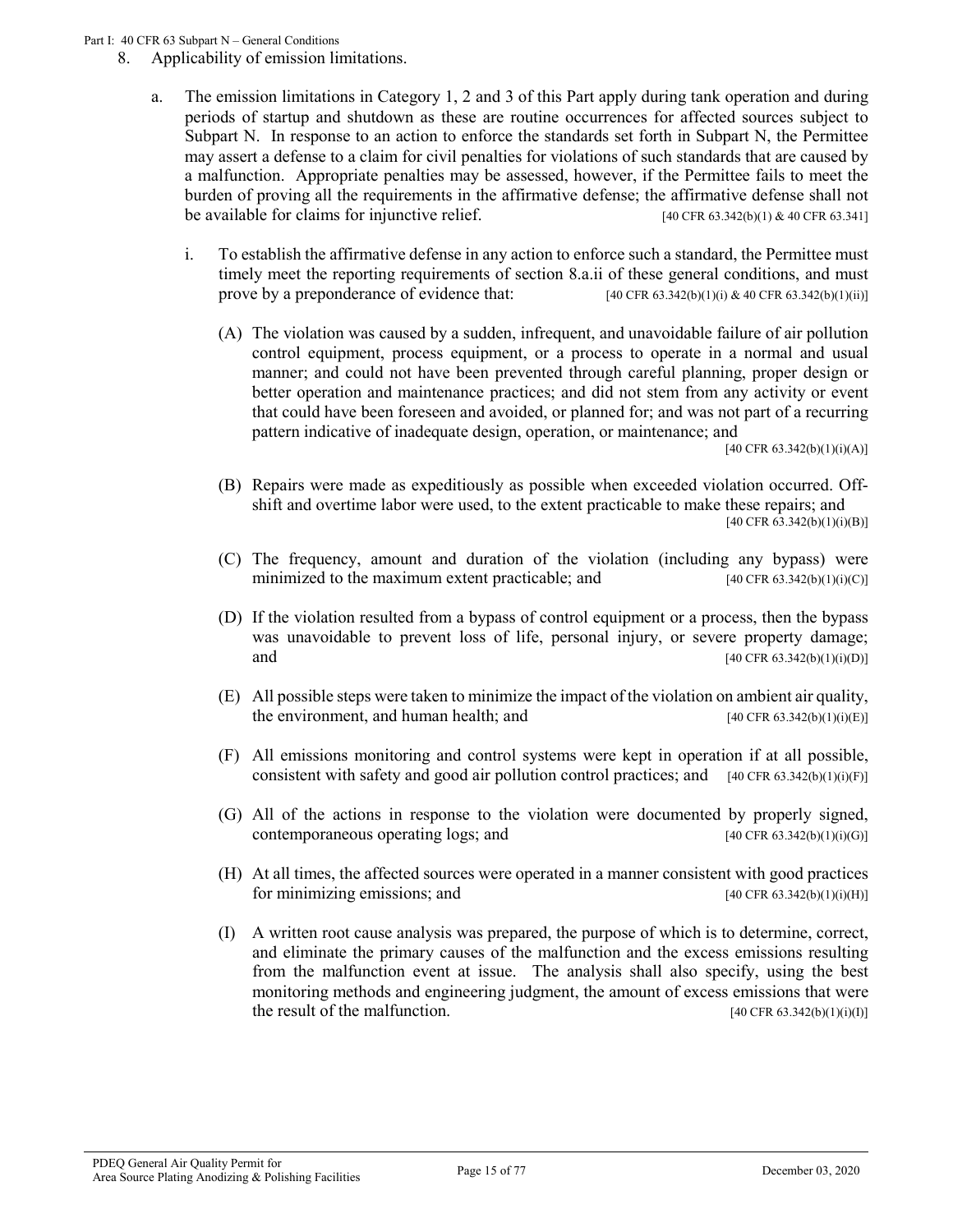8. Applicability of emission limitations.

   a. The emission limitations in Category 1, 2 and 3 of this Part apply during tank operation and during periods of startup and shutdown as these are routine occurrences for affected sources subject to Subpart N. In response to an action to enforce the standards set forth in Subpart N, the Permittee may assert a defense to a claim for civil penalties for violations of such standards that are caused by a malfunction. Appropriate penalties may be assessed, however, if the Permittee fails to meet the burden of proving all the requirements in the affirmative defense; the affirmative defense shall not be available for claims for injunctive relief. [40 CFR 63.342(b)(1) & 40 CFR 63.341]

      i. To establish the affirmative defense in any action to enforce such a standard, the Permittee must timely meet the reporting requirements of section 8.a.ii of these general conditions, and must prove by a preponderance of evidence that: [40 CFR 63.342(b)(1)(i) & 40 CFR 63.342(b)(1)(ii)]

         (A) The violation was caused by a sudden, infrequent, and unavoidable failure of air pollution control equipment, process equipment, or a process to operate in a normal and usual manner; and could not have been prevented through careful planning, proper design or better operation and maintenance practices; and did not stem from any activity or event that could have been foreseen and avoided, or planned for; and was not part of a recurring pattern indicative of inadequate design, operation, or maintenance; and [40 CFR 63.342(b)(1)(i)(A)]

         (B) Repairs were made as expeditiously as possible when exceeded violation occurred. Off-shift and overtime labor were used, to the extent practicable to make these repairs; and [40 CFR 63.342(b)(1)(i)(B)]

         (C) The frequency, amount and duration of the violation (including any bypass) were minimized to the maximum extent practicable; and [40 CFR 63.342(b)(1)(i)(C)]

         (D) If the violation resulted from a bypass of control equipment or a process, then the bypass was unavoidable to prevent loss of life, personal injury, or severe property damage; and [40 CFR 63.342(b)(1)(i)(D)]

         (E) All possible steps were taken to minimize the impact of the violation on ambient air quality, the environment, and human health; and [40 CFR 63.342(b)(1)(i)(E)]

         (F) All emissions monitoring and control systems were kept in operation if at all possible, consistent with safety and good air pollution control practices; and [40 CFR 63.342(b)(1)(i)(F)]

         (G) All of the actions in response to the violation were documented by properly signed, contemporaneous operating logs; and [40 CFR 63.342(b)(1)(i)(G)]

         (H) At all times, the affected sources were operated in a manner consistent with good practices for minimizing emissions; and [40 CFR 63.342(b)(1)(i)(H)]

         (I) A written root cause analysis was prepared, the purpose of which is to determine, correct, and eliminate the primary causes of the malfunction and the excess emissions resulting from the malfunction event at issue. The analysis shall also specify, using the best monitoring methods and engineering judgment, the amount of excess emissions that were the result of the malfunction. [40 CFR 63.342(b)(1)(i)(I)]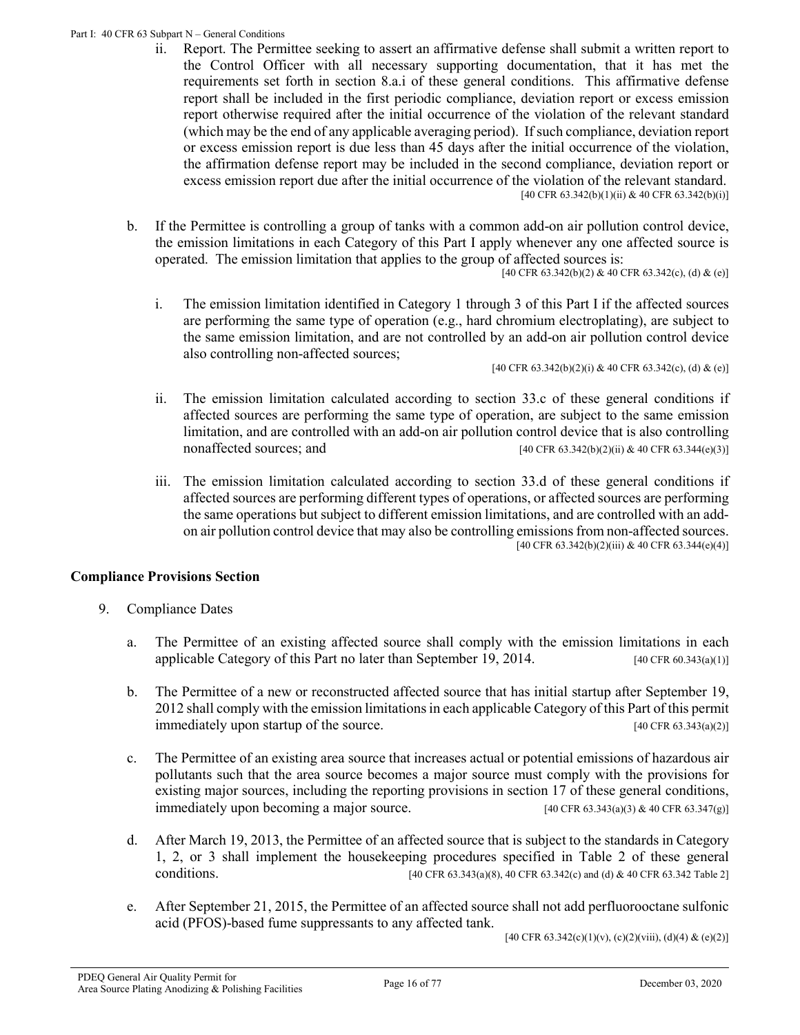ii. Report. The Permittee seeking to assert an affirmative defense shall submit a written report to the Control Officer with all necessary supporting documentation, that it has met the requirements set forth in section 8.a.i of these general conditions. This affirmative defense report shall be included in the first periodic compliance, deviation report or excess emission report otherwise required after the initial occurrence of the violation of the relevant standard (which may be the end of any applicable averaging period). If such compliance, deviation report or excess emission report is due less than 45 days after the initial occurrence of the violation, the affirmation defense report may be included in the second compliance, deviation report or excess emission report due after the initial occurrence of the violation of the relevant standard. [40 CFR 63.342(b)(1)(ii) & 40 CFR 63.342(b)(i)]

b. If the Permittee is controlling a group of tanks with a common add-on air pollution control device, the emission limitations in each Category of this Part I apply whenever any one affected source is operated. The emission limitation that applies to the group of affected sources is: [40 CFR 63.342(b)(2) & 40 CFR 63.342(c), (d) & (e)]

i. The emission limitation identified in Category 1 through 3 of this Part I if the affected sources are performing the same type of operation (e.g., hard chromium electroplating), are subject to the same emission limitation, and are not controlled by an add-on air pollution control device also controlling non-affected sources; [40 CFR 63.342(b)(2)(i) & 40 CFR 63.342(c), (d) & (e)]

ii. The emission limitation calculated according to section 33.c of these general conditions if affected sources are performing the same type of operation, are subject to the same emission limitation, and are controlled with an add-on air pollution control device that is also controlling nonaffected sources; and [40 CFR 63.342(b)(2)(ii) & 40 CFR 63.344(e)(3)]

iii. The emission limitation calculated according to section 33.d of these general conditions if affected sources are performing different types of operations, or affected sources are performing the same operations but subject to different emission limitations, and are controlled with an add-on air pollution control device that may also be controlling emissions from non-affected sources. [40 CFR 63.342(b)(2)(iii) & 40 CFR 63.344(e)(4)]

## Compliance Provisions Section

9. Compliance Dates

a. The Permittee of an existing affected source shall comply with the emission limitations in each applicable Category of this Part no later than September 19, 2014. [40 CFR 60.343(a)(1)]

b. The Permittee of a new or reconstructed affected source that has initial startup after September 19, 2012 shall comply with the emission limitations in each applicable Category of this Part of this permit immediately upon startup of the source. [40 CFR 63.343(a)(2)]

c. The Permittee of an existing area source that increases actual or potential emissions of hazardous air pollutants such that the area source becomes a major source must comply with the provisions for existing major sources, including the reporting provisions in section 17 of these general conditions, immediately upon becoming a major source. [40 CFR 63.343(a)(3) & 40 CFR 63.347(g)]

d. After March 19, 2013, the Permittee of an affected source that is subject to the standards in Category 1, 2, or 3 shall implement the housekeeping procedures specified in Table 2 of these general conditions. [40 CFR 63.343(a)(8), 40 CFR 63.342(c) and (d) & 40 CFR 63.342 Table 2]

e. After September 21, 2015, the Permittee of an affected source shall not add perfluorooctane sulfonic acid (PFOS)-based fume suppressants to any affected tank. [40 CFR 63.342(c)(1)(v), (c)(2)(viii), (d)(4) & (e)(2)]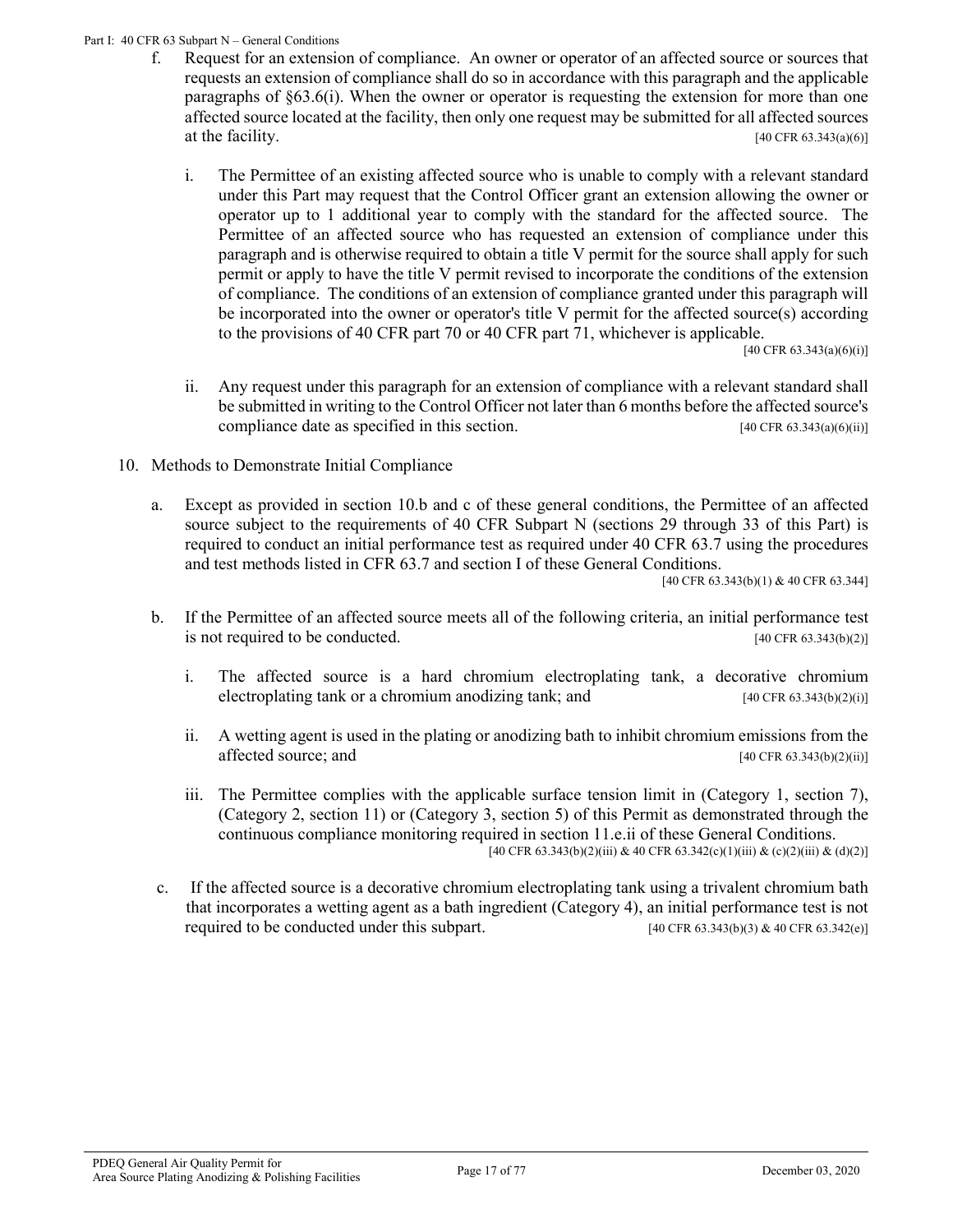f. Request for an extension of compliance. An owner or operator of an affected source or sources that requests an extension of compliance shall do so in accordance with this paragraph and the applicable paragraphs of §63.6(i). When the owner or operator is requesting the extension for more than one affected source located at the facility, then only one request may be submitted for all affected sources at the facility. [40 CFR 63.343(a)(6)]

   i. The Permittee of an existing affected source who is unable to comply with a relevant standard under this Part may request that the Control Officer grant an extension allowing the owner or operator up to 1 additional year to comply with the standard for the affected source. The Permittee of an affected source who has requested an extension of compliance under this paragraph and is otherwise required to obtain a title V permit for the source shall apply for such permit or apply to have the title V permit revised to incorporate the conditions of the extension of compliance. The conditions of an extension of compliance granted under this paragraph will be incorporated into the owner or operator's title V permit for the affected source(s) according to the provisions of 40 CFR part 70 or 40 CFR part 71, whichever is applicable. [40 CFR 63.343(a)(6)(i)]

   ii. Any request under this paragraph for an extension of compliance with a relevant standard shall be submitted in writing to the Control Officer not later than 6 months before the affected source's compliance date as specified in this section. [40 CFR 63.343(a)(6)(ii)]

10. Methods to Demonstrate Initial Compliance

   a. Except as provided in section 10.b and c of these general conditions, the Permittee of an affected source subject to the requirements of 40 CFR Subpart N (sections 29 through 33 of this Part) is required to conduct an initial performance test as required under 40 CFR 63.7 using the procedures and test methods listed in CFR 63.7 and section I of these General Conditions. [40 CFR 63.343(b)(1) & 40 CFR 63.344]

   b. If the Permittee of an affected source meets all of the following criteria, an initial performance test is not required to be conducted. [40 CFR 63.343(b)(2)]

      i. The affected source is a hard chromium electroplating tank, a decorative chromium electroplating tank or a chromium anodizing tank; and [40 CFR 63.343(b)(2)(i)]

      ii. A wetting agent is used in the plating or anodizing bath to inhibit chromium emissions from the affected source; and [40 CFR 63.343(b)(2)(ii)]

      iii. The Permittee complies with the applicable surface tension limit in (Category 1, section 7), (Category 2, section 11) or (Category 3, section 5) of this Permit as demonstrated through the continuous compliance monitoring required in section 11.e.ii of these General Conditions. [40 CFR 63.343(b)(2)(iii) & 40 CFR 63.342(c)(1)(iii) & (c)(2)(iii) & (d)(2)]

   c. If the affected source is a decorative chromium electroplating tank using a trivalent chromium bath that incorporates a wetting agent as a bath ingredient (Category 4), an initial performance test is not required to be conducted under this subpart. [40 CFR 63.343(b)(3) & 40 CFR 63.342(e)]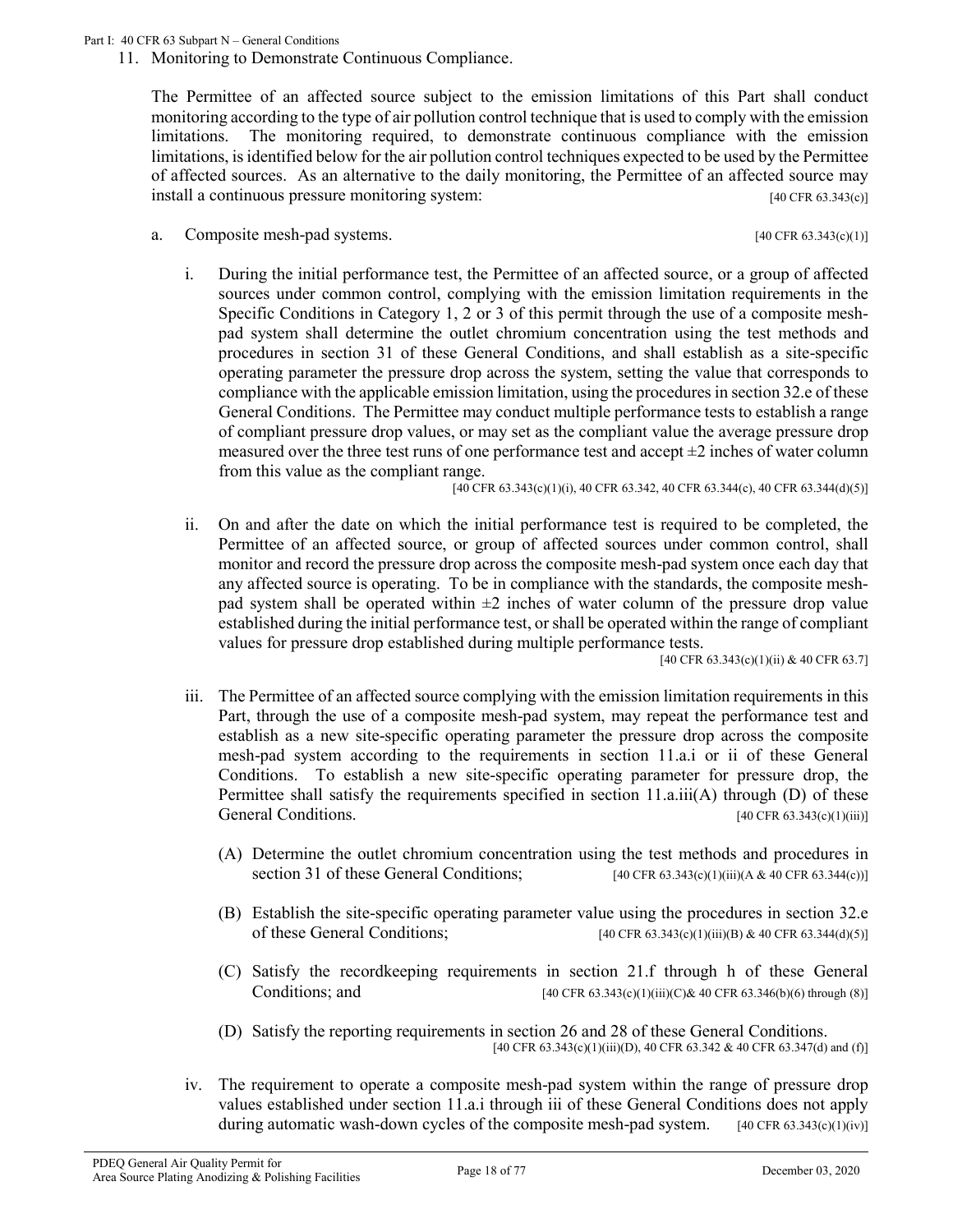11. Monitoring to Demonstrate Continuous Compliance.

The Permittee of an affected source subject to the emission limitations of this Part shall conduct monitoring according to the type of air pollution control technique that is used to comply with the emission limitations. The monitoring required, to demonstrate continuous compliance with the emission limitations, is identified below for the air pollution control techniques expected to be used by the Permittee of affected sources. As an alternative to the daily monitoring, the Permittee of an affected source may install a continuous pressure monitoring system: [40 CFR 63.343(c)]

a. Composite mesh-pad systems. [40 CFR 63.343(c)(1)]

i. During the initial performance test, the Permittee of an affected source, or a group of affected sources under common control, complying with the emission limitation requirements in the Specific Conditions in Category 1, 2 or 3 of this permit through the use of a composite mesh-pad system shall determine the outlet chromium concentration using the test methods and procedures in section 31 of these General Conditions, and shall establish as a site-specific operating parameter the pressure drop across the system, setting the value that corresponds to compliance with the applicable emission limitation, using the procedures in section 32.e of these General Conditions. The Permittee may conduct multiple performance tests to establish a range of compliant pressure drop values, or may set as the compliant value the average pressure drop measured over the three test runs of one performance test and accept ±2 inches of water column from this value as the compliant range.

[40 CFR 63.343(c)(1)(i), 40 CFR 63.342, 40 CFR 63.344(c), 40 CFR 63.344(d)(5)]

ii. On and after the date on which the initial performance test is required to be completed, the Permittee of an affected source, or group of affected sources under common control, shall monitor and record the pressure drop across the composite mesh-pad system once each day that any affected source is operating. To be in compliance with the standards, the composite mesh-pad system shall be operated within ±2 inches of water column of the pressure drop value established during the initial performance test, or shall be operated within the range of compliant values for pressure drop established during multiple performance tests.

[40 CFR 63.343(c)(1)(ii) & 40 CFR 63.7]

iii. The Permittee of an affected source complying with the emission limitation requirements in this Part, through the use of a composite mesh-pad system, may repeat the performance test and establish as a new site-specific operating parameter the pressure drop across the composite mesh-pad system according to the requirements in section 11.a.i or ii of these General Conditions. To establish a new site-specific operating parameter for pressure drop, the Permittee shall satisfy the requirements specified in section 11.a.iii(A) through (D) of these General Conditions. [40 CFR 63.343(c)(1)(iii)]

(A) Determine the outlet chromium concentration using the test methods and procedures in section 31 of these General Conditions; [40 CFR 63.343(c)(1)(iii)(A & 40 CFR 63.344(c))]

(B) Establish the site-specific operating parameter value using the procedures in section 32.e of these General Conditions; [40 CFR 63.343(c)(1)(iii)(B) & 40 CFR 63.344(d)(5)]

(C) Satisfy the recordkeeping requirements in section 21.f through h of these General Conditions; and [40 CFR 63.343(c)(1)(iii)(C)& 40 CFR 63.346(b)(6) through (8)]

(D) Satisfy the reporting requirements in section 26 and 28 of these General Conditions. [40 CFR 63.343(c)(1)(iii)(D), 40 CFR 63.342 & 40 CFR 63.347(d) and (f)]

iv. The requirement to operate a composite mesh-pad system within the range of pressure drop values established under section 11.a.i through iii of these General Conditions does not apply during automatic wash-down cycles of the composite mesh-pad system. [40 CFR 63.343(c)(1)(iv)]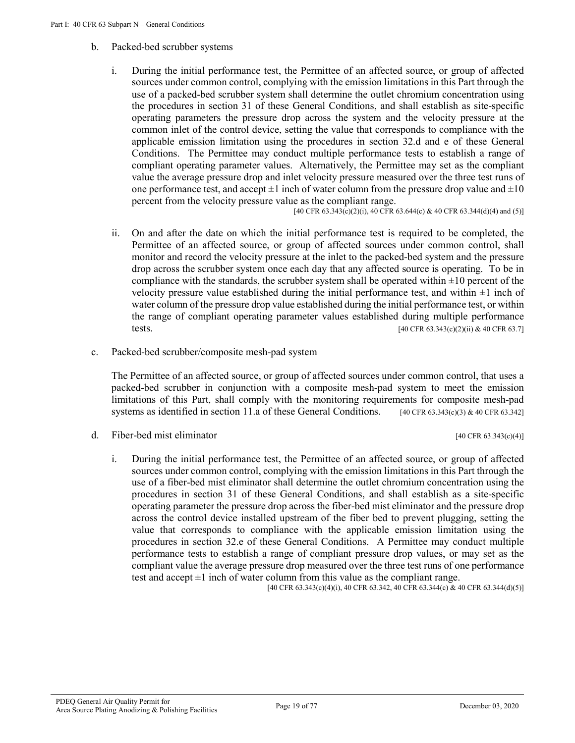b. Packed-bed scrubber systems

   i. During the initial performance test, the Permittee of an affected source, or group of affected sources under common control, complying with the emission limitations in this Part through the use of a packed-bed scrubber system shall determine the outlet chromium concentration using the procedures in section 31 of these General Conditions, and shall establish as site-specific operating parameters the pressure drop across the system and the velocity pressure at the common inlet of the control device, setting the value that corresponds to compliance with the applicable emission limitation using the procedures in section 32.d and e of these General Conditions. The Permittee may conduct multiple performance tests to establish a range of compliant operating parameter values. Alternatively, the Permittee may set as the compliant value the average pressure drop and inlet velocity pressure measured over the three test runs of one performance test, and accept ±1 inch of water column from the pressure drop value and ±10 percent from the velocity pressure value as the compliant range.
   [40 CFR 63.343(c)(2)(i), 40 CFR 63.644(c) & 40 CFR 63.344(d)(4) and (5)]

   ii. On and after the date on which the initial performance test is required to be completed, the Permittee of an affected source, or group of affected sources under common control, shall monitor and record the velocity pressure at the inlet to the packed-bed system and the pressure drop across the scrubber system once each day that any affected source is operating. To be in compliance with the standards, the scrubber system shall be operated within ±10 percent of the velocity pressure value established during the initial performance test, and within ±1 inch of water column of the pressure drop value established during the initial performance test, or within the range of compliant operating parameter values established during multiple performance tests. [40 CFR 63.343(c)(2)(ii) & 40 CFR 63.7]

c. Packed-bed scrubber/composite mesh-pad system

   The Permittee of an affected source, or group of affected sources under common control, that uses a packed-bed scrubber in conjunction with a composite mesh-pad system to meet the emission limitations of this Part, shall comply with the monitoring requirements for composite mesh-pad systems as identified in section 11.a of these General Conditions. [40 CFR 63.343(c)(3) & 40 CFR 63.342]

d. Fiber-bed mist eliminator [40 CFR 63.343(c)(4)]

   i. During the initial performance test, the Permittee of an affected source, or group of affected sources under common control, complying with the emission limitations in this Part through the use of a fiber-bed mist eliminator shall determine the outlet chromium concentration using the procedures in section 31 of these General Conditions, and shall establish as a site-specific operating parameter the pressure drop across the fiber-bed mist eliminator and the pressure drop across the control device installed upstream of the fiber bed to prevent plugging, setting the value that corresponds to compliance with the applicable emission limitation using the procedures in section 32.e of these General Conditions. A Permittee may conduct multiple performance tests to establish a range of compliant pressure drop values, or may set as the compliant value the average pressure drop measured over the three test runs of one performance test and accept ±1 inch of water column from this value as the compliant range.
   [40 CFR 63.343(c)(4)(i), 40 CFR 63.342, 40 CFR 63.344(c) & 40 CFR 63.344(d)(5)]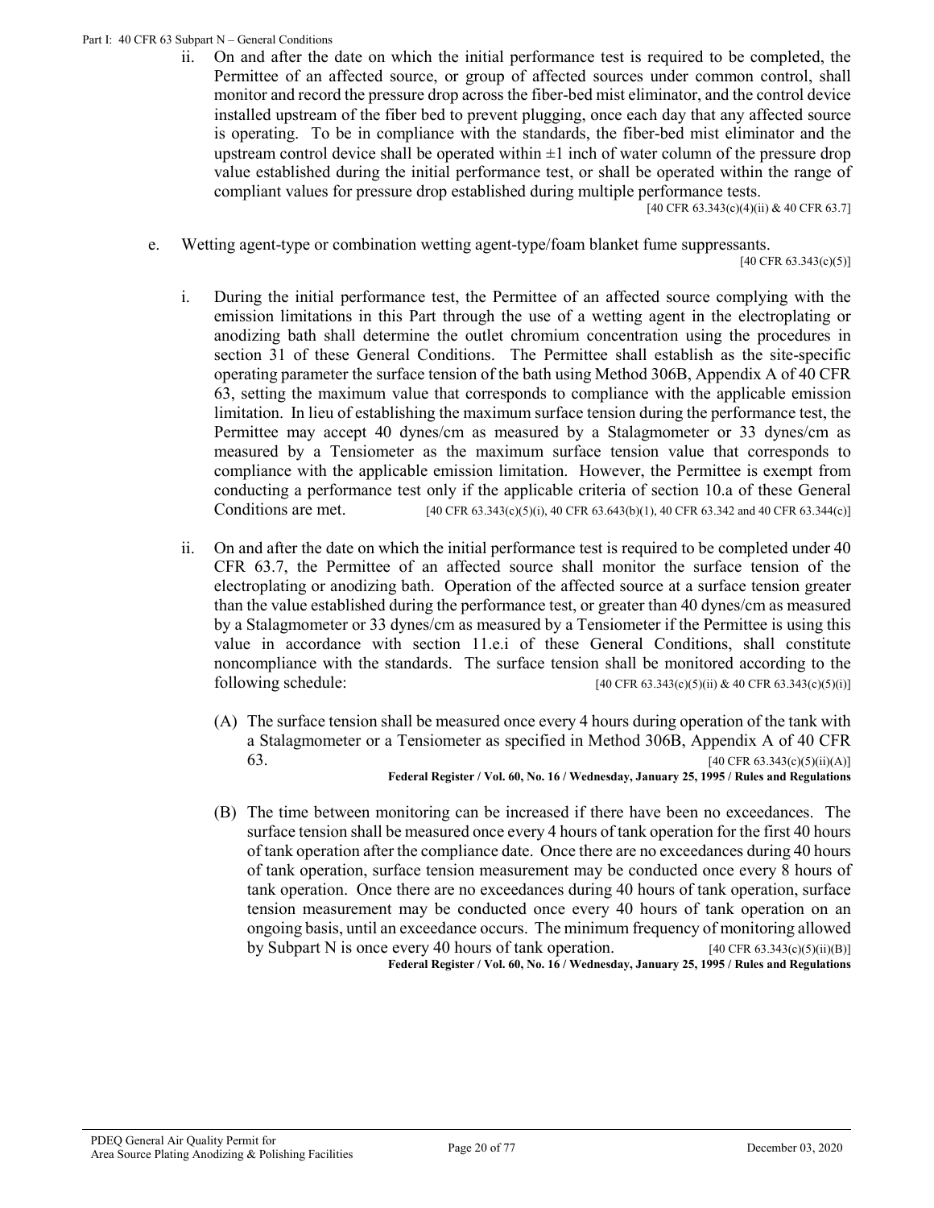ii. On and after the date on which the initial performance test is required to be completed, the Permittee of an affected source, or group of affected sources under common control, shall monitor and record the pressure drop across the fiber-bed mist eliminator, and the control device installed upstream of the fiber bed to prevent plugging, once each day that any affected source is operating. To be in compliance with the standards, the fiber-bed mist eliminator and the upstream control device shall be operated within ±1 inch of water column of the pressure drop value established during the initial performance test, or shall be operated within the range of compliant values for pressure drop established during multiple performance tests.

[40 CFR 63.343(c)(4)(ii) & 40 CFR 63.7]

e. Wetting agent-type or combination wetting agent-type/foam blanket fume suppressants.

[40 CFR 63.343(c)(5)]

i. During the initial performance test, the Permittee of an affected source complying with the emission limitations in this Part through the use of a wetting agent in the electroplating or anodizing bath shall determine the outlet chromium concentration using the procedures in section 31 of these General Conditions. The Permittee shall establish as the site-specific operating parameter the surface tension of the bath using Method 306B, Appendix A of 40 CFR 63, setting the maximum value that corresponds to compliance with the applicable emission limitation. In lieu of establishing the maximum surface tension during the performance test, the Permittee may accept 40 dynes/cm as measured by a Stalagmometer or 33 dynes/cm as measured by a Tensiometer as the maximum surface tension value that corresponds to compliance with the applicable emission limitation. However, the Permittee is exempt from conducting a performance test only if the applicable criteria of section 10.a of these General Conditions are met. [40 CFR 63.343(c)(5)(i), 40 CFR 63.643(b)(1), 40 CFR 63.342 and 40 CFR 63.344(c)]

ii. On and after the date on which the initial performance test is required to be completed under 40 CFR 63.7, the Permittee of an affected source shall monitor the surface tension of the electroplating or anodizing bath. Operation of the affected source at a surface tension greater than the value established during the performance test, or greater than 40 dynes/cm as measured by a Stalagmometer or 33 dynes/cm as measured by a Tensiometer if the Permittee is using this value in accordance with section 11.e.i of these General Conditions, shall constitute noncompliance with the standards. The surface tension shall be monitored according to the following schedule: [40 CFR 63.343(c)(5)(ii) & 40 CFR 63.343(c)(5)(i)]

(A) The surface tension shall be measured once every 4 hours during operation of the tank with a Stalagmometer or a Tensiometer as specified in Method 306B, Appendix A of 40 CFR 63. [40 CFR 63.343(c)(5)(ii)(A)]

**Federal Register / Vol. 60, No. 16 / Wednesday, January 25, 1995 / Rules and Regulations**

(B) The time between monitoring can be increased if there have been no exceedances. The surface tension shall be measured once every 4 hours of tank operation for the first 40 hours of tank operation after the compliance date. Once there are no exceedances during 40 hours of tank operation, surface tension measurement may be conducted once every 8 hours of tank operation. Once there are no exceedances during 40 hours of tank operation, surface tension measurement may be conducted once every 40 hours of tank operation on an ongoing basis, until an exceedance occurs. The minimum frequency of monitoring allowed by Subpart N is once every 40 hours of tank operation. [40 CFR 63.343(c)(5)(ii)(B)]

**Federal Register / Vol. 60, No. 16 / Wednesday, January 25, 1995 / Rules and Regulations**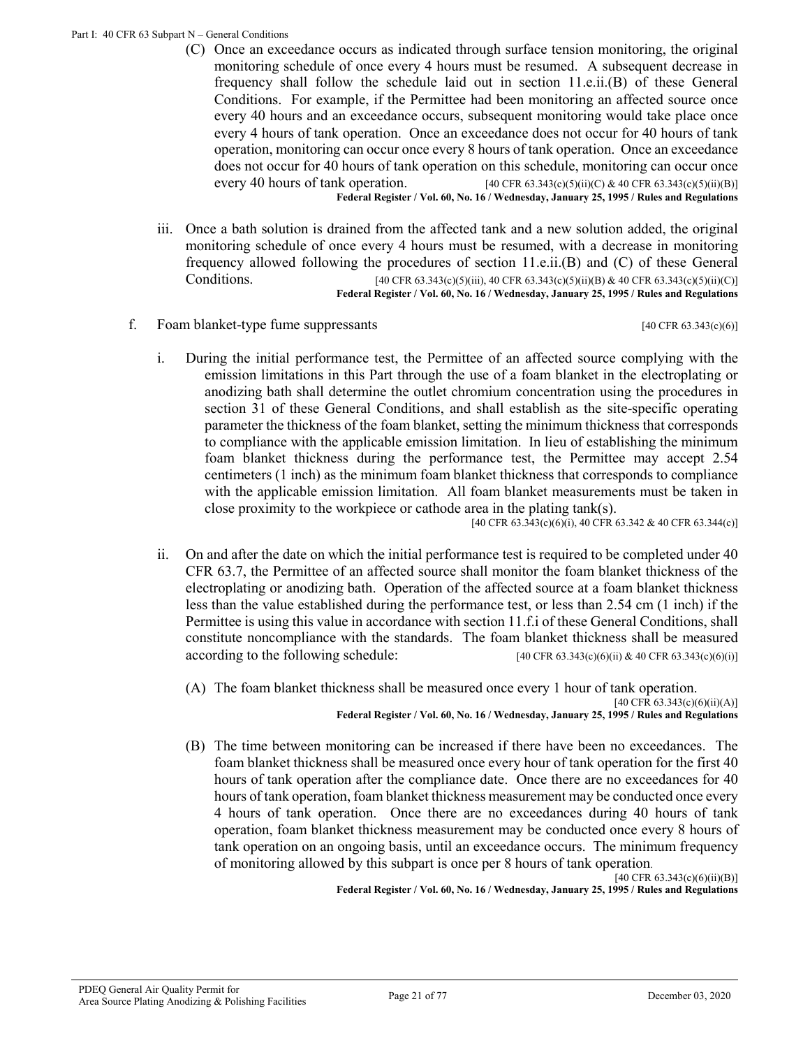(C) Once an exceedance occurs as indicated through surface tension monitoring, the original monitoring schedule of once every 4 hours must be resumed. A subsequent decrease in frequency shall follow the schedule laid out in section 11.e.ii.(B) of these General Conditions. For example, if the Permittee had been monitoring an affected source once every 40 hours and an exceedance occurs, subsequent monitoring would take place once every 4 hours of tank operation. Once an exceedance does not occur for 40 hours of tank operation, monitoring can occur once every 8 hours of tank operation. Once an exceedance does not occur for 40 hours of tank operation on this schedule, monitoring can occur once every 40 hours of tank operation. [40 CFR 63.343(c)(5)(ii)(C) & 40 CFR 63.343(c)(5)(ii)(B)]
**Federal Register / Vol. 60, No. 16 / Wednesday, January 25, 1995 / Rules and Regulations**

iii. Once a bath solution is drained from the affected tank and a new solution added, the original monitoring schedule of once every 4 hours must be resumed, with a decrease in monitoring frequency allowed following the procedures of section 11.e.ii.(B) and (C) of these General Conditions. [40 CFR 63.343(c)(5)(iii), 40 CFR 63.343(c)(5)(ii)(B) & 40 CFR 63.343(c)(5)(ii)(C)]
**Federal Register / Vol. 60, No. 16 / Wednesday, January 25, 1995 / Rules and Regulations**

f. Foam blanket-type fume suppressants [40 CFR 63.343(c)(6)]

i. During the initial performance test, the Permittee of an affected source complying with the emission limitations in this Part through the use of a foam blanket in the electroplating or anodizing bath shall determine the outlet chromium concentration using the procedures in section 31 of these General Conditions, and shall establish as the site-specific operating parameter the thickness of the foam blanket, setting the minimum thickness that corresponds to compliance with the applicable emission limitation. In lieu of establishing the minimum foam blanket thickness during the performance test, the Permittee may accept 2.54 centimeters (1 inch) as the minimum foam blanket thickness that corresponds to compliance with the applicable emission limitation. All foam blanket measurements must be taken in close proximity to the workpiece or cathode area in the plating tank(s).
[40 CFR 63.343(c)(6)(i), 40 CFR 63.342 & 40 CFR 63.344(c)]

ii. On and after the date on which the initial performance test is required to be completed under 40 CFR 63.7, the Permittee of an affected source shall monitor the foam blanket thickness of the electroplating or anodizing bath. Operation of the affected source at a foam blanket thickness less than the value established during the performance test, or less than 2.54 cm (1 inch) if the Permittee is using this value in accordance with section 11.f.i of these General Conditions, shall constitute noncompliance with the standards. The foam blanket thickness shall be measured according to the following schedule: [40 CFR 63.343(c)(6)(ii) & 40 CFR 63.343(c)(6)(i)]

(A) The foam blanket thickness shall be measured once every 1 hour of tank operation.
[40 CFR 63.343(c)(6)(ii)(A)]
**Federal Register / Vol. 60, No. 16 / Wednesday, January 25, 1995 / Rules and Regulations**

(B) The time between monitoring can be increased if there have been no exceedances. The foam blanket thickness shall be measured once every hour of tank operation for the first 40 hours of tank operation after the compliance date. Once there are no exceedances for 40 hours of tank operation, foam blanket thickness measurement may be conducted once every 4 hours of tank operation. Once there are no exceedances during 40 hours of tank operation, foam blanket thickness measurement may be conducted once every 8 hours of tank operation on an ongoing basis, until an exceedance occurs. The minimum frequency of monitoring allowed by this subpart is once per 8 hours of tank operation.
[40 CFR 63.343(c)(6)(ii)(B)]
**Federal Register / Vol. 60, No. 16 / Wednesday, January 25, 1995 / Rules and Regulations**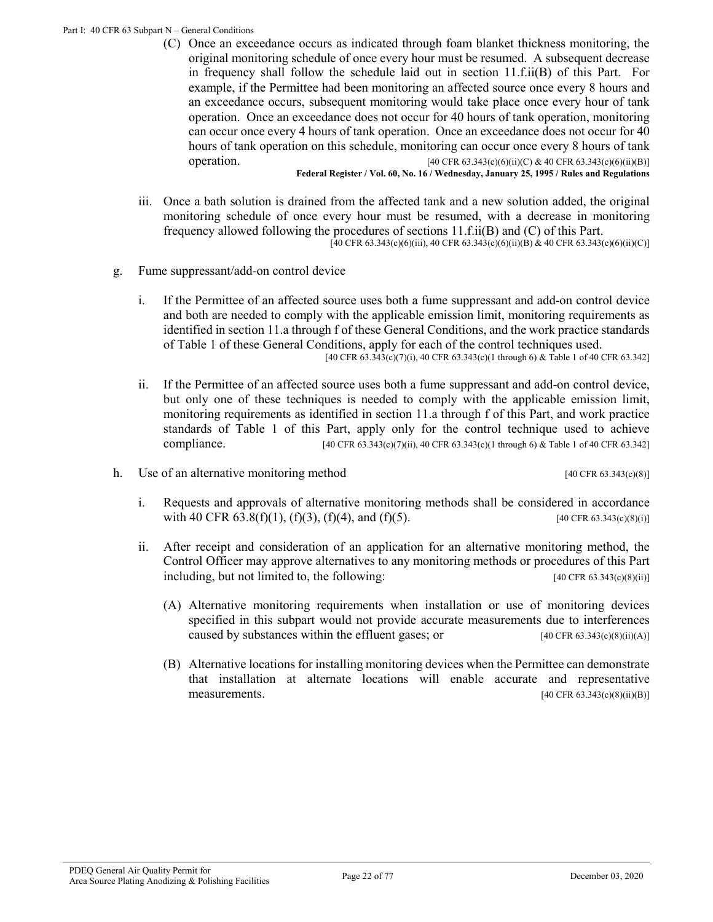(C) Once an exceedance occurs as indicated through foam blanket thickness monitoring, the original monitoring schedule of once every hour must be resumed. A subsequent decrease in frequency shall follow the schedule laid out in section 11.f.ii(B) of this Part. For example, if the Permittee had been monitoring an affected source once every 8 hours and an exceedance occurs, subsequent monitoring would take place once every hour of tank operation. Once an exceedance does not occur for 40 hours of tank operation, monitoring can occur once every 4 hours of tank operation. Once an exceedance does not occur for 40 hours of tank operation on this schedule, monitoring can occur once every 8 hours of tank operation. [40 CFR 63.343(c)(6)(ii)(C) & 40 CFR 63.343(c)(6)(ii)(B)]

**Federal Register / Vol. 60, No. 16 / Wednesday, January 25, 1995 / Rules and Regulations**

iii. Once a bath solution is drained from the affected tank and a new solution added, the original monitoring schedule of once every hour must be resumed, with a decrease in monitoring frequency allowed following the procedures of sections 11.f.ii(B) and (C) of this Part. [40 CFR 63.343(c)(6)(iii), 40 CFR 63.343(c)(6)(ii)(B) & 40 CFR 63.343(c)(6)(ii)(C)]

g. Fume suppressant/add-on control device

i. If the Permittee of an affected source uses both a fume suppressant and add-on control device and both are needed to comply with the applicable emission limit, monitoring requirements as identified in section 11.a through f of these General Conditions, and the work practice standards of Table 1 of these General Conditions, apply for each of the control techniques used. [40 CFR 63.343(c)(7)(i), 40 CFR 63.343(c)(1 through 6) & Table 1 of 40 CFR 63.342]

ii. If the Permittee of an affected source uses both a fume suppressant and add-on control device, but only one of these techniques is needed to comply with the applicable emission limit, monitoring requirements as identified in section 11.a through f of this Part, and work practice standards of Table 1 of this Part, apply only for the control technique used to achieve compliance. [40 CFR 63.343(c)(7)(ii), 40 CFR 63.343(c)(1 through 6) & Table 1 of 40 CFR 63.342]

h. Use of an alternative monitoring method [40 CFR 63.343(c)(8)]

i. Requests and approvals of alternative monitoring methods shall be considered in accordance with 40 CFR 63.8(f)(1), (f)(3), (f)(4), and (f)(5). [40 CFR 63.343(c)(8)(i)]

ii. After receipt and consideration of an application for an alternative monitoring method, the Control Officer may approve alternatives to any monitoring methods or procedures of this Part including, but not limited to, the following: [40 CFR 63.343(c)(8)(ii)]

(A) Alternative monitoring requirements when installation or use of monitoring devices specified in this subpart would not provide accurate measurements due to interferences caused by substances within the effluent gases; or [40 CFR 63.343(c)(8)(ii)(A)]

(B) Alternative locations for installing monitoring devices when the Permittee can demonstrate that installation at alternate locations will enable accurate and representative measurements. [40 CFR 63.343(c)(8)(ii)(B)]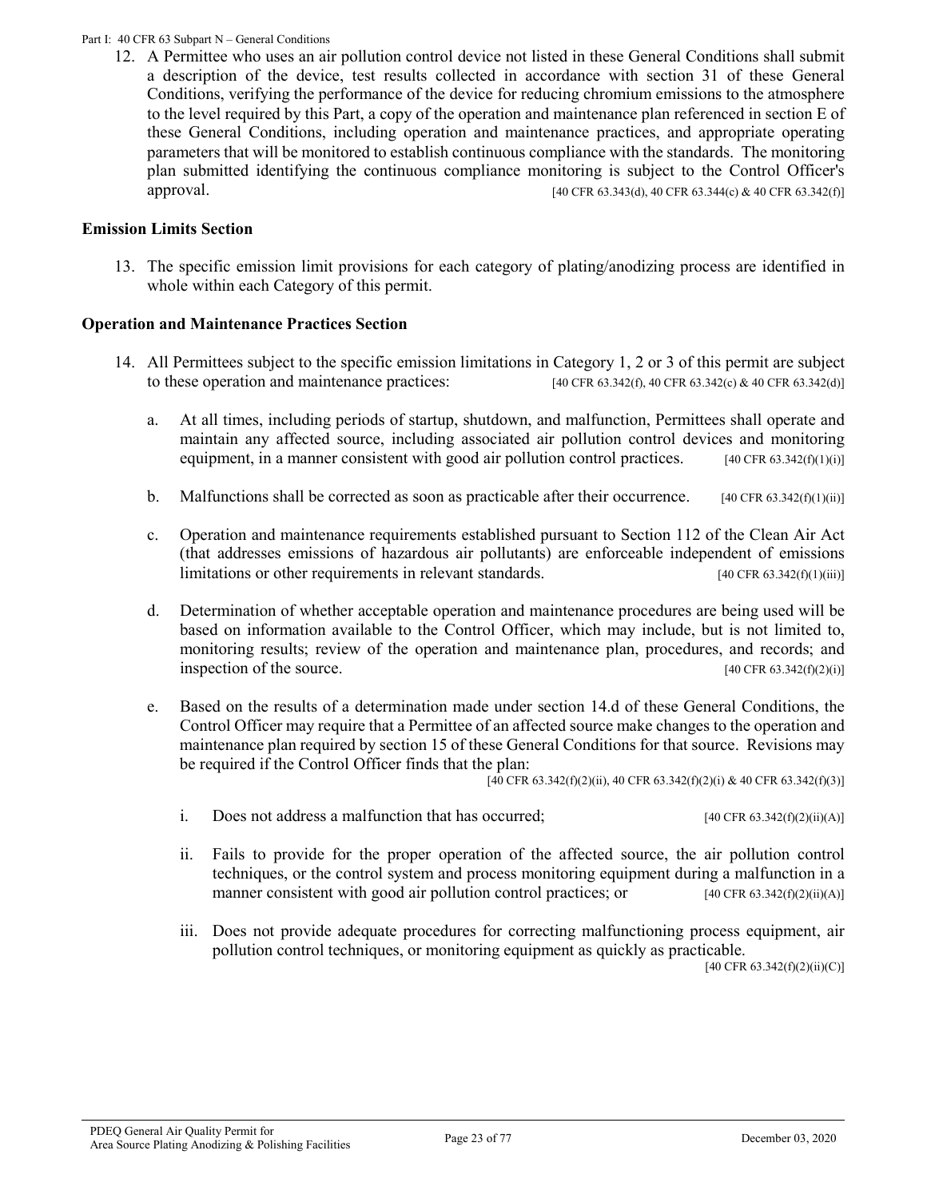12. A Permittee who uses an air pollution control device not listed in these General Conditions shall submit a description of the device, test results collected in accordance with section 31 of these General Conditions, verifying the performance of the device for reducing chromium emissions to the atmosphere to the level required by this Part, a copy of the operation and maintenance plan referenced in section E of these General Conditions, including operation and maintenance practices, and appropriate operating parameters that will be monitored to establish continuous compliance with the standards. The monitoring plan submitted identifying the continuous compliance monitoring is subject to the Control Officer's approval. [40 CFR 63.343(d), 40 CFR 63.344(c) & 40 CFR 63.342(f)]

**Emission Limits Section**

13. The specific emission limit provisions for each category of plating/anodizing process are identified in whole within each Category of this permit.

**Operation and Maintenance Practices Section**

14. All Permittees subject to the specific emission limitations in Category 1, 2 or 3 of this permit are subject to these operation and maintenance practices: [40 CFR 63.342(f), 40 CFR 63.342(c) & 40 CFR 63.342(d)]

    a. At all times, including periods of startup, shutdown, and malfunction, Permittees shall operate and maintain any affected source, including associated air pollution control devices and monitoring equipment, in a manner consistent with good air pollution control practices. [40 CFR 63.342(f)(1)(i)]

    b. Malfunctions shall be corrected as soon as practicable after their occurrence. [40 CFR 63.342(f)(1)(ii)]

    c. Operation and maintenance requirements established pursuant to Section 112 of the Clean Air Act (that addresses emissions of hazardous air pollutants) are enforceable independent of emissions limitations or other requirements in relevant standards. [40 CFR 63.342(f)(1)(iii)]

    d. Determination of whether acceptable operation and maintenance procedures are being used will be based on information available to the Control Officer, which may include, but is not limited to, monitoring results; review of the operation and maintenance plan, procedures, and records; and inspection of the source. [40 CFR 63.342(f)(2)(i)]

    e. Based on the results of a determination made under section 14.d of these General Conditions, the Control Officer may require that a Permittee of an affected source make changes to the operation and maintenance plan required by section 15 of these General Conditions for that source. Revisions may be required if the Control Officer finds that the plan: [40 CFR 63.342(f)(2)(ii), 40 CFR 63.342(f)(2)(i) & 40 CFR 63.342(f)(3)]

        i. Does not address a malfunction that has occurred; [40 CFR 63.342(f)(2)(ii)(A)]

        ii. Fails to provide for the proper operation of the affected source, the air pollution control techniques, or the control system and process monitoring equipment during a malfunction in a manner consistent with good air pollution control practices; or [40 CFR 63.342(f)(2)(ii)(A)]

        iii. Does not provide adequate procedures for correcting malfunctioning process equipment, air pollution control techniques, or monitoring equipment as quickly as practicable. [40 CFR 63.342(f)(2)(ii)(C)]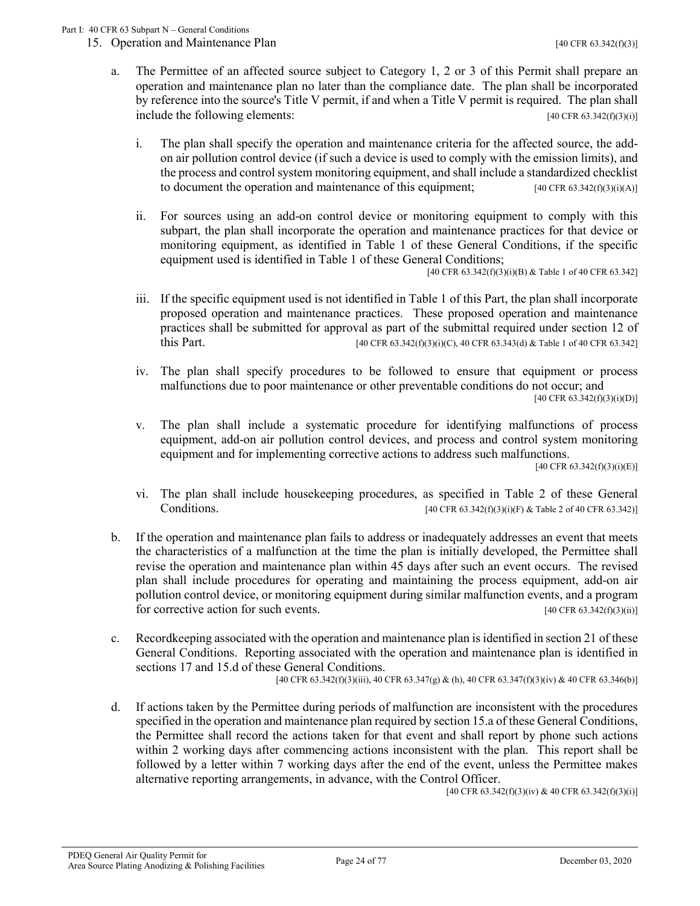15. Operation and Maintenance Plan [40 CFR 63.342(f)(3)]

a. The Permittee of an affected source subject to Category 1, 2 or 3 of this Permit shall prepare an operation and maintenance plan no later than the compliance date. The plan shall be incorporated by reference into the source's Title V permit, if and when a Title V permit is required. The plan shall include the following elements: [40 CFR 63.342(f)(3)(i)]

   i. The plan shall specify the operation and maintenance criteria for the affected source, the add-on air pollution control device (if such a device is used to comply with the emission limits), and the process and control system monitoring equipment, and shall include a standardized checklist to document the operation and maintenance of this equipment; [40 CFR 63.342(f)(3)(i)(A)]

   ii. For sources using an add-on control device or monitoring equipment to comply with this subpart, the plan shall incorporate the operation and maintenance practices for that device or monitoring equipment, as identified in Table 1 of these General Conditions, if the specific equipment used is identified in Table 1 of these General Conditions; [40 CFR 63.342(f)(3)(i)(B) & Table 1 of 40 CFR 63.342]

   iii. If the specific equipment used is not identified in Table 1 of this Part, the plan shall incorporate proposed operation and maintenance practices. These proposed operation and maintenance practices shall be submitted for approval as part of the submittal required under section 12 of this Part. [40 CFR 63.342(f)(3)(i)(C), 40 CFR 63.343(d) & Table 1 of 40 CFR 63.342]

   iv. The plan shall specify procedures to be followed to ensure that equipment or process malfunctions due to poor maintenance or other preventable conditions do not occur; and [40 CFR 63.342(f)(3)(i)(D)]

   v. The plan shall include a systematic procedure for identifying malfunctions of process equipment, add-on air pollution control devices, and process and control system monitoring equipment and for implementing corrective actions to address such malfunctions. [40 CFR 63.342(f)(3)(i)(E)]

   vi. The plan shall include housekeeping procedures, as specified in Table 2 of these General Conditions. [40 CFR 63.342(f)(3)(i)(F) & Table 2 of 40 CFR 63.342)]

b. If the operation and maintenance plan fails to address or inadequately addresses an event that meets the characteristics of a malfunction at the time the plan is initially developed, the Permittee shall revise the operation and maintenance plan within 45 days after such an event occurs. The revised plan shall include procedures for operating and maintaining the process equipment, add-on air pollution control device, or monitoring equipment during similar malfunction events, and a program for corrective action for such events. [40 CFR 63.342(f)(3)(ii)]

c. Recordkeeping associated with the operation and maintenance plan is identified in section 21 of these General Conditions. Reporting associated with the operation and maintenance plan is identified in sections 17 and 15.d of these General Conditions. [40 CFR 63.342(f)(3)(iii), 40 CFR 63.347(g) & (h), 40 CFR 63.347(f)(3)(iv) & 40 CFR 63.346(b)]

d. If actions taken by the Permittee during periods of malfunction are inconsistent with the procedures specified in the operation and maintenance plan required by section 15.a of these General Conditions, the Permittee shall record the actions taken for that event and shall report by phone such actions within 2 working days after commencing actions inconsistent with the plan. This report shall be followed by a letter within 7 working days after the end of the event, unless the Permittee makes alternative reporting arrangements, in advance, with the Control Officer. [40 CFR 63.342(f)(3)(iv) & 40 CFR 63.342(f)(3)(i)]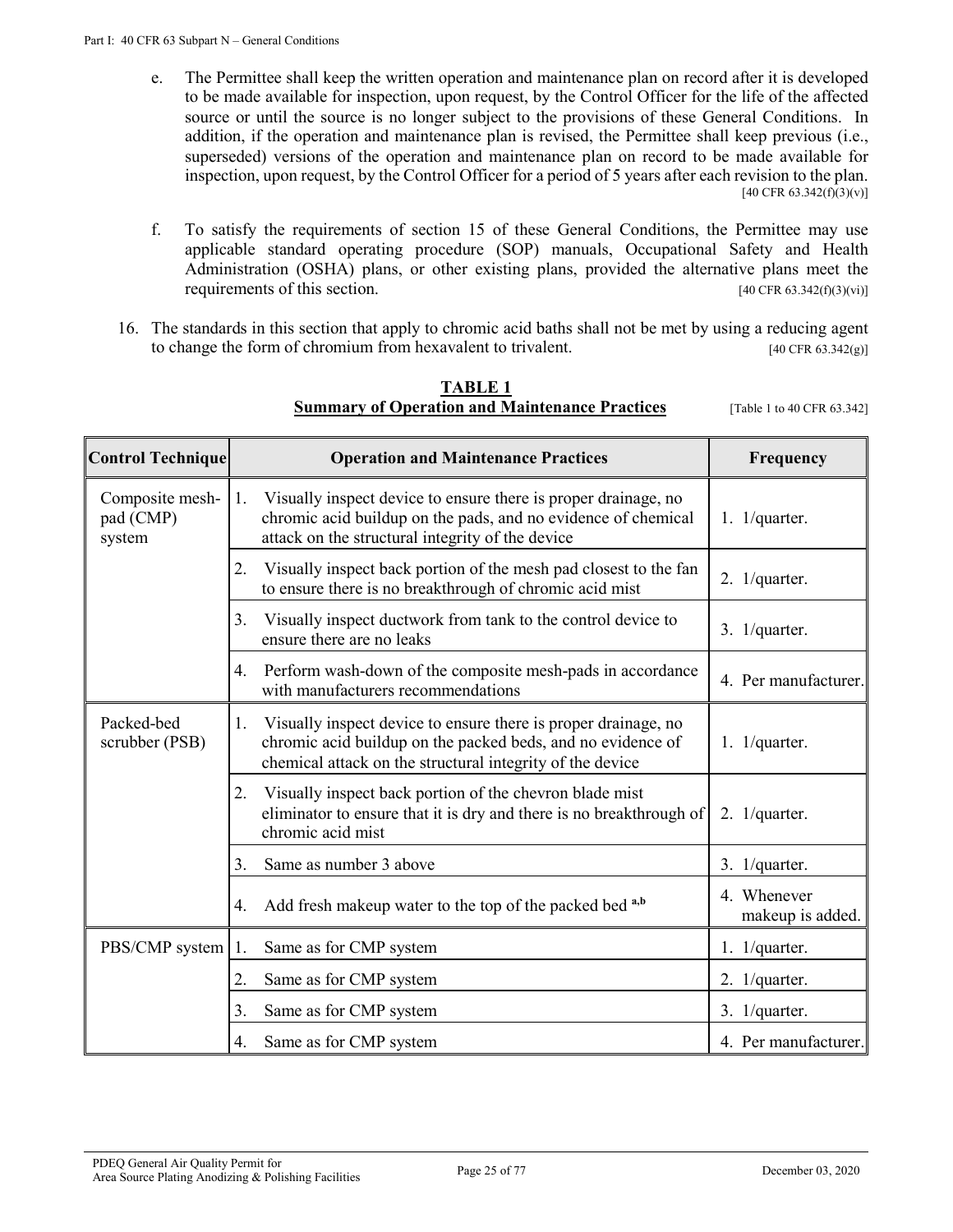e. The Permittee shall keep the written operation and maintenance plan on record after it is developed to be made available for inspection, upon request, by the Control Officer for the life of the affected source or until the source is no longer subject to the provisions of these General Conditions. In addition, if the operation and maintenance plan is revised, the Permittee shall keep previous (i.e., superseded) versions of the operation and maintenance plan on record to be made available for inspection, upon request, by the Control Officer for a period of 5 years after each revision to the plan. [40 CFR 63.342(f)(3)(v)]

f. To satisfy the requirements of section 15 of these General Conditions, the Permittee may use applicable standard operating procedure (SOP) manuals, Occupational Safety and Health Administration (OSHA) plans, or other existing plans, provided the alternative plans meet the requirements of this section. [40 CFR 63.342(f)(3)(vi)]

16. The standards in this section that apply to chromic acid baths shall not be met by using a reducing agent to change the form of chromium from hexavalent to trivalent. [40 CFR 63.342(g)]

**TABLE 1**
**Summary of Operation and Maintenance Practices** [Table 1 to 40 CFR 63.342]

| Control Technique | Operation and Maintenance Practices | Frequency |
|---|---|---|
| Composite mesh-pad (CMP) system | 1. Visually inspect device to ensure there is proper drainage, no chromic acid buildup on the pads, and no evidence of chemical attack on the structural integrity of the device | 1. 1/quarter. |
| | 2. Visually inspect back portion of the mesh pad closest to the fan to ensure there is no breakthrough of chromic acid mist | 2. 1/quarter. |
| | 3. Visually inspect ductwork from tank to the control device to ensure there are no leaks | 3. 1/quarter. |
| | 4. Perform wash-down of the composite mesh-pads in accordance with manufacturers recommendations | 4. Per manufacturer. |
| Packed-bed scrubber (PSB) | 1. Visually inspect device to ensure there is proper drainage, no chromic acid buildup on the packed beds, and no evidence of chemical attack on the structural integrity of the device | 1. 1/quarter. |
| | 2. Visually inspect back portion of the chevron blade mist eliminator to ensure that it is dry and there is no breakthrough of chromic acid mist | 2. 1/quarter. |
| | 3. Same as number 3 above | 3. 1/quarter. |
| | 4. Add fresh makeup water to the top of the packed bed [a,b] | 4. Whenever makeup is added. |
| PBS/CMP system | 1. Same as for CMP system | 1. 1/quarter. |
| | 2. Same as for CMP system | 2. 1/quarter. |
| | 3. Same as for CMP system | 3. 1/quarter. |
| | 4. Same as for CMP system | 4. Per manufacturer. |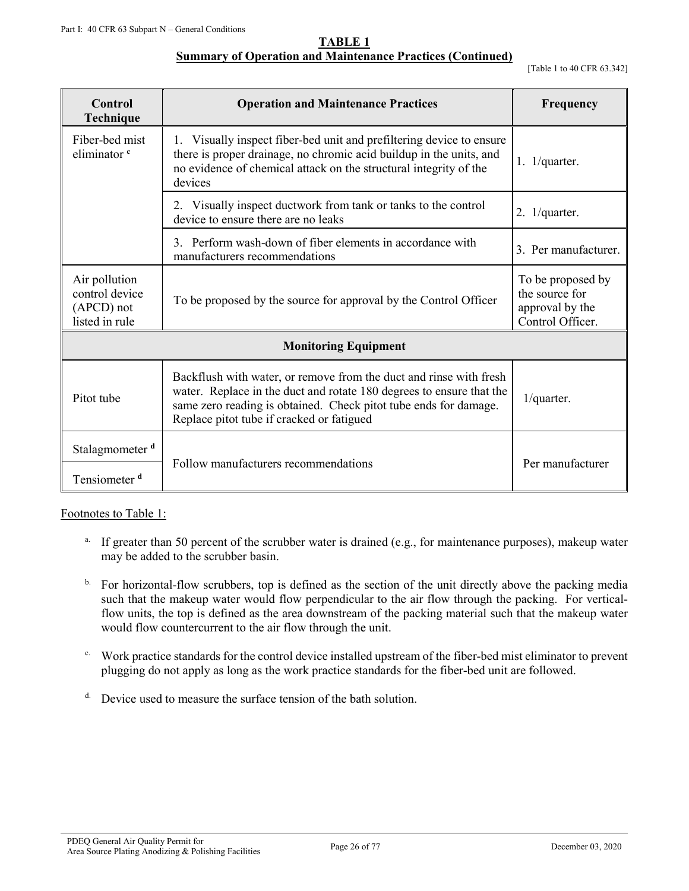**TABLE 1**
**Summary of Operation and Maintenance Practices (Continued)**

[Table 1 to 40 CFR 63.342]

| Control Technique | Operation and Maintenance Practices | Frequency |
|---|---|---|
| Fiber-bed mist eliminator [c] | 1. Visually inspect fiber-bed unit and prefiltering device to ensure there is proper drainage, no chromic acid buildup in the units, and no evidence of chemical attack on the structural integrity of the devices | 1. 1/quarter. |
| | 2. Visually inspect ductwork from tank or tanks to the control device to ensure there are no leaks | 2. 1/quarter. |
| | 3. Perform wash-down of fiber elements in accordance with manufacturers recommendations | 3. Per manufacturer. |
| Air pollution control device (APCD) not listed in rule | To be proposed by the source for approval by the Control Officer | To be proposed by the source for approval by the Control Officer. |
| **Monitoring Equipment** | | |
| Pitot tube | Backflush with water, or remove from the duct and rinse with fresh water. Replace in the duct and rotate 180 degrees to ensure that the same zero reading is obtained. Check pitot tube ends for damage. Replace pitot tube if cracked or fatigued | 1/quarter. |
| Stalagmometer [d] | Follow manufacturers recommendations | Per manufacturer |
| Tensiometer [d] | | |

Footnotes to Table 1:

[a] If greater than 50 percent of the scrubber water is drained (e.g., for maintenance purposes), makeup water may be added to the scrubber basin.

[b] For horizontal-flow scrubbers, top is defined as the section of the unit directly above the packing media such that the makeup water would flow perpendicular to the air flow through the packing. For vertical-flow units, the top is defined as the area downstream of the packing material such that the makeup water would flow countercurrent to the air flow through the unit.

[c] Work practice standards for the control device installed upstream of the fiber-bed mist eliminator to prevent plugging do not apply as long as the work practice standards for the fiber-bed unit are followed.

[d] Device used to measure the surface tension of the bath solution.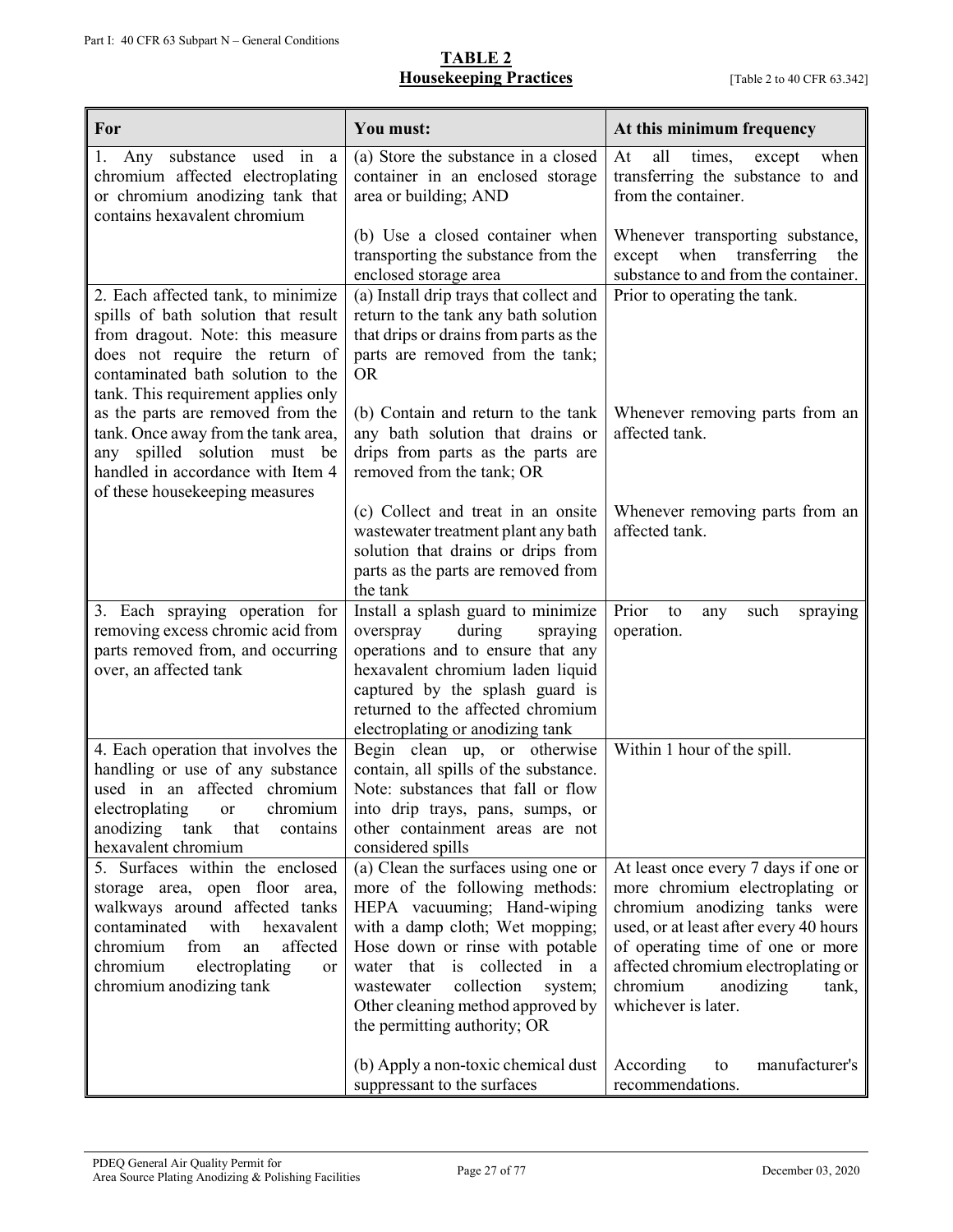**TABLE 2**
**Housekeeping Practices**

[Table 2 to 40 CFR 63.342]

| For | You must: | At this minimum frequency |
|---|---|---|
| 1. Any substance used in a chromium affected electroplating or chromium anodizing tank that contains hexavalent chromium | (a) Store the substance in a closed container in an enclosed storage area or building; AND | At all times, except when transferring the substance to and from the container. |
| | (b) Use a closed container when transporting the substance from the enclosed storage area | Whenever transporting substance, except when transferring the substance to and from the container. |
| 2. Each affected tank, to minimize spills of bath solution that result from dragout. Note: this measure does not require the return of contaminated bath solution to the tank. This requirement applies only as the parts are removed from the tank. Once away from the tank area, any spilled solution must be handled in accordance with Item 4 of these housekeeping measures | (a) Install drip trays that collect and return to the tank any bath solution that drips or drains from parts as the parts are removed from the tank; OR | Prior to operating the tank. |
| | (b) Contain and return to the tank any bath solution that drains or drips from parts as the parts are removed from the tank; OR | Whenever removing parts from an affected tank. |
| | (c) Collect and treat in an onsite wastewater treatment plant any bath solution that drains or drips from parts as the parts are removed from the tank | Whenever removing parts from an affected tank. |
| 3. Each spraying operation for removing excess chromic acid from parts removed from, and occurring over, an affected tank | Install a splash guard to minimize overspray during spraying operations and to ensure that any hexavalent chromium laden liquid captured by the splash guard is returned to the affected chromium electroplating or anodizing tank | Prior to any such spraying operation. |
| 4. Each operation that involves the handling or use of any substance used in an affected chromium electroplating or chromium anodizing tank that contains hexavalent chromium | Begin clean up, or otherwise contain, all spills of the substance. Note: substances that fall or flow into drip trays, pans, sumps, or other containment areas are not considered spills | Within 1 hour of the spill. |
| 5. Surfaces within the enclosed storage area, open floor area, walkways around affected tanks contaminated with hexavalent chromium from an affected chromium electroplating or chromium anodizing tank | (a) Clean the surfaces using one or more of the following methods: HEPA vacuuming; Hand-wiping with a damp cloth; Wet mopping; Hose down or rinse with potable water that is collected in a wastewater collection system; Other cleaning method approved by the permitting authority; OR | At least once every 7 days if one or more chromium electroplating or chromium anodizing tanks were used, or at least after every 40 hours of operating time of one or more affected chromium electroplating or chromium anodizing tank, whichever is later. |
| | (b) Apply a non-toxic chemical dust suppressant to the surfaces | According to manufacturer's recommendations. |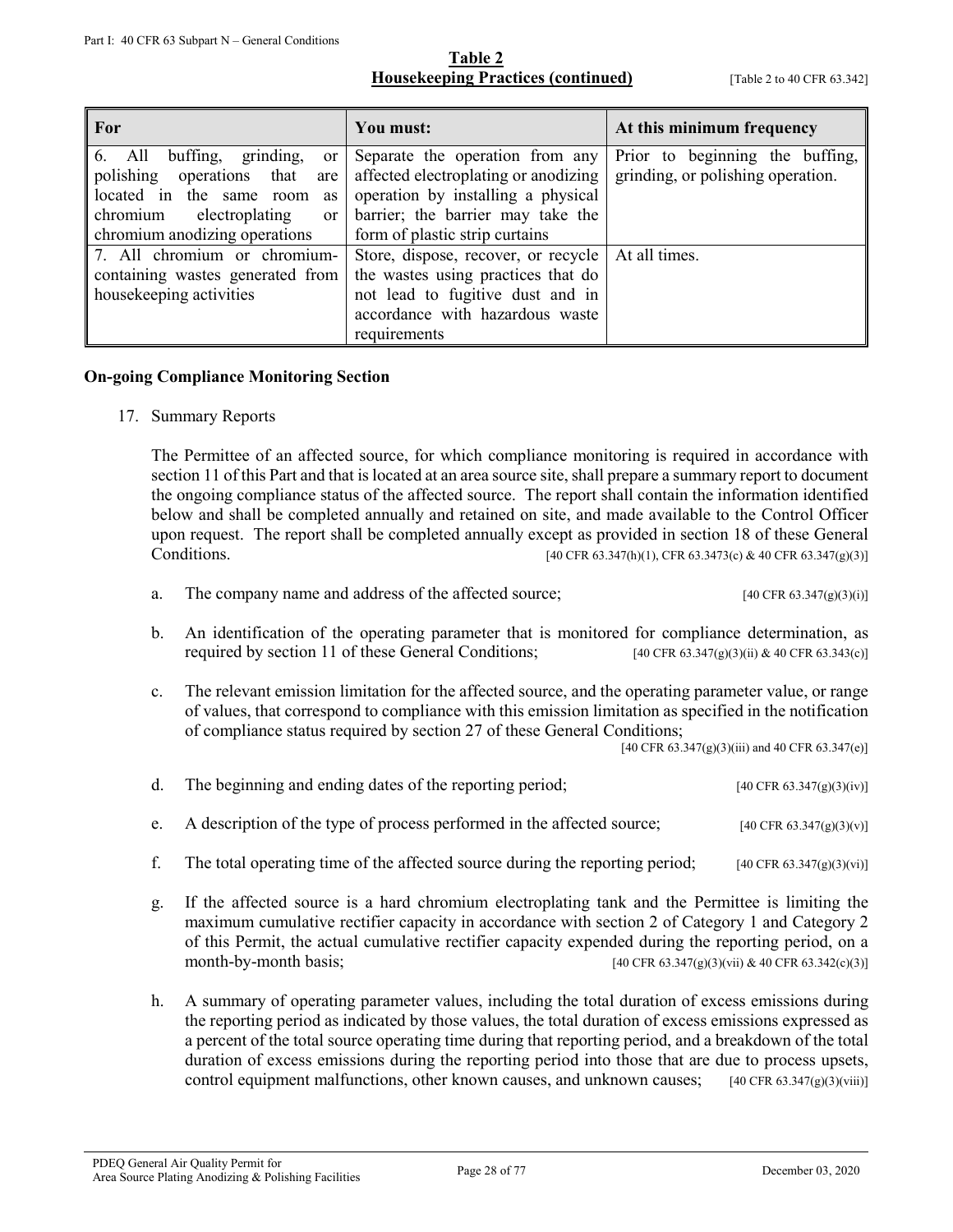**Table 2**
**Housekeeping Practices (continued)** [Table 2 to 40 CFR 63.342]

| For | You must: | At this minimum frequency |
|---|---|---|
| 6. All buffing, grinding, or polishing operations that are located in the same room as chromium electroplating or chromium anodizing operations | Separate the operation from any affected electroplating or anodizing operation by installing a physical barrier; the barrier may take the form of plastic strip curtains | Prior to beginning the buffing, grinding, or polishing operation. |
| 7. All chromium or chromium-containing wastes generated from housekeeping activities | Store, dispose, recover, or recycle the wastes using practices that do not lead to fugitive dust and in accordance with hazardous waste requirements | At all times. |

**On-going Compliance Monitoring Section**

17. Summary Reports

The Permittee of an affected source, for which compliance monitoring is required in accordance with section 11 of this Part and that is located at an area source site, shall prepare a summary report to document the ongoing compliance status of the affected source. The report shall contain the information identified below and shall be completed annually and retained on site, and made available to the Control Officer upon request. The report shall be completed annually except as provided in section 18 of these General Conditions. [40 CFR 63.347(h)(1), CFR 63.3473(c) & 40 CFR 63.347(g)(3)]

a. The company name and address of the affected source; [40 CFR 63.347(g)(3)(i)]

b. An identification of the operating parameter that is monitored for compliance determination, as required by section 11 of these General Conditions; [40 CFR 63.347(g)(3)(ii) & 40 CFR 63.343(c)]

c. The relevant emission limitation for the affected source, and the operating parameter value, or range of values, that correspond to compliance with this emission limitation as specified in the notification of compliance status required by section 27 of these General Conditions; [40 CFR 63.347(g)(3)(iii) and 40 CFR 63.347(e)]

d. The beginning and ending dates of the reporting period; [40 CFR 63.347(g)(3)(iv)]

e. A description of the type of process performed in the affected source; [40 CFR 63.347(g)(3)(v)]

f. The total operating time of the affected source during the reporting period; [40 CFR 63.347(g)(3)(vi)]

g. If the affected source is a hard chromium electroplating tank and the Permittee is limiting the maximum cumulative rectifier capacity in accordance with section 2 of Category 1 and Category 2 of this Permit, the actual cumulative rectifier capacity expended during the reporting period, on a month-by-month basis; [40 CFR 63.347(g)(3)(vii) & 40 CFR 63.342(c)(3)]

h. A summary of operating parameter values, including the total duration of excess emissions during the reporting period as indicated by those values, the total duration of excess emissions expressed as a percent of the total source operating time during that reporting period, and a breakdown of the total duration of excess emissions during the reporting period into those that are due to process upsets, control equipment malfunctions, other known causes, and unknown causes; [40 CFR 63.347(g)(3)(viii)]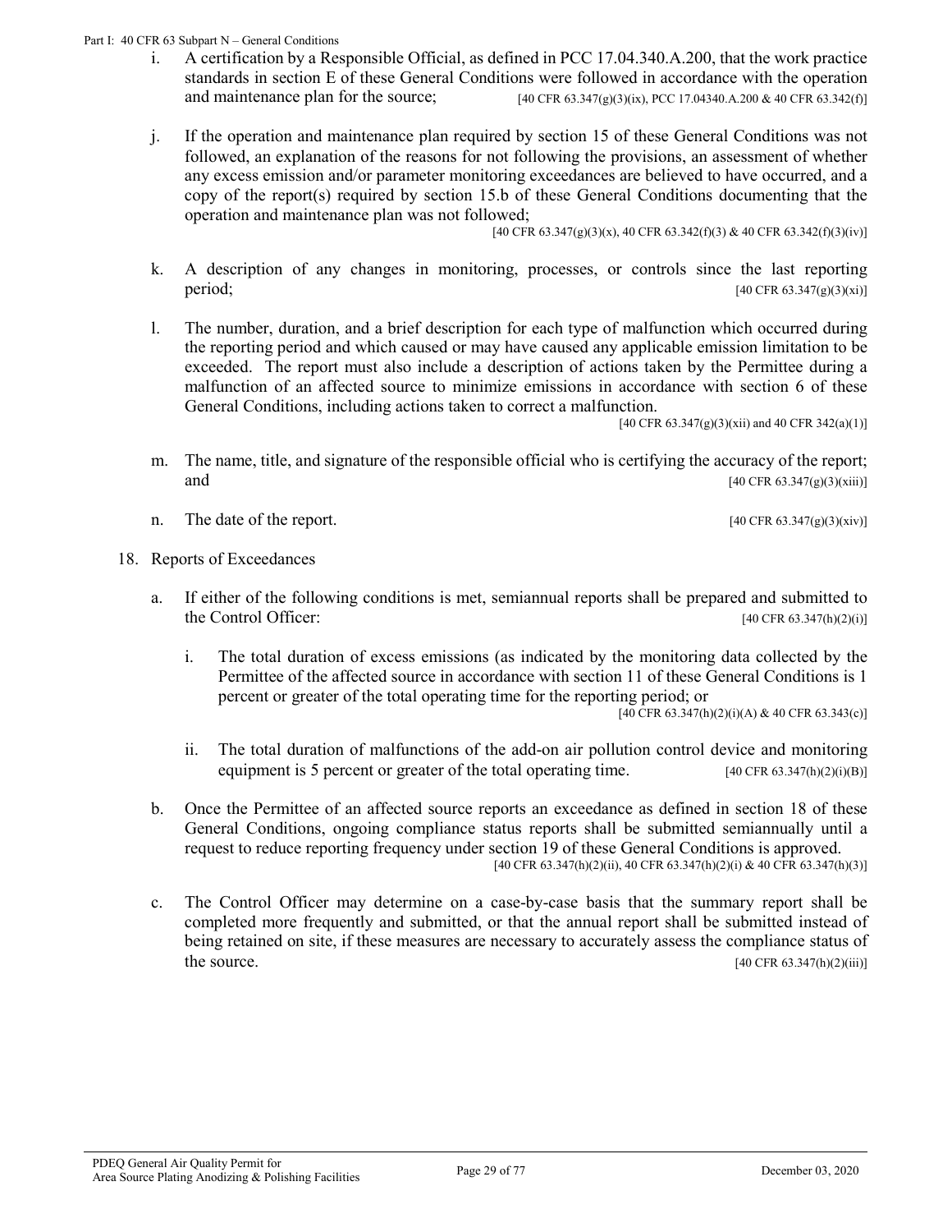i. A certification by a Responsible Official, as defined in PCC 17.04.340.A.200, that the work practice standards in section E of these General Conditions were followed in accordance with the operation and maintenance plan for the source; [40 CFR 63.347(g)(3)(ix), PCC 17.04340.A.200 & 40 CFR 63.342(f)]

j. If the operation and maintenance plan required by section 15 of these General Conditions was not followed, an explanation of the reasons for not following the provisions, an assessment of whether any excess emission and/or parameter monitoring exceedances are believed to have occurred, and a copy of the report(s) required by section 15.b of these General Conditions documenting that the operation and maintenance plan was not followed; [40 CFR 63.347(g)(3)(x), 40 CFR 63.342(f)(3) & 40 CFR 63.342(f)(3)(iv)]

k. A description of any changes in monitoring, processes, or controls since the last reporting period; [40 CFR 63.347(g)(3)(xi)]

l. The number, duration, and a brief description for each type of malfunction which occurred during the reporting period and which caused or may have caused any applicable emission limitation to be exceeded. The report must also include a description of actions taken by the Permittee during a malfunction of an affected source to minimize emissions in accordance with section 6 of these General Conditions, including actions taken to correct a malfunction. [40 CFR 63.347(g)(3)(xii) and 40 CFR 342(a)(1)]

m. The name, title, and signature of the responsible official who is certifying the accuracy of the report; and [40 CFR 63.347(g)(3)(xiii)]

n. The date of the report. [40 CFR 63.347(g)(3)(xiv)]

18. Reports of Exceedances

a. If either of the following conditions is met, semiannual reports shall be prepared and submitted to the Control Officer: [40 CFR 63.347(h)(2)(i)]

i. The total duration of excess emissions (as indicated by the monitoring data collected by the Permittee of the affected source in accordance with section 11 of these General Conditions is 1 percent or greater of the total operating time for the reporting period; or [40 CFR 63.347(h)(2)(i)(A) & 40 CFR 63.343(c)]

ii. The total duration of malfunctions of the add-on air pollution control device and monitoring equipment is 5 percent or greater of the total operating time. [40 CFR 63.347(h)(2)(i)(B)]

b. Once the Permittee of an affected source reports an exceedance as defined in section 18 of these General Conditions, ongoing compliance status reports shall be submitted semiannually until a request to reduce reporting frequency under section 19 of these General Conditions is approved. [40 CFR 63.347(h)(2)(ii), 40 CFR 63.347(h)(2)(i) & 40 CFR 63.347(h)(3)]

c. The Control Officer may determine on a case-by-case basis that the summary report shall be completed more frequently and submitted, or that the annual report shall be submitted instead of being retained on site, if these measures are necessary to accurately assess the compliance status of the source. [40 CFR 63.347(h)(2)(iii)]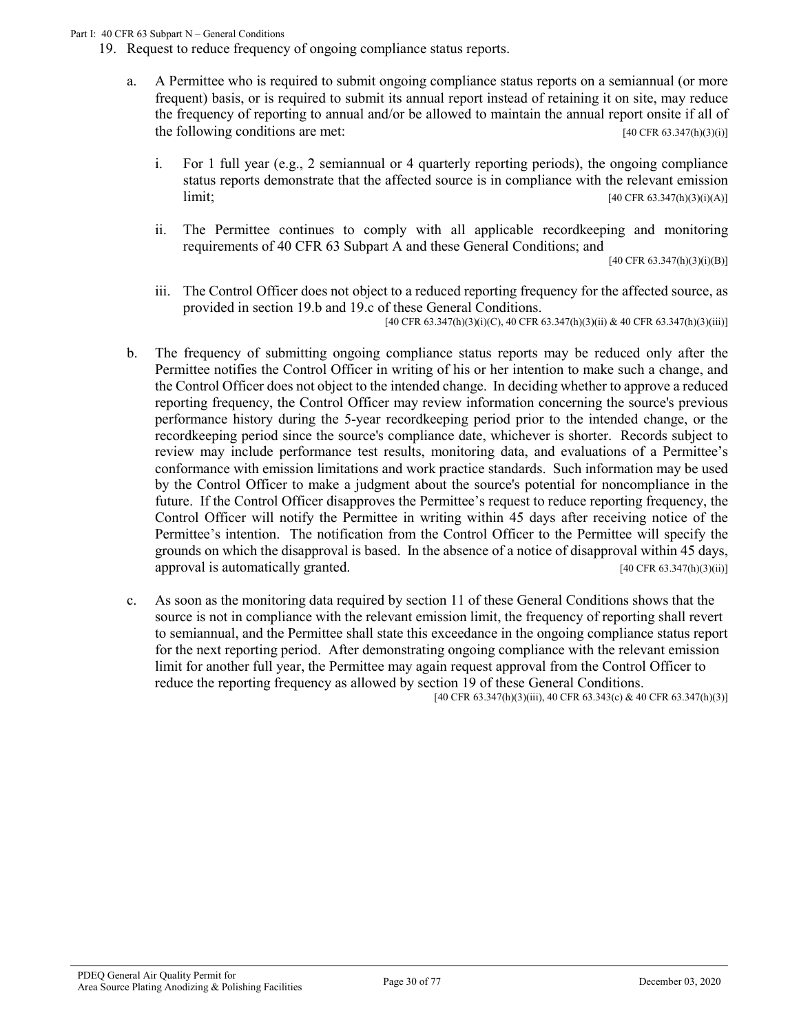19. Request to reduce frequency of ongoing compliance status reports.

    a. A Permittee who is required to submit ongoing compliance status reports on a semiannual (or more frequent) basis, or is required to submit its annual report instead of retaining it on site, may reduce the frequency of reporting to annual and/or be allowed to maintain the annual report onsite if all of the following conditions are met: [40 CFR 63.347(h)(3)(i)]

        i. For 1 full year (e.g., 2 semiannual or 4 quarterly reporting periods), the ongoing compliance status reports demonstrate that the affected source is in compliance with the relevant emission limit; [40 CFR 63.347(h)(3)(i)(A)]

        ii. The Permittee continues to comply with all applicable recordkeeping and monitoring requirements of 40 CFR 63 Subpart A and these General Conditions; and [40 CFR 63.347(h)(3)(i)(B)]

        iii. The Control Officer does not object to a reduced reporting frequency for the affected source, as provided in section 19.b and 19.c of these General Conditions. [40 CFR 63.347(h)(3)(i)(C), 40 CFR 63.347(h)(3)(ii) & 40 CFR 63.347(h)(3)(iii)]

    b. The frequency of submitting ongoing compliance status reports may be reduced only after the Permittee notifies the Control Officer in writing of his or her intention to make such a change, and the Control Officer does not object to the intended change. In deciding whether to approve a reduced reporting frequency, the Control Officer may review information concerning the source's previous performance history during the 5-year recordkeeping period prior to the intended change, or the recordkeeping period since the source's compliance date, whichever is shorter. Records subject to review may include performance test results, monitoring data, and evaluations of a Permittee's conformance with emission limitations and work practice standards. Such information may be used by the Control Officer to make a judgment about the source's potential for noncompliance in the future. If the Control Officer disapproves the Permittee's request to reduce reporting frequency, the Control Officer will notify the Permittee in writing within 45 days after receiving notice of the Permittee's intention. The notification from the Control Officer to the Permittee will specify the grounds on which the disapproval is based. In the absence of a notice of disapproval within 45 days, approval is automatically granted. [40 CFR 63.347(h)(3)(ii)]

    c. As soon as the monitoring data required by section 11 of these General Conditions shows that the source is not in compliance with the relevant emission limit, the frequency of reporting shall revert to semiannual, and the Permittee shall state this exceedance in the ongoing compliance status report for the next reporting period. After demonstrating ongoing compliance with the relevant emission limit for another full year, the Permittee may again request approval from the Control Officer to reduce the reporting frequency as allowed by section 19 of these General Conditions. [40 CFR 63.347(h)(3)(iii), 40 CFR 63.343(c) & 40 CFR 63.347(h)(3)]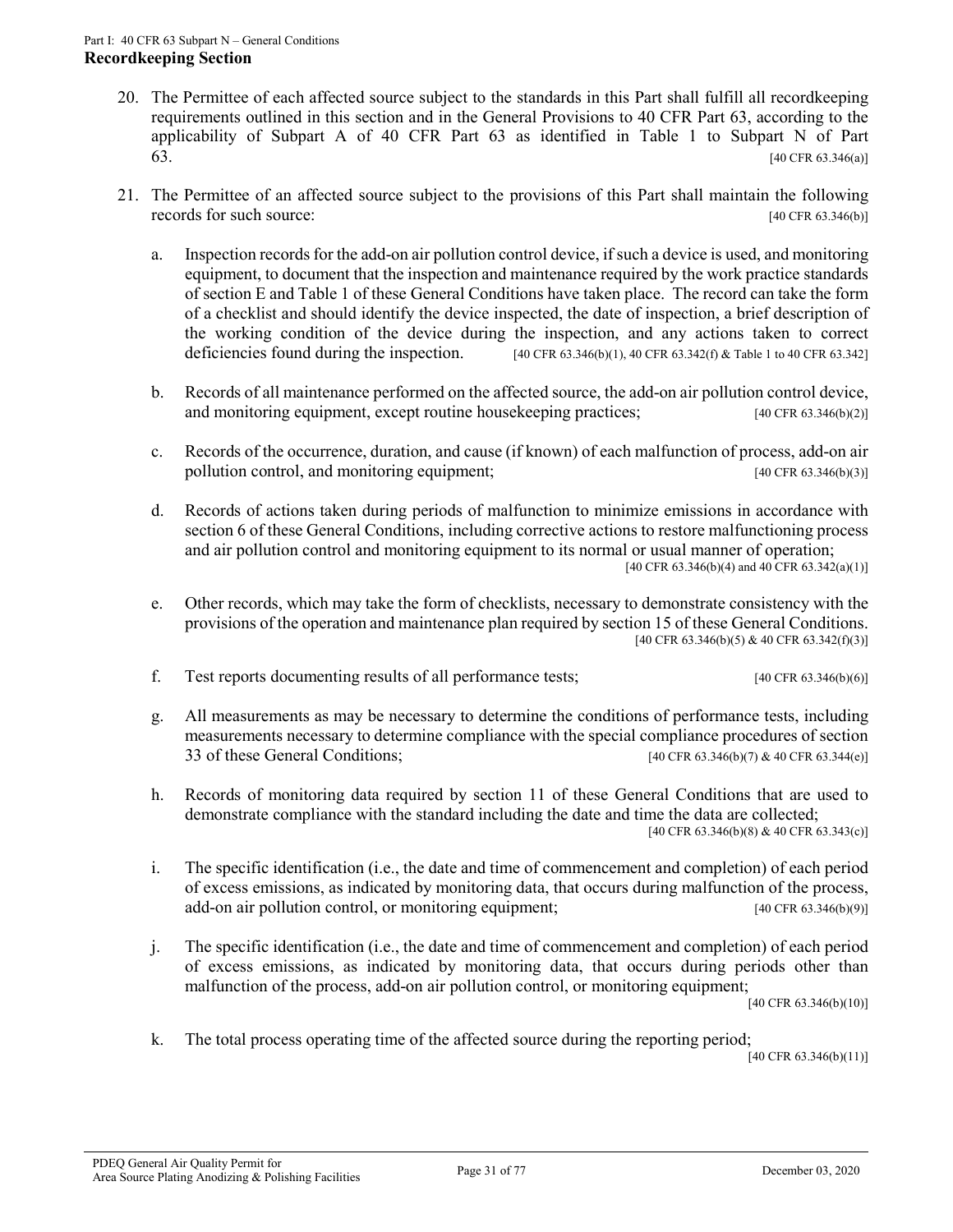## Recordkeeping Section

20. The Permittee of each affected source subject to the standards in this Part shall fulfill all recordkeeping requirements outlined in this section and in the General Provisions to 40 CFR Part 63, according to the applicability of Subpart A of 40 CFR Part 63 as identified in Table 1 to Subpart N of Part 63. [40 CFR 63.346(a)]

21. The Permittee of an affected source subject to the provisions of this Part shall maintain the following records for such source: [40 CFR 63.346(b)]

    a. Inspection records for the add-on air pollution control device, if such a device is used, and monitoring equipment, to document that the inspection and maintenance required by the work practice standards of section E and Table 1 of these General Conditions have taken place. The record can take the form of a checklist and should identify the device inspected, the date of inspection, a brief description of the working condition of the device during the inspection, and any actions taken to correct deficiencies found during the inspection. [40 CFR 63.346(b)(1), 40 CFR 63.342(f) & Table 1 to 40 CFR 63.342]

    b. Records of all maintenance performed on the affected source, the add-on air pollution control device, and monitoring equipment, except routine housekeeping practices; [40 CFR 63.346(b)(2)]

    c. Records of the occurrence, duration, and cause (if known) of each malfunction of process, add-on air pollution control, and monitoring equipment; [40 CFR 63.346(b)(3)]

    d. Records of actions taken during periods of malfunction to minimize emissions in accordance with section 6 of these General Conditions, including corrective actions to restore malfunctioning process and air pollution control and monitoring equipment to its normal or usual manner of operation; [40 CFR 63.346(b)(4) and 40 CFR 63.342(a)(1)]

    e. Other records, which may take the form of checklists, necessary to demonstrate consistency with the provisions of the operation and maintenance plan required by section 15 of these General Conditions. [40 CFR 63.346(b)(5) & 40 CFR 63.342(f)(3)]

    f. Test reports documenting results of all performance tests; [40 CFR 63.346(b)(6)]

    g. All measurements as may be necessary to determine the conditions of performance tests, including measurements necessary to determine compliance with the special compliance procedures of section 33 of these General Conditions; [40 CFR 63.346(b)(7) & 40 CFR 63.344(e)]

    h. Records of monitoring data required by section 11 of these General Conditions that are used to demonstrate compliance with the standard including the date and time the data are collected; [40 CFR 63.346(b)(8) & 40 CFR 63.343(c)]

    i. The specific identification (i.e., the date and time of commencement and completion) of each period of excess emissions, as indicated by monitoring data, that occurs during malfunction of the process, add-on air pollution control, or monitoring equipment; [40 CFR 63.346(b)(9)]

    j. The specific identification (i.e., the date and time of commencement and completion) of each period of excess emissions, as indicated by monitoring data, that occurs during periods other than malfunction of the process, add-on air pollution control, or monitoring equipment; [40 CFR 63.346(b)(10)]

    k. The total process operating time of the affected source during the reporting period; [40 CFR 63.346(b)(11)]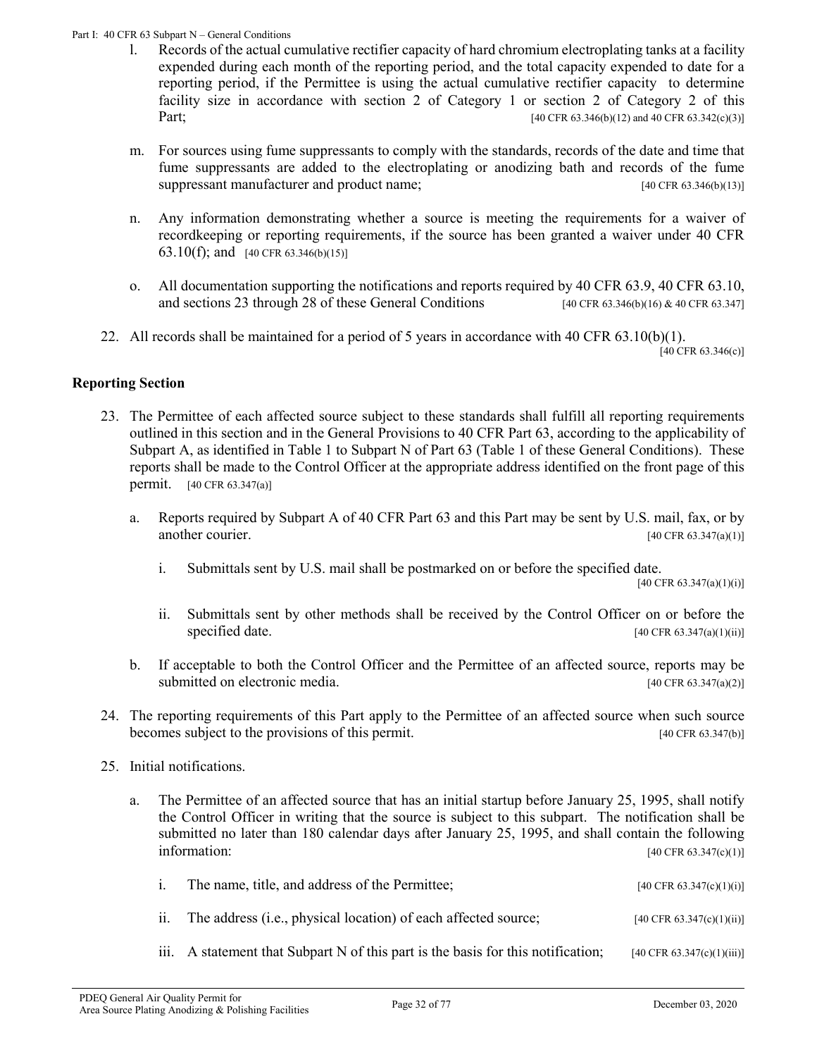l. Records of the actual cumulative rectifier capacity of hard chromium electroplating tanks at a facility expended during each month of the reporting period, and the total capacity expended to date for a reporting period, if the Permittee is using the actual cumulative rectifier capacity to determine facility size in accordance with section 2 of Category 1 or section 2 of Category 2 of this Part; [40 CFR 63.346(b)(12) and 40 CFR 63.342(c)(3)]

m. For sources using fume suppressants to comply with the standards, records of the date and time that fume suppressants are added to the electroplating or anodizing bath and records of the fume suppressant manufacturer and product name; [40 CFR 63.346(b)(13)]

n. Any information demonstrating whether a source is meeting the requirements for a waiver of recordkeeping or reporting requirements, if the source has been granted a waiver under 40 CFR 63.10(f); and [40 CFR 63.346(b)(15)]

o. All documentation supporting the notifications and reports required by 40 CFR 63.9, 40 CFR 63.10, and sections 23 through 28 of these General Conditions [40 CFR 63.346(b)(16) & 40 CFR 63.347]

22. All records shall be maintained for a period of 5 years in accordance with 40 CFR 63.10(b)(1). [40 CFR 63.346(c)]

## Reporting Section

23. The Permittee of each affected source subject to these standards shall fulfill all reporting requirements outlined in this section and in the General Provisions to 40 CFR Part 63, according to the applicability of Subpart A, as identified in Table 1 to Subpart N of Part 63 (Table 1 of these General Conditions). These reports shall be made to the Control Officer at the appropriate address identified on the front page of this permit. [40 CFR 63.347(a)]

    a. Reports required by Subpart A of 40 CFR Part 63 and this Part may be sent by U.S. mail, fax, or by another courier. [40 CFR 63.347(a)(1)]

        i. Submittals sent by U.S. mail shall be postmarked on or before the specified date. [40 CFR 63.347(a)(1)(i)]

        ii. Submittals sent by other methods shall be received by the Control Officer on or before the specified date. [40 CFR 63.347(a)(1)(ii)]

    b. If acceptable to both the Control Officer and the Permittee of an affected source, reports may be submitted on electronic media. [40 CFR 63.347(a)(2)]

24. The reporting requirements of this Part apply to the Permittee of an affected source when such source becomes subject to the provisions of this permit. [40 CFR 63.347(b)]

25. Initial notifications.

    a. The Permittee of an affected source that has an initial startup before January 25, 1995, shall notify the Control Officer in writing that the source is subject to this subpart. The notification shall be submitted no later than 180 calendar days after January 25, 1995, and shall contain the following information: [40 CFR 63.347(c)(1)]

        i. The name, title, and address of the Permittee; [40 CFR 63.347(c)(1)(i)]

        ii. The address (i.e., physical location) of each affected source; [40 CFR 63.347(c)(1)(ii)]

        iii. A statement that Subpart N of this part is the basis for this notification; [40 CFR 63.347(c)(1)(iii)]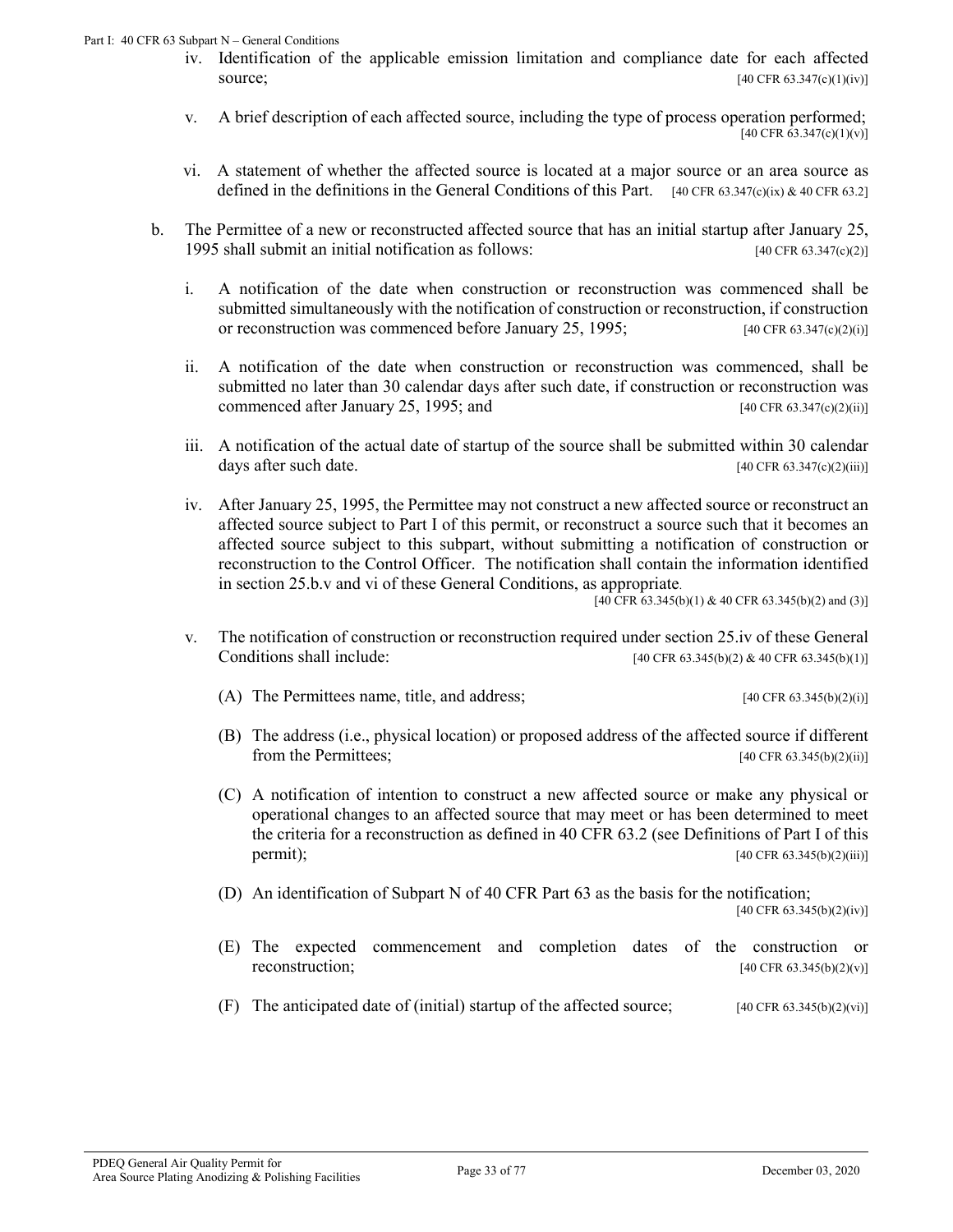iv. Identification of the applicable emission limitation and compliance date for each affected source; [40 CFR 63.347(c)(1)(iv)]

v. A brief description of each affected source, including the type of process operation performed; [40 CFR 63.347(c)(1)(v)]

vi. A statement of whether the affected source is located at a major source or an area source as defined in the definitions in the General Conditions of this Part. [40 CFR 63.347(c)(ix) & 40 CFR 63.2]

b. The Permittee of a new or reconstructed affected source that has an initial startup after January 25, 1995 shall submit an initial notification as follows: [40 CFR 63.347(c)(2)]

i. A notification of the date when construction or reconstruction was commenced shall be submitted simultaneously with the notification of construction or reconstruction, if construction or reconstruction was commenced before January 25, 1995; [40 CFR 63.347(c)(2)(i)]

ii. A notification of the date when construction or reconstruction was commenced, shall be submitted no later than 30 calendar days after such date, if construction or reconstruction was commenced after January 25, 1995; and [40 CFR 63.347(c)(2)(ii)]

iii. A notification of the actual date of startup of the source shall be submitted within 30 calendar days after such date. [40 CFR 63.347(c)(2)(iii)]

iv. After January 25, 1995, the Permittee may not construct a new affected source or reconstruct an affected source subject to Part I of this permit, or reconstruct a source such that it becomes an affected source subject to this subpart, without submitting a notification of construction or reconstruction to the Control Officer. The notification shall contain the information identified in section 25.b.v and vi of these General Conditions, as appropriate. [40 CFR 63.345(b)(1) & 40 CFR 63.345(b)(2) and (3)]

v. The notification of construction or reconstruction required under section 25.iv of these General Conditions shall include: [40 CFR 63.345(b)(2) & 40 CFR 63.345(b)(1)]

(A) The Permittees name, title, and address; [40 CFR 63.345(b)(2)(i)]

(B) The address (i.e., physical location) or proposed address of the affected source if different from the Permittees; [40 CFR 63.345(b)(2)(ii)]

(C) A notification of intention to construct a new affected source or make any physical or operational changes to an affected source that may meet or has been determined to meet the criteria for a reconstruction as defined in 40 CFR 63.2 (see Definitions of Part I of this permit); [40 CFR 63.345(b)(2)(iii)]

(D) An identification of Subpart N of 40 CFR Part 63 as the basis for the notification; [40 CFR 63.345(b)(2)(iv)]

(E) The expected commencement and completion dates of the construction or reconstruction; [40 CFR 63.345(b)(2)(v)]

(F) The anticipated date of (initial) startup of the affected source; [40 CFR 63.345(b)(2)(vi)]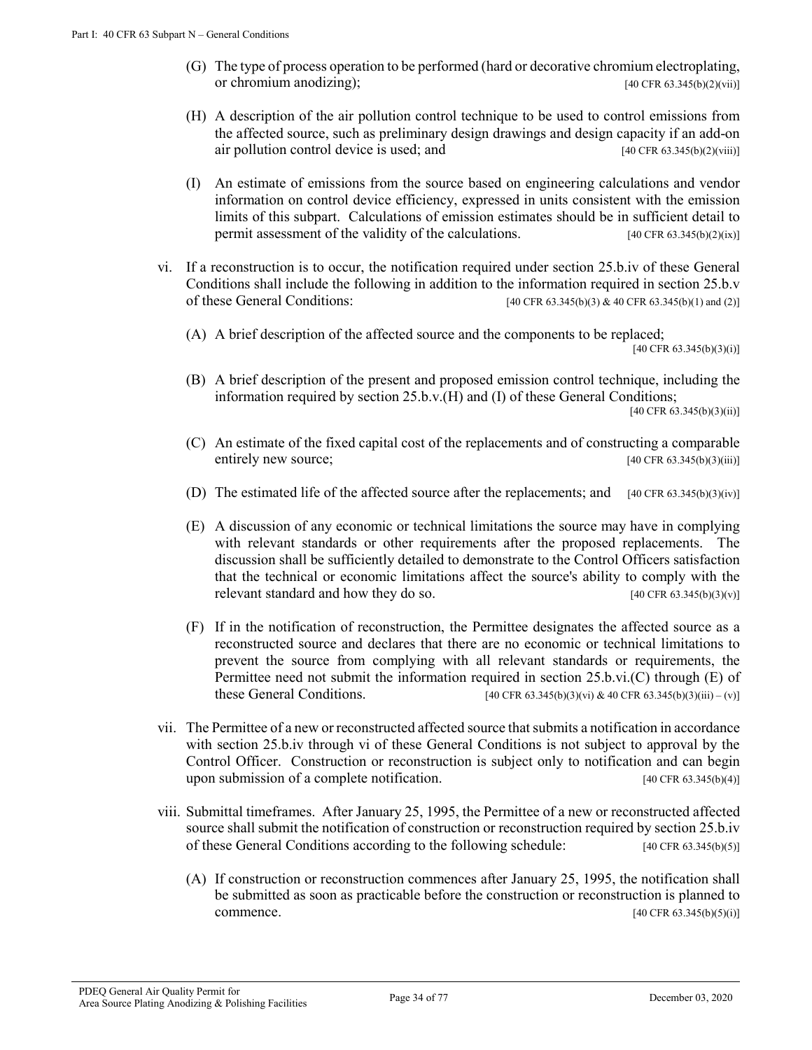(G) The type of process operation to be performed (hard or decorative chromium electroplating, or chromium anodizing); [40 CFR 63.345(b)(2)(vii)]

(H) A description of the air pollution control technique to be used to control emissions from the affected source, such as preliminary design drawings and design capacity if an add-on air pollution control device is used; and [40 CFR 63.345(b)(2)(viii)]

(I) An estimate of emissions from the source based on engineering calculations and vendor information on control device efficiency, expressed in units consistent with the emission limits of this subpart. Calculations of emission estimates should be in sufficient detail to permit assessment of the validity of the calculations. [40 CFR 63.345(b)(2)(ix)]

vi. If a reconstruction is to occur, the notification required under section 25.b.iv of these General Conditions shall include the following in addition to the information required in section 25.b.v of these General Conditions: [40 CFR 63.345(b)(3) & 40 CFR 63.345(b)(1) and (2)]

(A) A brief description of the affected source and the components to be replaced; [40 CFR 63.345(b)(3)(i)]

(B) A brief description of the present and proposed emission control technique, including the information required by section 25.b.v.(H) and (I) of these General Conditions; [40 CFR 63.345(b)(3)(ii)]

(C) An estimate of the fixed capital cost of the replacements and of constructing a comparable entirely new source; [40 CFR 63.345(b)(3)(iii)]

(D) The estimated life of the affected source after the replacements; and [40 CFR 63.345(b)(3)(iv)]

(E) A discussion of any economic or technical limitations the source may have in complying with relevant standards or other requirements after the proposed replacements. The discussion shall be sufficiently detailed to demonstrate to the Control Officers satisfaction that the technical or economic limitations affect the source's ability to comply with the relevant standard and how they do so. [40 CFR 63.345(b)(3)(v)]

(F) If in the notification of reconstruction, the Permittee designates the affected source as a reconstructed source and declares that there are no economic or technical limitations to prevent the source from complying with all relevant standards or requirements, the Permittee need not submit the information required in section 25.b.vi.(C) through (E) of these General Conditions. [40 CFR 63.345(b)(3)(vi) & 40 CFR 63.345(b)(3)(iii) – (v)]

vii. The Permittee of a new or reconstructed affected source that submits a notification in accordance with section 25.b.iv through vi of these General Conditions is not subject to approval by the Control Officer. Construction or reconstruction is subject only to notification and can begin upon submission of a complete notification. [40 CFR 63.345(b)(4)]

viii. Submittal timeframes. After January 25, 1995, the Permittee of a new or reconstructed affected source shall submit the notification of construction or reconstruction required by section 25.b.iv of these General Conditions according to the following schedule: [40 CFR 63.345(b)(5)]

(A) If construction or reconstruction commences after January 25, 1995, the notification shall be submitted as soon as practicable before the construction or reconstruction is planned to commence. [40 CFR 63.345(b)(5)(i)]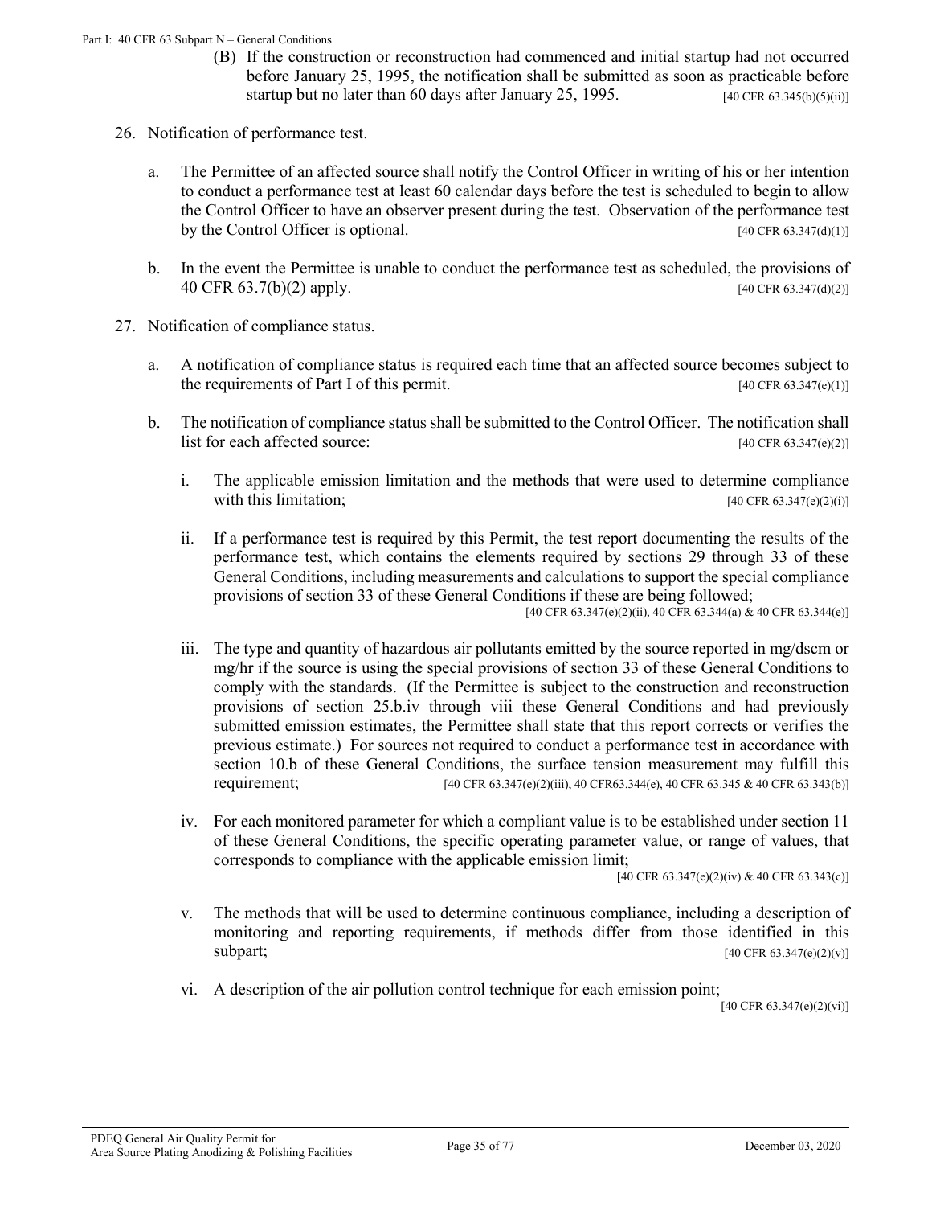(B) If the construction or reconstruction had commenced and initial startup had not occurred before January 25, 1995, the notification shall be submitted as soon as practicable before startup but no later than 60 days after January 25, 1995. [40 CFR 63.345(b)(5)(ii)]

26. Notification of performance test.

    a. The Permittee of an affected source shall notify the Control Officer in writing of his or her intention to conduct a performance test at least 60 calendar days before the test is scheduled to begin to allow the Control Officer to have an observer present during the test. Observation of the performance test by the Control Officer is optional. [40 CFR 63.347(d)(1)]

    b. In the event the Permittee is unable to conduct the performance test as scheduled, the provisions of 40 CFR 63.7(b)(2) apply. [40 CFR 63.347(d)(2)]

27. Notification of compliance status.

    a. A notification of compliance status is required each time that an affected source becomes subject to the requirements of Part I of this permit. [40 CFR 63.347(e)(1)]

    b. The notification of compliance status shall be submitted to the Control Officer. The notification shall list for each affected source: [40 CFR 63.347(e)(2)]

        i. The applicable emission limitation and the methods that were used to determine compliance with this limitation; [40 CFR 63.347(e)(2)(i)]

        ii. If a performance test is required by this Permit, the test report documenting the results of the performance test, which contains the elements required by sections 29 through 33 of these General Conditions, including measurements and calculations to support the special compliance provisions of section 33 of these General Conditions if these are being followed; [40 CFR 63.347(e)(2)(ii), 40 CFR 63.344(a) & 40 CFR 63.344(e)]

        iii. The type and quantity of hazardous air pollutants emitted by the source reported in mg/dscm or mg/hr if the source is using the special provisions of section 33 of these General Conditions to comply with the standards. (If the Permittee is subject to the construction and reconstruction provisions of section 25.b.iv through viii these General Conditions and had previously submitted emission estimates, the Permittee shall state that this report corrects or verifies the previous estimate.) For sources not required to conduct a performance test in accordance with section 10.b of these General Conditions, the surface tension measurement may fulfill this requirement; [40 CFR 63.347(e)(2)(iii), 40 CFR63.344(e), 40 CFR 63.345 & 40 CFR 63.343(b)]

        iv. For each monitored parameter for which a compliant value is to be established under section 11 of these General Conditions, the specific operating parameter value, or range of values, that corresponds to compliance with the applicable emission limit; [40 CFR 63.347(e)(2)(iv) & 40 CFR 63.343(c)]

        v. The methods that will be used to determine continuous compliance, including a description of monitoring and reporting requirements, if methods differ from those identified in this subpart; [40 CFR 63.347(e)(2)(v)]

        vi. A description of the air pollution control technique for each emission point; [40 CFR 63.347(e)(2)(vi)]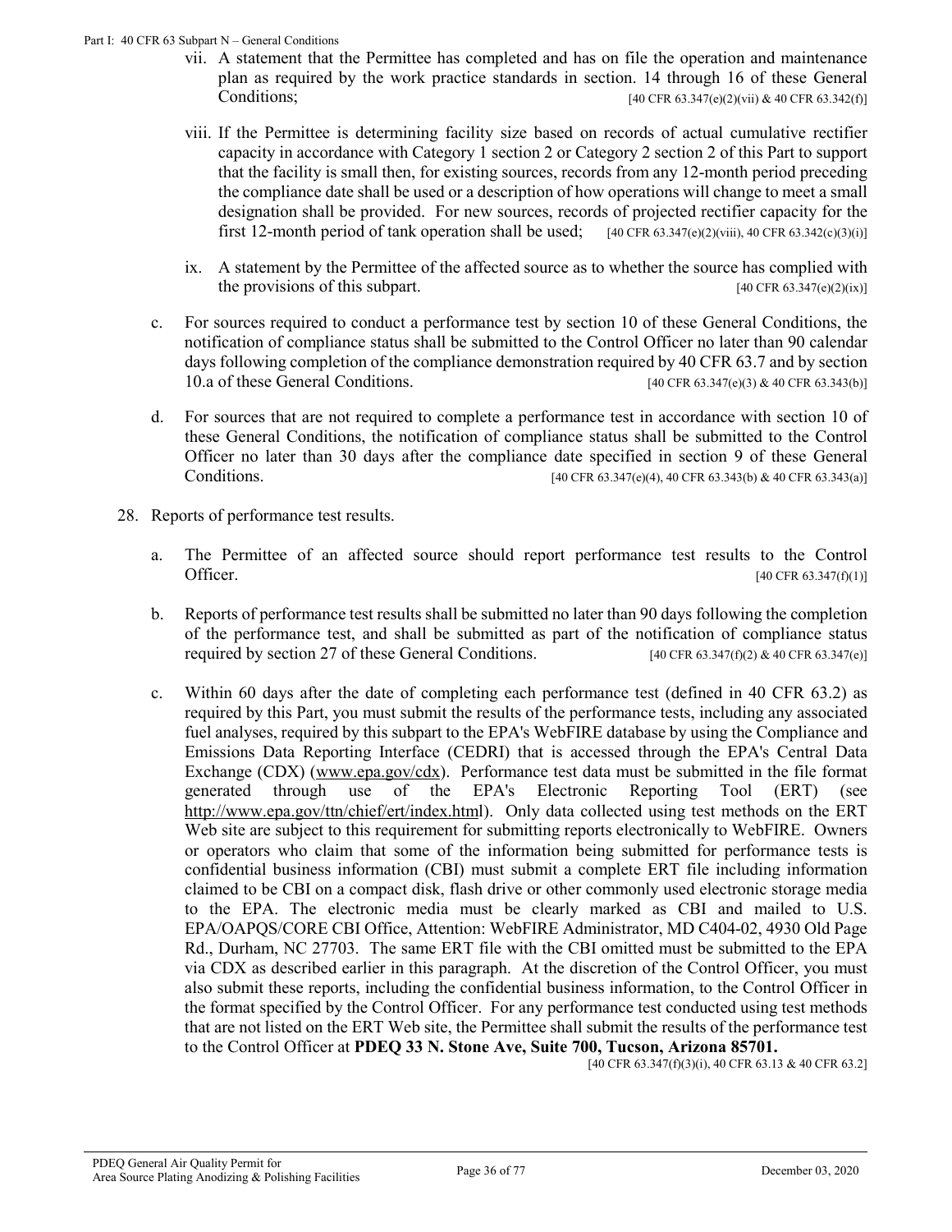vii. A statement that the Permittee has completed and has on file the operation and maintenance plan as required by the work practice standards in section. 14 through 16 of these General Conditions; [40 CFR 63.347(e)(2)(vii) & 40 CFR 63.342(f)]

viii. If the Permittee is determining facility size based on records of actual cumulative rectifier capacity in accordance with Category 1 section 2 or Category 2 section 2 of this Part to support that the facility is small then, for existing sources, records from any 12-month period preceding the compliance date shall be used or a description of how operations will change to meet a small designation shall be provided. For new sources, records of projected rectifier capacity for the first 12-month period of tank operation shall be used; [40 CFR 63.347(e)(2)(viii), 40 CFR 63.342(c)(3)(i)]

ix. A statement by the Permittee of the affected source as to whether the source has complied with the provisions of this subpart. [40 CFR 63.347(e)(2)(ix)]

c. For sources required to conduct a performance test by section 10 of these General Conditions, the notification of compliance status shall be submitted to the Control Officer no later than 90 calendar days following completion of the compliance demonstration required by 40 CFR 63.7 and by section 10.a of these General Conditions. [40 CFR 63.347(e)(3) & 40 CFR 63.343(b)]

d. For sources that are not required to complete a performance test in accordance with section 10 of these General Conditions, the notification of compliance status shall be submitted to the Control Officer no later than 30 days after the compliance date specified in section 9 of these General Conditions. [40 CFR 63.347(e)(4), 40 CFR 63.343(b) & 40 CFR 63.343(a)]

28. Reports of performance test results.

a. The Permittee of an affected source should report performance test results to the Control Officer. [40 CFR 63.347(f)(1)]

b. Reports of performance test results shall be submitted no later than 90 days following the completion of the performance test, and shall be submitted as part of the notification of compliance status required by section 27 of these General Conditions. [40 CFR 63.347(f)(2) & 40 CFR 63.347(e)]

c. Within 60 days after the date of completing each performance test (defined in 40 CFR 63.2) as required by this Part, you must submit the results of the performance tests, including any associated fuel analyses, required by this subpart to the EPA's WebFIRE database by using the Compliance and Emissions Data Reporting Interface (CEDRI) that is accessed through the EPA's Central Data Exchange (CDX) (www.epa.gov/cdx). Performance test data must be submitted in the file format generated through use of the EPA's Electronic Reporting Tool (ERT) (see http://www.epa.gov/ttn/chief/ert/index.html). Only data collected using test methods on the ERT Web site are subject to this requirement for submitting reports electronically to WebFIRE. Owners or operators who claim that some of the information being submitted for performance tests is confidential business information (CBI) must submit a complete ERT file including information claimed to be CBI on a compact disk, flash drive or other commonly used electronic storage media to the EPA. The electronic media must be clearly marked as CBI and mailed to U.S. EPA/OAPQS/CORE CBI Office, Attention: WebFIRE Administrator, MD C404-02, 4930 Old Page Rd., Durham, NC 27703. The same ERT file with the CBI omitted must be submitted to the EPA via CDX as described earlier in this paragraph. At the discretion of the Control Officer, you must also submit these reports, including the confidential business information, to the Control Officer in the format specified by the Control Officer. For any performance test conducted using test methods that are not listed on the ERT Web site, the Permittee shall submit the results of the performance test to the Control Officer at **PDEQ 33 N. Stone Ave, Suite 700, Tucson, Arizona 85701.** [40 CFR 63.347(f)(3)(i), 40 CFR 63.13 & 40 CFR 63.2]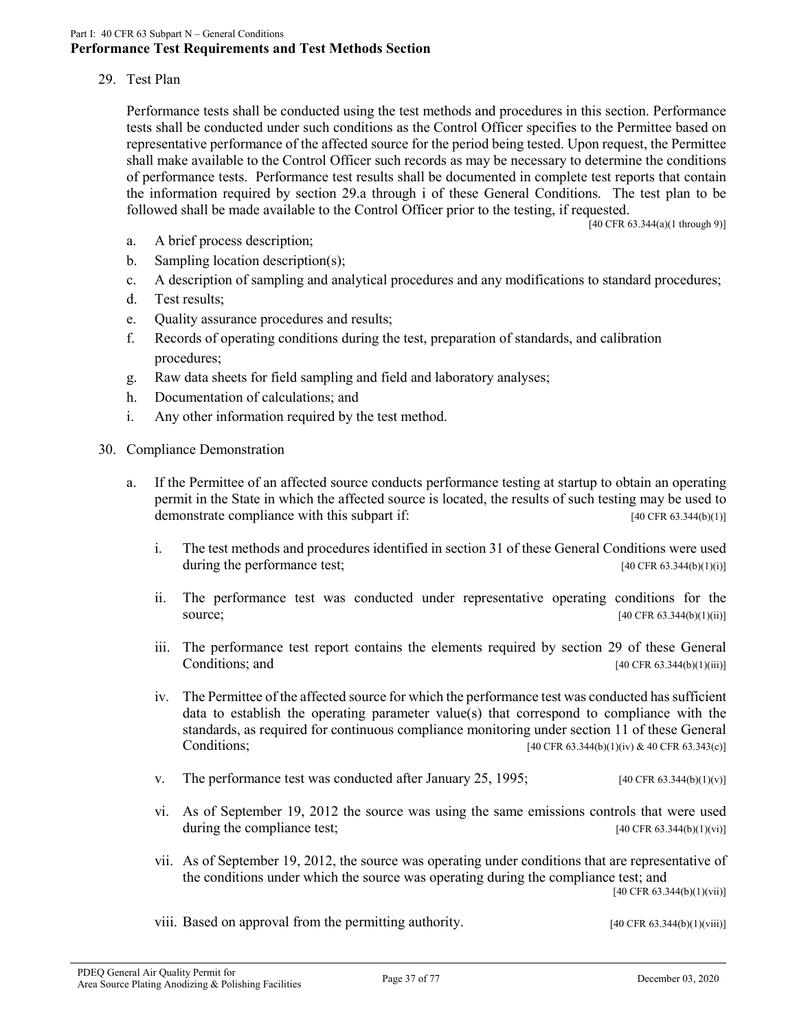Part I: 40 CFR 63 Subpart N – General Conditions

**Performance Test Requirements and Test Methods Section**

29. Test Plan

    Performance tests shall be conducted using the test methods and procedures in this section. Performance tests shall be conducted under such conditions as the Control Officer specifies to the Permittee based on representative performance of the affected source for the period being tested. Upon request, the Permittee shall make available to the Control Officer such records as may be necessary to determine the conditions of performance tests. Performance test results shall be documented in complete test reports that contain the information required by section 29.a through i of these General Conditions. The test plan to be followed shall be made available to the Control Officer prior to the testing, if requested.

    [40 CFR 63.344(a)(1 through 9)]

    a. A brief process description;
    b. Sampling location description(s);
    c. A description of sampling and analytical procedures and any modifications to standard procedures;
    d. Test results;
    e. Quality assurance procedures and results;
    f. Records of operating conditions during the test, preparation of standards, and calibration procedures;
    g. Raw data sheets for field sampling and field and laboratory analyses;
    h. Documentation of calculations; and
    i. Any other information required by the test method.

30. Compliance Demonstration

    a. If the Permittee of an affected source conducts performance testing at startup to obtain an operating permit in the State in which the affected source is located, the results of such testing may be used to demonstrate compliance with this subpart if: [40 CFR 63.344(b)(1)]

        i. The test methods and procedures identified in section 31 of these General Conditions were used during the performance test; [40 CFR 63.344(b)(1)(i)]

        ii. The performance test was conducted under representative operating conditions for the source; [40 CFR 63.344(b)(1)(ii)]

        iii. The performance test report contains the elements required by section 29 of these General Conditions; and [40 CFR 63.344(b)(1)(iii)]

        iv. The Permittee of the affected source for which the performance test was conducted has sufficient data to establish the operating parameter value(s) that correspond to compliance with the standards, as required for continuous compliance monitoring under section 11 of these General Conditions; [40 CFR 63.344(b)(1)(iv) & 40 CFR 63.343(c)]

        v. The performance test was conducted after January 25, 1995; [40 CFR 63.344(b)(1)(v)]

        vi. As of September 19, 2012 the source was using the same emissions controls that were used during the compliance test; [40 CFR 63.344(b)(1)(vi)]

        vii. As of September 19, 2012, the source was operating under conditions that are representative of the conditions under which the source was operating during the compliance test; and [40 CFR 63.344(b)(1)(vii)]

        viii. Based on approval from the permitting authority. [40 CFR 63.344(b)(1)(viii)]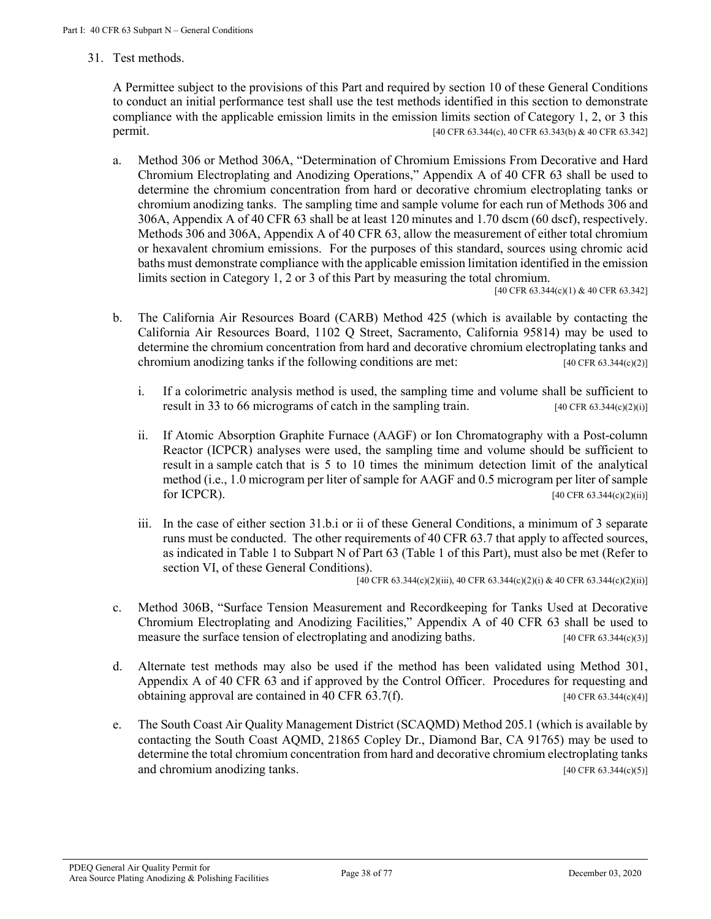31. Test methods.

A Permittee subject to the provisions of this Part and required by section 10 of these General Conditions to conduct an initial performance test shall use the test methods identified in this section to demonstrate compliance with the applicable emission limits in the emission limits section of Category 1, 2, or 3 this permit. [40 CFR 63.344(c), 40 CFR 63.343(b) & 40 CFR 63.342]

a. Method 306 or Method 306A, "Determination of Chromium Emissions From Decorative and Hard Chromium Electroplating and Anodizing Operations," Appendix A of 40 CFR 63 shall be used to determine the chromium concentration from hard or decorative chromium electroplating tanks or chromium anodizing tanks. The sampling time and sample volume for each run of Methods 306 and 306A, Appendix A of 40 CFR 63 shall be at least 120 minutes and 1.70 dscm (60 dscf), respectively. Methods 306 and 306A, Appendix A of 40 CFR 63, allow the measurement of either total chromium or hexavalent chromium emissions. For the purposes of this standard, sources using chromic acid baths must demonstrate compliance with the applicable emission limitation identified in the emission limits section in Category 1, 2 or 3 of this Part by measuring the total chromium. [40 CFR 63.344(c)(1) & 40 CFR 63.342]

b. The California Air Resources Board (CARB) Method 425 (which is available by contacting the California Air Resources Board, 1102 Q Street, Sacramento, California 95814) may be used to determine the chromium concentration from hard and decorative chromium electroplating tanks and chromium anodizing tanks if the following conditions are met: [40 CFR 63.344(c)(2)]

   i. If a colorimetric analysis method is used, the sampling time and volume shall be sufficient to result in 33 to 66 micrograms of catch in the sampling train. [40 CFR 63.344(c)(2)(i)]

   ii. If Atomic Absorption Graphite Furnace (AAGF) or Ion Chromatography with a Post-column Reactor (ICPCR) analyses were used, the sampling time and volume should be sufficient to result in a sample catch that is 5 to 10 times the minimum detection limit of the analytical method (i.e., 1.0 microgram per liter of sample for AAGF and 0.5 microgram per liter of sample for ICPCR). [40 CFR 63.344(c)(2)(ii)]

   iii. In the case of either section 31.b.i or ii of these General Conditions, a minimum of 3 separate runs must be conducted. The other requirements of 40 CFR 63.7 that apply to affected sources, as indicated in Table 1 to Subpart N of Part 63 (Table 1 of this Part), must also be met (Refer to section VI, of these General Conditions). [40 CFR 63.344(c)(2)(iii), 40 CFR 63.344(c)(2)(i) & 40 CFR 63.344(c)(2)(ii)]

c. Method 306B, "Surface Tension Measurement and Recordkeeping for Tanks Used at Decorative Chromium Electroplating and Anodizing Facilities," Appendix A of 40 CFR 63 shall be used to measure the surface tension of electroplating and anodizing baths. [40 CFR 63.344(c)(3)]

d. Alternate test methods may also be used if the method has been validated using Method 301, Appendix A of 40 CFR 63 and if approved by the Control Officer. Procedures for requesting and obtaining approval are contained in 40 CFR 63.7(f). [40 CFR 63.344(c)(4)]

e. The South Coast Air Quality Management District (SCAQMD) Method 205.1 (which is available by contacting the South Coast AQMD, 21865 Copley Dr., Diamond Bar, CA 91765) may be used to determine the total chromium concentration from hard and decorative chromium electroplating tanks and chromium anodizing tanks. [40 CFR 63.344(c)(5)]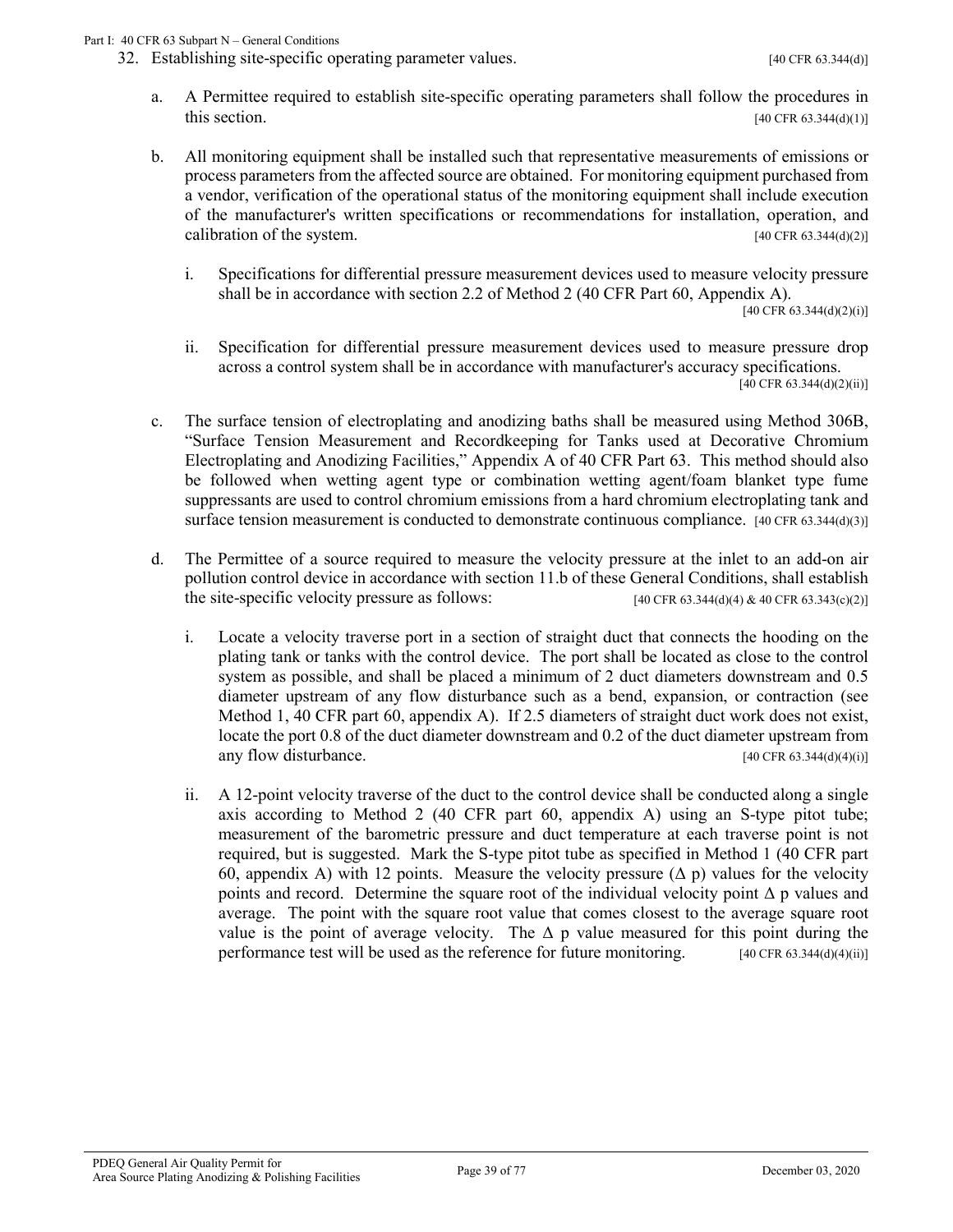32. Establishing site-specific operating parameter values. [40 CFR 63.344(d)]

    a. A Permittee required to establish site-specific operating parameters shall follow the procedures in this section. [40 CFR 63.344(d)(1)]

    b. All monitoring equipment shall be installed such that representative measurements of emissions or process parameters from the affected source are obtained. For monitoring equipment purchased from a vendor, verification of the operational status of the monitoring equipment shall include execution of the manufacturer's written specifications or recommendations for installation, operation, and calibration of the system. [40 CFR 63.344(d)(2)]

        i. Specifications for differential pressure measurement devices used to measure velocity pressure shall be in accordance with section 2.2 of Method 2 (40 CFR Part 60, Appendix A). [40 CFR 63.344(d)(2)(i)]

        ii. Specification for differential pressure measurement devices used to measure pressure drop across a control system shall be in accordance with manufacturer's accuracy specifications. [40 CFR 63.344(d)(2)(ii)]

    c. The surface tension of electroplating and anodizing baths shall be measured using Method 306B, "Surface Tension Measurement and Recordkeeping for Tanks used at Decorative Chromium Electroplating and Anodizing Facilities," Appendix A of 40 CFR Part 63. This method should also be followed when wetting agent type or combination wetting agent/foam blanket type fume suppressants are used to control chromium emissions from a hard chromium electroplating tank and surface tension measurement is conducted to demonstrate continuous compliance. [40 CFR 63.344(d)(3)]

    d. The Permittee of a source required to measure the velocity pressure at the inlet to an add-on air pollution control device in accordance with section 11.b of these General Conditions, shall establish the site-specific velocity pressure as follows: [40 CFR 63.344(d)(4) & 40 CFR 63.343(c)(2)]

        i. Locate a velocity traverse port in a section of straight duct that connects the hooding on the plating tank or tanks with the control device. The port shall be located as close to the control system as possible, and shall be placed a minimum of 2 duct diameters downstream and 0.5 diameter upstream of any flow disturbance such as a bend, expansion, or contraction (see Method 1, 40 CFR part 60, appendix A). If 2.5 diameters of straight duct work does not exist, locate the port 0.8 of the duct diameter downstream and 0.2 of the duct diameter upstream from any flow disturbance. [40 CFR 63.344(d)(4)(i)]

        ii. A 12-point velocity traverse of the duct to the control device shall be conducted along a single axis according to Method 2 (40 CFR part 60, appendix A) using an S-type pitot tube; measurement of the barometric pressure and duct temperature at each traverse point is not required, but is suggested. Mark the S-type pitot tube as specified in Method 1 (40 CFR part 60, appendix A) with 12 points. Measure the velocity pressure ($\Delta$ p) values for the velocity points and record. Determine the square root of the individual velocity point $\Delta$ p values and average. The point with the square root value that comes closest to the average square root value is the point of average velocity. The $\Delta$ p value measured for this point during the performance test will be used as the reference for future monitoring. [40 CFR 63.344(d)(4)(ii)]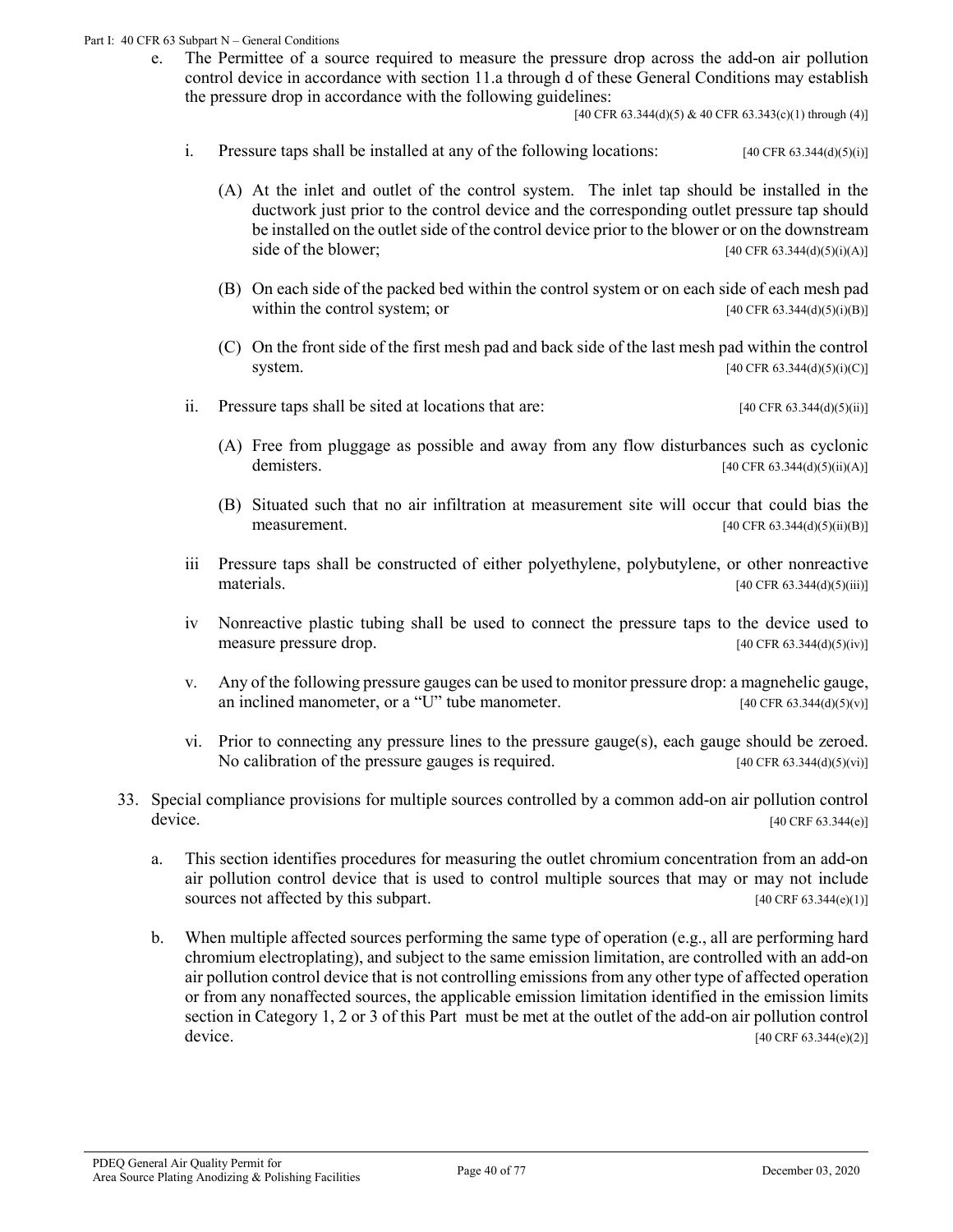e. The Permittee of a source required to measure the pressure drop across the add-on air pollution control device in accordance with section 11.a through d of these General Conditions may establish the pressure drop in accordance with the following guidelines:

[40 CFR 63.344(d)(5) & 40 CFR 63.343(c)(1) through (4)]

i. Pressure taps shall be installed at any of the following locations: [40 CFR 63.344(d)(5)(i)]

(A) At the inlet and outlet of the control system. The inlet tap should be installed in the ductwork just prior to the control device and the corresponding outlet pressure tap should be installed on the outlet side of the control device prior to the blower or on the downstream side of the blower; [40 CFR 63.344(d)(5)(i)(A)]

(B) On each side of the packed bed within the control system or on each side of each mesh pad within the control system; or [40 CFR 63.344(d)(5)(i)(B)]

(C) On the front side of the first mesh pad and back side of the last mesh pad within the control system. [40 CFR 63.344(d)(5)(i)(C)]

ii. Pressure taps shall be sited at locations that are: [40 CFR 63.344(d)(5)(ii)]

(A) Free from pluggage as possible and away from any flow disturbances such as cyclonic demisters. [40 CFR 63.344(d)(5)(ii)(A)]

(B) Situated such that no air infiltration at measurement site will occur that could bias the measurement. [40 CFR 63.344(d)(5)(ii)(B)]

iii Pressure taps shall be constructed of either polyethylene, polybutylene, or other nonreactive materials. [40 CFR 63.344(d)(5)(iii)]

iv Nonreactive plastic tubing shall be used to connect the pressure taps to the device used to measure pressure drop. [40 CFR 63.344(d)(5)(iv)]

v. Any of the following pressure gauges can be used to monitor pressure drop: a magnehelic gauge, an inclined manometer, or a "U" tube manometer. [40 CFR 63.344(d)(5)(v)]

vi. Prior to connecting any pressure lines to the pressure gauge(s), each gauge should be zeroed. No calibration of the pressure gauges is required. [40 CFR 63.344(d)(5)(vi)]

33. Special compliance provisions for multiple sources controlled by a common add-on air pollution control device. [40 CRF 63.344(e)]

a. This section identifies procedures for measuring the outlet chromium concentration from an add-on air pollution control device that is used to control multiple sources that may or may not include sources not affected by this subpart. [40 CRF 63.344(e)(1)]

b. When multiple affected sources performing the same type of operation (e.g., all are performing hard chromium electroplating), and subject to the same emission limitation, are controlled with an add-on air pollution control device that is not controlling emissions from any other type of affected operation or from any nonaffected sources, the applicable emission limitation identified in the emission limits section in Category 1, 2 or 3 of this Part must be met at the outlet of the add-on air pollution control device. [40 CRF 63.344(e)(2)]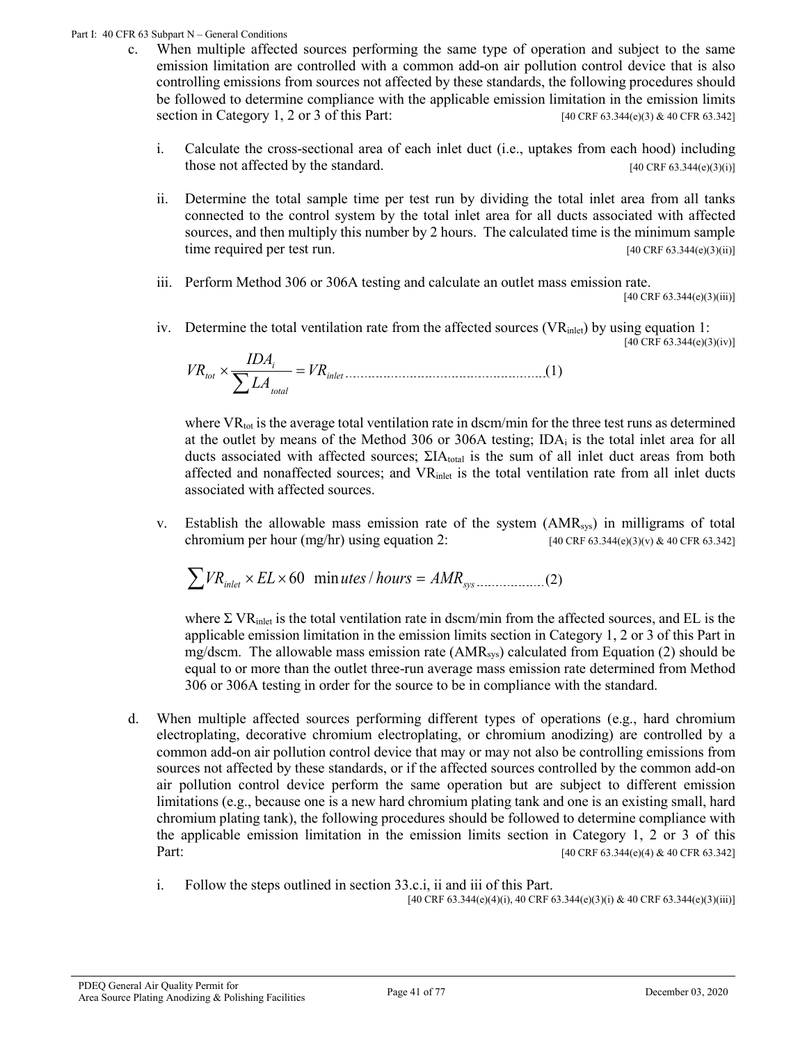c. When multiple affected sources performing the same type of operation and subject to the same emission limitation are controlled with a common add-on air pollution control device that is also controlling emissions from sources not affected by these standards, the following procedures should be followed to determine compliance with the applicable emission limitation in the emission limits section in Category 1, 2 or 3 of this Part: [40 CRF 63.344(e)(3) & 40 CFR 63.342]

   i. Calculate the cross-sectional area of each inlet duct (i.e., uptakes from each hood) including those not affected by the standard. [40 CRF 63.344(e)(3)(i)]

   ii. Determine the total sample time per test run by dividing the total inlet area from all tanks connected to the control system by the total inlet area for all ducts associated with affected sources, and then multiply this number by 2 hours. The calculated time is the minimum sample time required per test run. [40 CRF 63.344(e)(3)(ii)]

   iii. Perform Method 306 or 306A testing and calculate an outlet mass emission rate. [40 CRF 63.344(e)(3)(iii)]

   iv. Determine the total ventilation rate from the affected sources ($VR_{inlet}$) by using equation 1: [40 CRF 63.344(e)(3)(iv)]

   $$VR_{tot} \times \frac{IDA_i}{\sum LA_{total}} = VR_{inlet} \quad \text{.......................................................(1)}$$

   where $VR_{tot}$ is the average total ventilation rate in dscm/min for the three test runs as determined at the outlet by means of the Method 306 or 306A testing; $IDA_i$ is the total inlet area for all ducts associated with affected sources; $\Sigma IA_{total}$ is the sum of all inlet duct areas from both affected and nonaffected sources; and $VR_{inlet}$ is the total ventilation rate from all inlet ducts associated with affected sources.

   v. Establish the allowable mass emission rate of the system ($AMR_{sys}$) in milligrams of total chromium per hour (mg/hr) using equation 2: [40 CRF 63.344(e)(3)(v) & 40 CFR 63.342]

   $$\sum VR_{inlet} \times EL \times 60 \ \ minutes/hours = AMR_{sys} \quad \text{..................(2)}$$

   where $\Sigma VR_{inlet}$ is the total ventilation rate in dscm/min from the affected sources, and EL is the applicable emission limitation in the emission limits section in Category 1, 2 or 3 of this Part in mg/dscm. The allowable mass emission rate ($AMR_{sys}$) calculated from Equation (2) should be equal to or more than the outlet three-run average mass emission rate determined from Method 306 or 306A testing in order for the source to be in compliance with the standard.

d. When multiple affected sources performing different types of operations (e.g., hard chromium electroplating, decorative chromium electroplating, or chromium anodizing) are controlled by a common add-on air pollution control device that may or may not also be controlling emissions from sources not affected by these standards, or if the affected sources controlled by the common add-on air pollution control device perform the same operation but are subject to different emission limitations (e.g., because one is a new hard chromium plating tank and one is an existing small, hard chromium plating tank), the following procedures should be followed to determine compliance with the applicable emission limitation in the emission limits section in Category 1, 2 or 3 of this Part: [40 CRF 63.344(e)(4) & 40 CFR 63.342]

   i. Follow the steps outlined in section 33.c.i, ii and iii of this Part. [40 CRF 63.344(e)(4)(i), 40 CRF 63.344(e)(3)(i) & 40 CRF 63.344(e)(3)(iii)]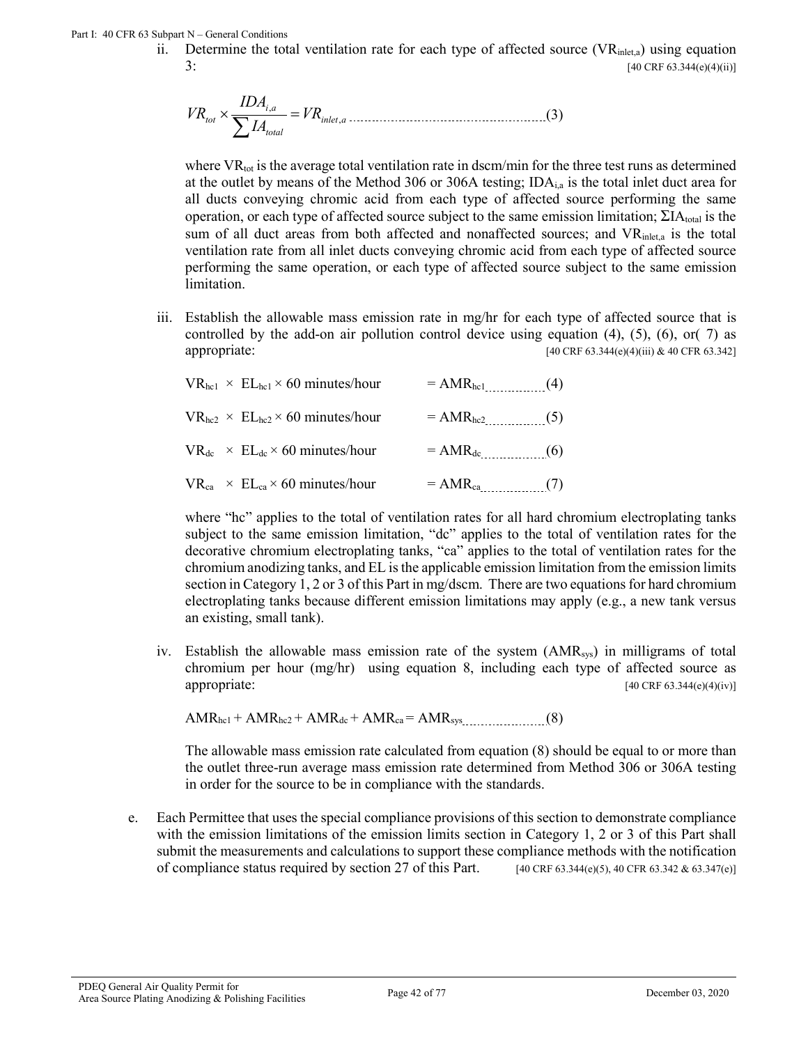ii. Determine the total ventilation rate for each type of affected source ($VR_{inlet,a}$) using equation 3: [40 CFR 63.344(e)(4)(ii)]

$$VR_{tot} \times \frac{IDA_{i,a}}{\sum IA_{total}} = VR_{inlet,a} \quad (3)$$

where $VR_{tot}$ is the average total ventilation rate in dscm/min for the three test runs as determined at the outlet by means of the Method 306 or 306A testing; $IDA_{i,a}$ is the total inlet duct area for all ducts conveying chromic acid from each type of affected source performing the same operation, or each type of affected source subject to the same emission limitation; $\Sigma IA_{total}$ is the sum of all duct areas from both affected and nonaffected sources; and $VR_{inlet,a}$ is the total ventilation rate from all inlet ducts conveying chromic acid from each type of affected source performing the same operation, or each type of affected source subject to the same emission limitation.

iii. Establish the allowable mass emission rate in mg/hr for each type of affected source that is controlled by the add-on air pollution control device using equation (4), (5), (6), or( 7) as appropriate: [40 CFR 63.344(e)(4)(iii) & 40 CFR 63.342]

$$VR_{hc1} \times EL_{hc1} \times 60 \text{ minutes/hour} = AMR_{hc1} \quad (4)$$

$$VR_{hc2} \times EL_{hc2} \times 60 \text{ minutes/hour} = AMR_{hc2} \quad (5)$$

$$VR_{dc} \times EL_{dc} \times 60 \text{ minutes/hour} = AMR_{dc} \quad (6)$$

$$VR_{ca} \times EL_{ca} \times 60 \text{ minutes/hour} = AMR_{ca} \quad (7)$$

where "hc" applies to the total of ventilation rates for all hard chromium electroplating tanks subject to the same emission limitation, "dc" applies to the total of ventilation rates for the decorative chromium electroplating tanks, "ca" applies to the total of ventilation rates for the chromium anodizing tanks, and EL is the applicable emission limitation from the emission limits section in Category 1, 2 or 3 of this Part in mg/dscm. There are two equations for hard chromium electroplating tanks because different emission limitations may apply (e.g., a new tank versus an existing, small tank).

iv. Establish the allowable mass emission rate of the system ($AMR_{sys}$) in milligrams of total chromium per hour (mg/hr) using equation 8, including each type of affected source as appropriate: [40 CFR 63.344(e)(4)(iv)]

$$AMR_{hc1} + AMR_{hc2} + AMR_{dc} + AMR_{ca} = AMR_{sys} \quad (8)$$

The allowable mass emission rate calculated from equation (8) should be equal to or more than the outlet three-run average mass emission rate determined from Method 306 or 306A testing in order for the source to be in compliance with the standards.

e. Each Permittee that uses the special compliance provisions of this section to demonstrate compliance with the emission limitations of the emission limits section in Category 1, 2 or 3 of this Part shall submit the measurements and calculations to support these compliance methods with the notification of compliance status required by section 27 of this Part. [40 CFR 63.344(e)(5), 40 CFR 63.342 & 63.347(e)]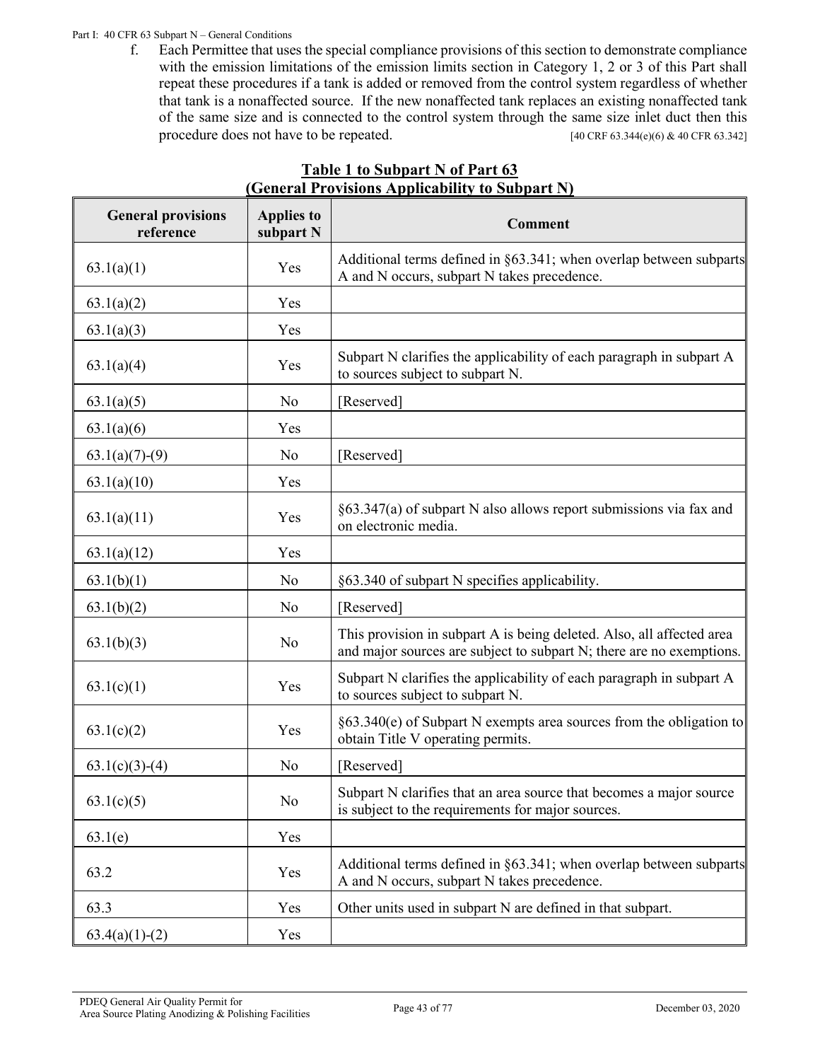f. Each Permittee that uses the special compliance provisions of this section to demonstrate compliance with the emission limitations of the emission limits section in Category 1, 2 or 3 of this Part shall repeat these procedures if a tank is added or removed from the control system regardless of whether that tank is a nonaffected source. If the new nonaffected tank replaces an existing nonaffected tank of the same size and is connected to the control system through the same size inlet duct then this procedure does not have to be repeated. [40 CRF 63.344(e)(6) & 40 CFR 63.342]

## Table 1 to Subpart N of Part 63 (General Provisions Applicability to Subpart N)

| General provisions reference | Applies to subpart N | Comment |
|---|---|---|
| 63.1(a)(1) | Yes | Additional terms defined in §63.341; when overlap between subparts A and N occurs, subpart N takes precedence. |
| 63.1(a)(2) | Yes | |
| 63.1(a)(3) | Yes | |
| 63.1(a)(4) | Yes | Subpart N clarifies the applicability of each paragraph in subpart A to sources subject to subpart N. |
| 63.1(a)(5) | No | [Reserved] |
| 63.1(a)(6) | Yes | |
| 63.1(a)(7)-(9) | No | [Reserved] |
| 63.1(a)(10) | Yes | |
| 63.1(a)(11) | Yes | §63.347(a) of subpart N also allows report submissions via fax and on electronic media. |
| 63.1(a)(12) | Yes | |
| 63.1(b)(1) | No | §63.340 of subpart N specifies applicability. |
| 63.1(b)(2) | No | [Reserved] |
| 63.1(b)(3) | No | This provision in subpart A is being deleted. Also, all affected area and major sources are subject to subpart N; there are no exemptions. |
| 63.1(c)(1) | Yes | Subpart N clarifies the applicability of each paragraph in subpart A to sources subject to subpart N. |
| 63.1(c)(2) | Yes | §63.340(e) of Subpart N exempts area sources from the obligation to obtain Title V operating permits. |
| 63.1(c)(3)-(4) | No | [Reserved] |
| 63.1(c)(5) | No | Subpart N clarifies that an area source that becomes a major source is subject to the requirements for major sources. |
| 63.1(e) | Yes | |
| 63.2 | Yes | Additional terms defined in §63.341; when overlap between subparts A and N occurs, subpart N takes precedence. |
| 63.3 | Yes | Other units used in subpart N are defined in that subpart. |
| 63.4(a)(1)-(2) | Yes | |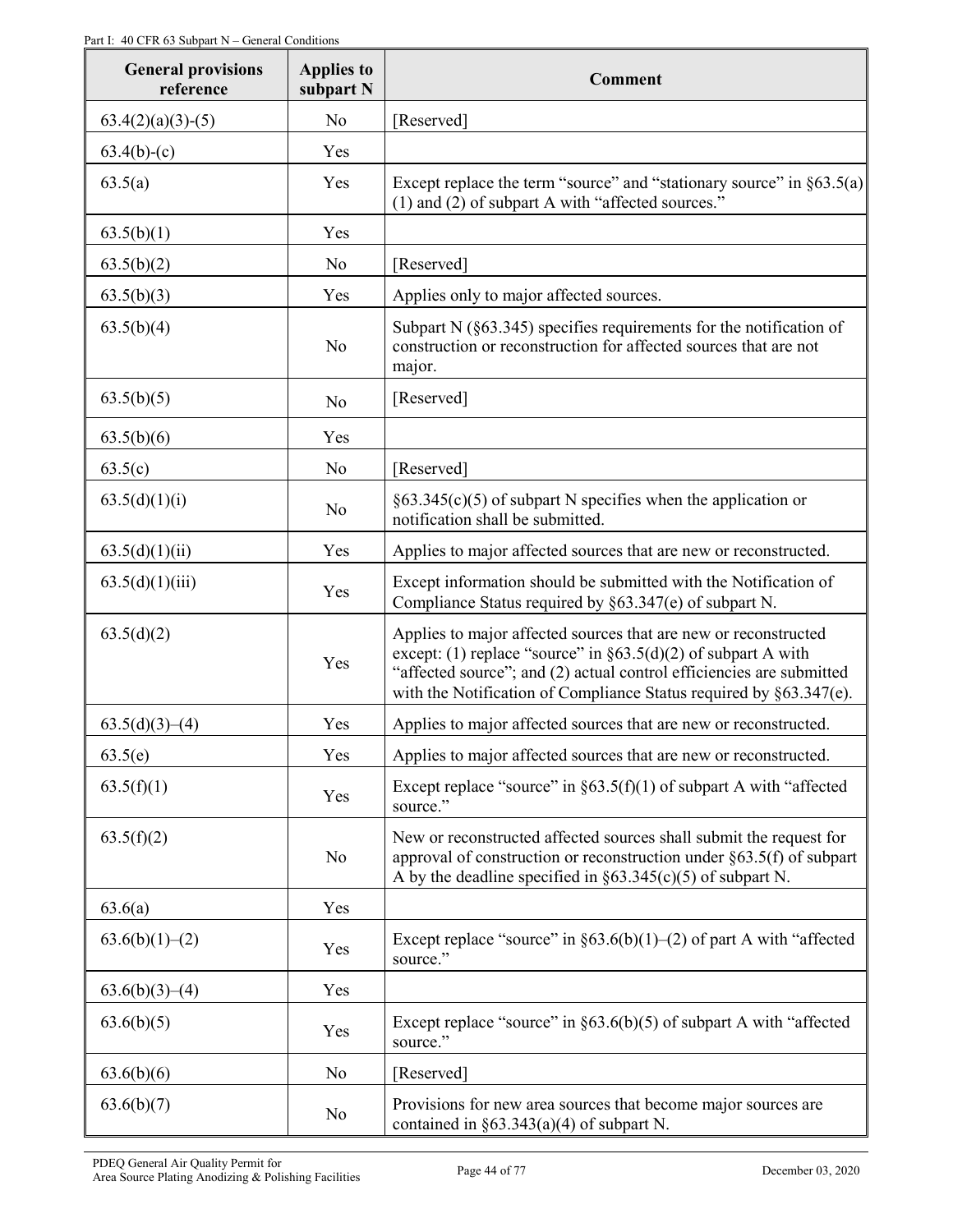| General provisions reference | Applies to subpart N | Comment |
|---|---|---|
| 63.4(2)(a)(3)-(5) | No | [Reserved] |
| 63.4(b)-(c) | Yes | |
| 63.5(a) | Yes | Except replace the term "source" and "stationary source" in §63.5(a)(1) and (2) of subpart A with "affected sources." |
| 63.5(b)(1) | Yes | |
| 63.5(b)(2) | No | [Reserved] |
| 63.5(b)(3) | Yes | Applies only to major affected sources. |
| 63.5(b)(4) | No | Subpart N (§63.345) specifies requirements for the notification of construction or reconstruction for affected sources that are not major. |
| 63.5(b)(5) | No | [Reserved] |
| 63.5(b)(6) | Yes | |
| 63.5(c) | No | [Reserved] |
| 63.5(d)(1)(i) | No | §63.345(c)(5) of subpart N specifies when the application or notification shall be submitted. |
| 63.5(d)(1)(ii) | Yes | Applies to major affected sources that are new or reconstructed. |
| 63.5(d)(1)(iii) | Yes | Except information should be submitted with the Notification of Compliance Status required by §63.347(e) of subpart N. |
| 63.5(d)(2) | Yes | Applies to major affected sources that are new or reconstructed except: (1) replace "source" in §63.5(d)(2) of subpart A with "affected source"; and (2) actual control efficiencies are submitted with the Notification of Compliance Status required by §63.347(e). |
| 63.5(d)(3)–(4) | Yes | Applies to major affected sources that are new or reconstructed. |
| 63.5(e) | Yes | Applies to major affected sources that are new or reconstructed. |
| 63.5(f)(1) | Yes | Except replace "source" in §63.5(f)(1) of subpart A with "affected source." |
| 63.5(f)(2) | No | New or reconstructed affected sources shall submit the request for approval of construction or reconstruction under §63.5(f) of subpart A by the deadline specified in §63.345(c)(5) of subpart N. |
| 63.6(a) | Yes | |
| 63.6(b)(1)–(2) | Yes | Except replace "source" in §63.6(b)(1)–(2) of part A with "affected source." |
| 63.6(b)(3)–(4) | Yes | |
| 63.6(b)(5) | Yes | Except replace "source" in §63.6(b)(5) of subpart A with "affected source." |
| 63.6(b)(6) | No | [Reserved] |
| 63.6(b)(7) | No | Provisions for new area sources that become major sources are contained in §63.343(a)(4) of subpart N. |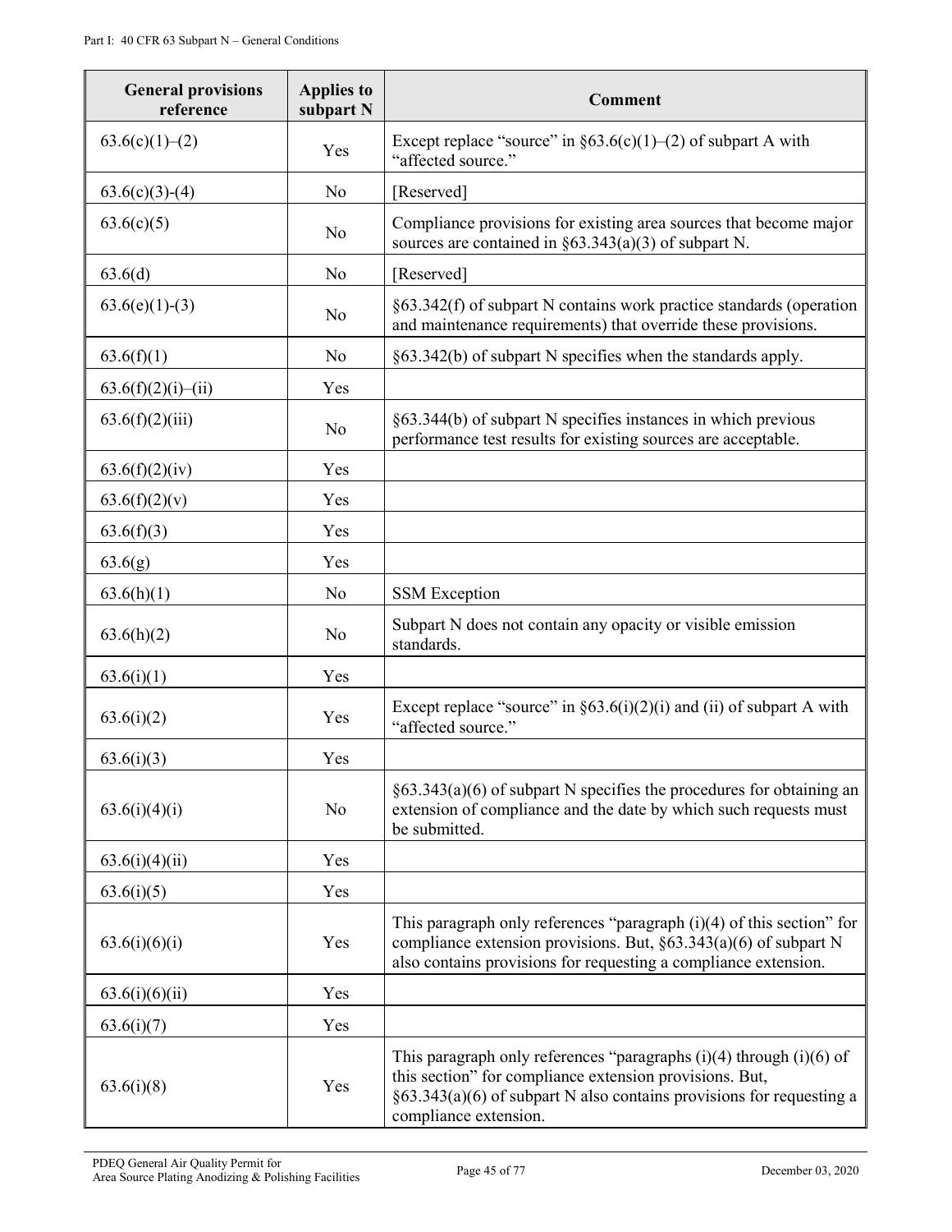| General provisions reference | Applies to subpart N | Comment |
| --- | --- | --- |
| 63.6(c)(1)–(2) | Yes | Except replace "source" in §63.6(c)(1)–(2) of subpart A with "affected source." |
| 63.6(c)(3)-(4) | No | [Reserved] |
| 63.6(c)(5) | No | Compliance provisions for existing area sources that become major sources are contained in §63.343(a)(3) of subpart N. |
| 63.6(d) | No | [Reserved] |
| 63.6(e)(1)-(3) | No | §63.342(f) of subpart N contains work practice standards (operation and maintenance requirements) that override these provisions. |
| 63.6(f)(1) | No | §63.342(b) of subpart N specifies when the standards apply. |
| 63.6(f)(2)(i)–(ii) | Yes | |
| 63.6(f)(2)(iii) | No | §63.344(b) of subpart N specifies instances in which previous performance test results for existing sources are acceptable. |
| 63.6(f)(2)(iv) | Yes | |
| 63.6(f)(2)(v) | Yes | |
| 63.6(f)(3) | Yes | |
| 63.6(g) | Yes | |
| 63.6(h)(1) | No | SSM Exception |
| 63.6(h)(2) | No | Subpart N does not contain any opacity or visible emission standards. |
| 63.6(i)(1) | Yes | |
| 63.6(i)(2) | Yes | Except replace "source" in §63.6(i)(2)(i) and (ii) of subpart A with "affected source." |
| 63.6(i)(3) | Yes | |
| 63.6(i)(4)(i) | No | §63.343(a)(6) of subpart N specifies the procedures for obtaining an extension of compliance and the date by which such requests must be submitted. |
| 63.6(i)(4)(ii) | Yes | |
| 63.6(i)(5) | Yes | |
| 63.6(i)(6)(i) | Yes | This paragraph only references "paragraph (i)(4) of this section" for compliance extension provisions. But, §63.343(a)(6) of subpart N also contains provisions for requesting a compliance extension. |
| 63.6(i)(6)(ii) | Yes | |
| 63.6(i)(7) | Yes | |
| 63.6(i)(8) | Yes | This paragraph only references "paragraphs (i)(4) through (i)(6) of this section" for compliance extension provisions. But, §63.343(a)(6) of subpart N also contains provisions for requesting a compliance extension. |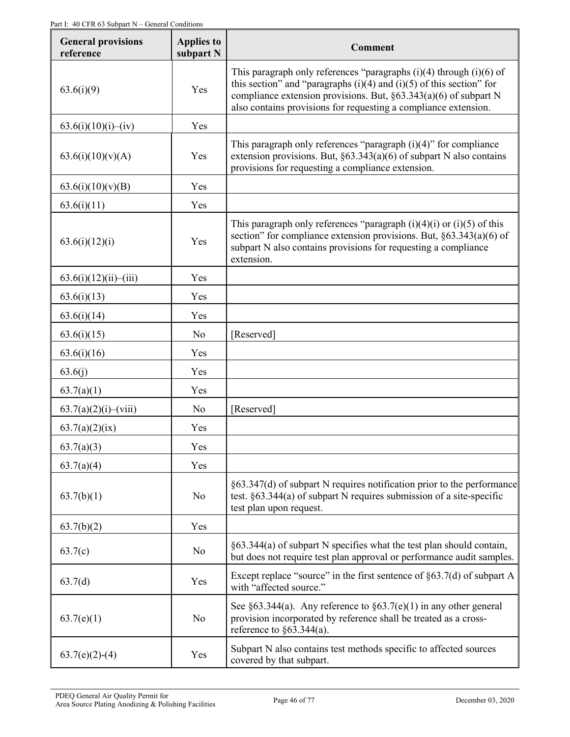| General provisions reference | Applies to subpart N | Comment |
|---|---|---|
| 63.6(i)(9) | Yes | This paragraph only references "paragraphs (i)(4) through (i)(6) of this section" and "paragraphs (i)(4) and (i)(5) of this section" for compliance extension provisions. But, §63.343(a)(6) of subpart N also contains provisions for requesting a compliance extension. |
| 63.6(i)(10)(i)–(iv) | Yes | |
| 63.6(i)(10)(v)(A) | Yes | This paragraph only references "paragraph (i)(4)" for compliance extension provisions. But, §63.343(a)(6) of subpart N also contains provisions for requesting a compliance extension. |
| 63.6(i)(10)(v)(B) | Yes | |
| 63.6(i)(11) | Yes | |
| 63.6(i)(12)(i) | Yes | This paragraph only references "paragraph (i)(4)(i) or (i)(5) of this section" for compliance extension provisions. But, §63.343(a)(6) of subpart N also contains provisions for requesting a compliance extension. |
| 63.6(i)(12)(ii)–(iii) | Yes | |
| 63.6(i)(13) | Yes | |
| 63.6(i)(14) | Yes | |
| 63.6(i)(15) | No | [Reserved] |
| 63.6(i)(16) | Yes | |
| 63.6(j) | Yes | |
| 63.7(a)(1) | Yes | |
| 63.7(a)(2)(i)–(viii) | No | [Reserved] |
| 63.7(a)(2)(ix) | Yes | |
| 63.7(a)(3) | Yes | |
| 63.7(a)(4) | Yes | |
| 63.7(b)(1) | No | §63.347(d) of subpart N requires notification prior to the performance test. §63.344(a) of subpart N requires submission of a site-specific test plan upon request. |
| 63.7(b)(2) | Yes | |
| 63.7(c) | No | §63.344(a) of subpart N specifies what the test plan should contain, but does not require test plan approval or performance audit samples. |
| 63.7(d) | Yes | Except replace "source" in the first sentence of §63.7(d) of subpart A with "affected source." |
| 63.7(e)(1) | No | See §63.344(a). Any reference to §63.7(e)(1) in any other general provision incorporated by reference shall be treated as a cross-reference to §63.344(a). |
| 63.7(e)(2)-(4) | Yes | Subpart N also contains test methods specific to affected sources covered by that subpart. |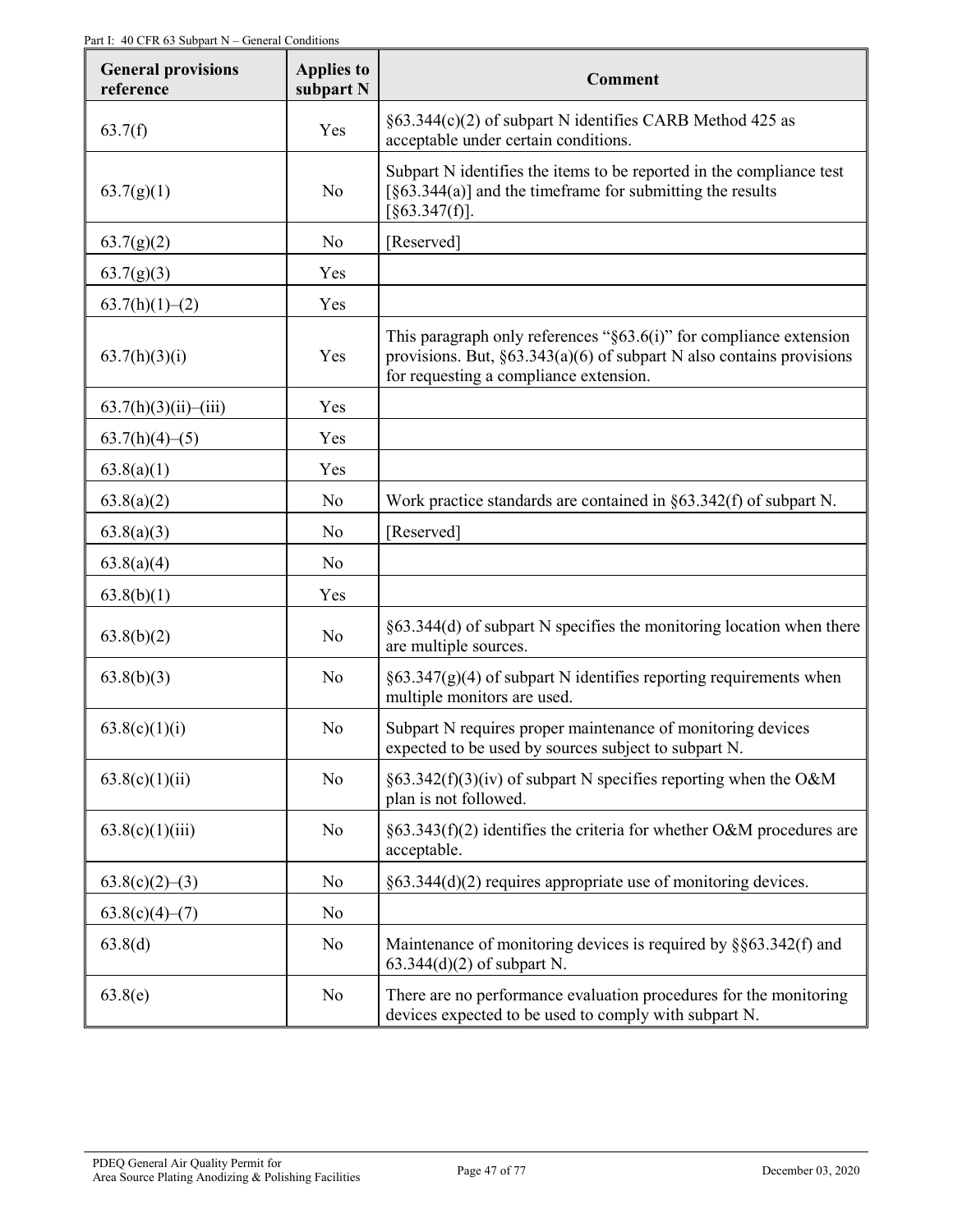| General provisions reference | Applies to subpart N | Comment |
|---|---|---|
| 63.7(f) | Yes | §63.344(c)(2) of subpart N identifies CARB Method 425 as acceptable under certain conditions. |
| 63.7(g)(1) | No | Subpart N identifies the items to be reported in the compliance test [§63.344(a)] and the timeframe for submitting the results [§63.347(f)]. |
| 63.7(g)(2) | No | [Reserved] |
| 63.7(g)(3) | Yes | |
| 63.7(h)(1)–(2) | Yes | |
| 63.7(h)(3)(i) | Yes | This paragraph only references "§63.6(i)" for compliance extension provisions. But, §63.343(a)(6) of subpart N also contains provisions for requesting a compliance extension. |
| 63.7(h)(3)(ii)–(iii) | Yes | |
| 63.7(h)(4)–(5) | Yes | |
| 63.8(a)(1) | Yes | |
| 63.8(a)(2) | No | Work practice standards are contained in §63.342(f) of subpart N. |
| 63.8(a)(3) | No | [Reserved] |
| 63.8(a)(4) | No | |
| 63.8(b)(1) | Yes | |
| 63.8(b)(2) | No | §63.344(d) of subpart N specifies the monitoring location when there are multiple sources. |
| 63.8(b)(3) | No | §63.347(g)(4) of subpart N identifies reporting requirements when multiple monitors are used. |
| 63.8(c)(1)(i) | No | Subpart N requires proper maintenance of monitoring devices expected to be used by sources subject to subpart N. |
| 63.8(c)(1)(ii) | No | §63.342(f)(3)(iv) of subpart N specifies reporting when the O&M plan is not followed. |
| 63.8(c)(1)(iii) | No | §63.343(f)(2) identifies the criteria for whether O&M procedures are acceptable. |
| 63.8(c)(2)–(3) | No | §63.344(d)(2) requires appropriate use of monitoring devices. |
| 63.8(c)(4)–(7) | No | |
| 63.8(d) | No | Maintenance of monitoring devices is required by §§63.342(f) and 63.344(d)(2) of subpart N. |
| 63.8(e) | No | There are no performance evaluation procedures for the monitoring devices expected to be used to comply with subpart N. |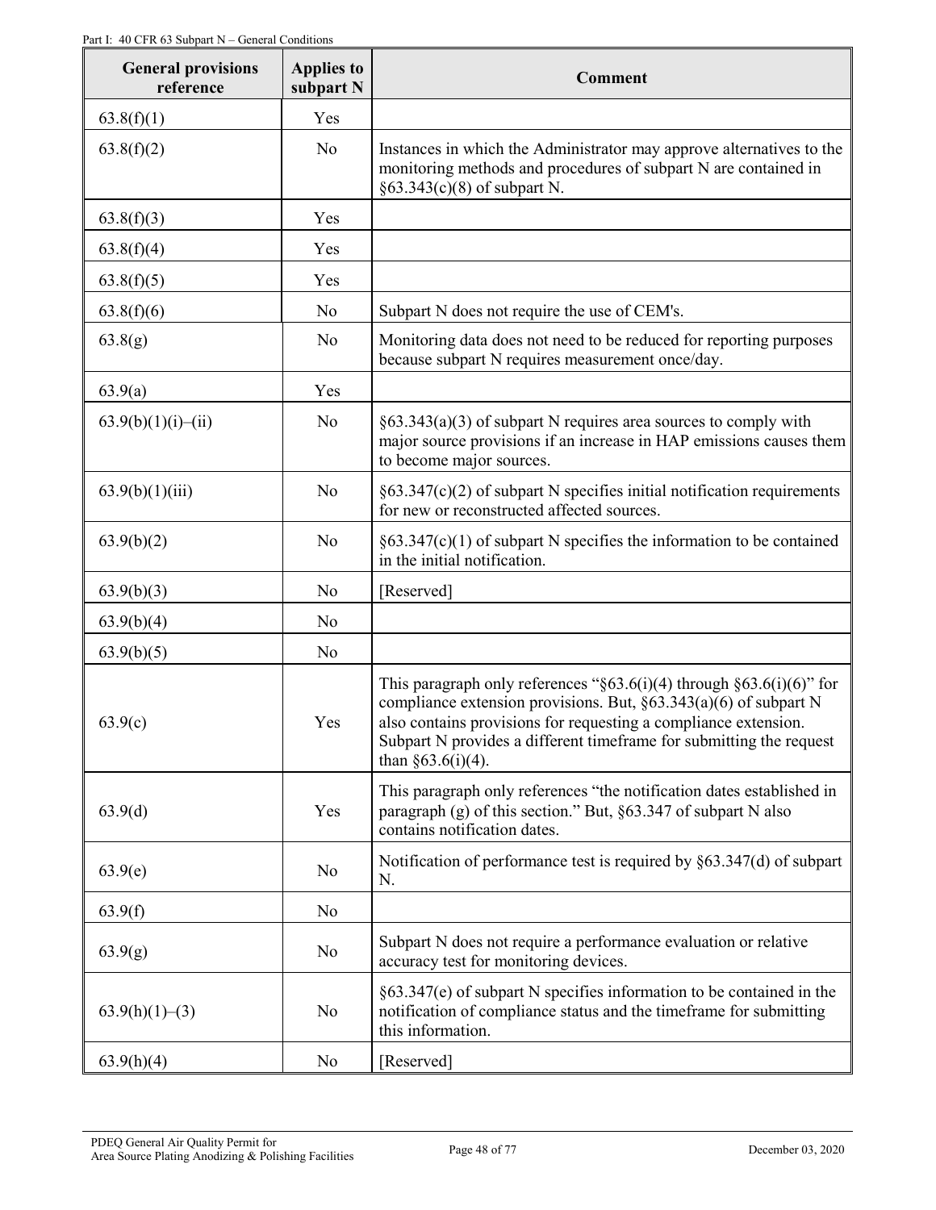| General provisions reference | Applies to subpart N | Comment |
|---|---|---|
| 63.8(f)(1) | Yes | |
| 63.8(f)(2) | No | Instances in which the Administrator may approve alternatives to the monitoring methods and procedures of subpart N are contained in §63.343(c)(8) of subpart N. |
| 63.8(f)(3) | Yes | |
| 63.8(f)(4) | Yes | |
| 63.8(f)(5) | Yes | |
| 63.8(f)(6) | No | Subpart N does not require the use of CEM's. |
| 63.8(g) | No | Monitoring data does not need to be reduced for reporting purposes because subpart N requires measurement once/day. |
| 63.9(a) | Yes | |
| 63.9(b)(1)(i)–(ii) | No | §63.343(a)(3) of subpart N requires area sources to comply with major source provisions if an increase in HAP emissions causes them to become major sources. |
| 63.9(b)(1)(iii) | No | §63.347(c)(2) of subpart N specifies initial notification requirements for new or reconstructed affected sources. |
| 63.9(b)(2) | No | §63.347(c)(1) of subpart N specifies the information to be contained in the initial notification. |
| 63.9(b)(3) | No | [Reserved] |
| 63.9(b)(4) | No | |
| 63.9(b)(5) | No | |
| 63.9(c) | Yes | This paragraph only references "§63.6(i)(4) through §63.6(i)(6)" for compliance extension provisions. But, §63.343(a)(6) of subpart N also contains provisions for requesting a compliance extension. Subpart N provides a different timeframe for submitting the request than §63.6(i)(4). |
| 63.9(d) | Yes | This paragraph only references "the notification dates established in paragraph (g) of this section." But, §63.347 of subpart N also contains notification dates. |
| 63.9(e) | No | Notification of performance test is required by §63.347(d) of subpart N. |
| 63.9(f) | No | |
| 63.9(g) | No | Subpart N does not require a performance evaluation or relative accuracy test for monitoring devices. |
| 63.9(h)(1)–(3) | No | §63.347(e) of subpart N specifies information to be contained in the notification of compliance status and the timeframe for submitting this information. |
| 63.9(h)(4) | No | [Reserved] |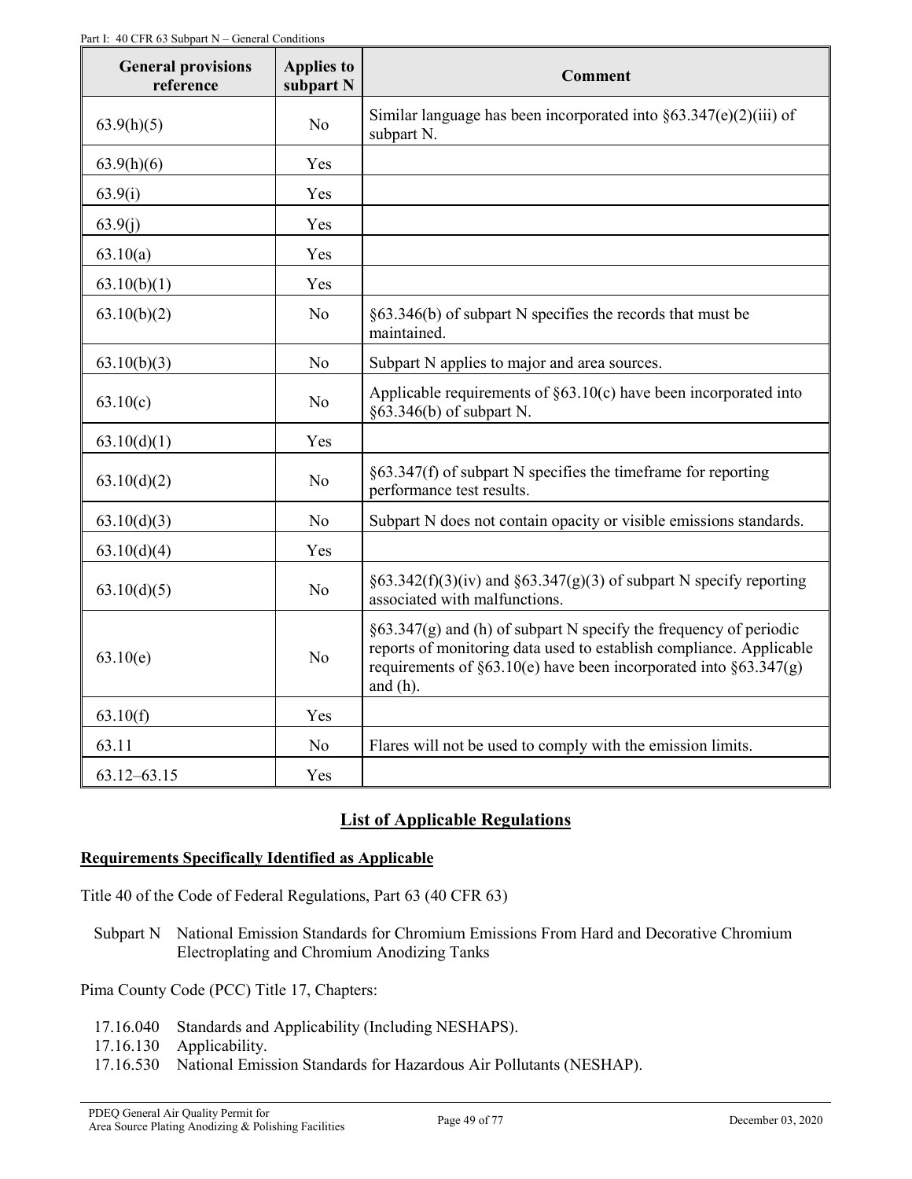| General provisions reference | Applies to subpart N | Comment |
|---|---|---|
| 63.9(h)(5) | No | Similar language has been incorporated into §63.347(e)(2)(iii) of subpart N. |
| 63.9(h)(6) | Yes | |
| 63.9(i) | Yes | |
| 63.9(j) | Yes | |
| 63.10(a) | Yes | |
| 63.10(b)(1) | Yes | |
| 63.10(b)(2) | No | §63.346(b) of subpart N specifies the records that must be maintained. |
| 63.10(b)(3) | No | Subpart N applies to major and area sources. |
| 63.10(c) | No | Applicable requirements of §63.10(c) have been incorporated into §63.346(b) of subpart N. |
| 63.10(d)(1) | Yes | |
| 63.10(d)(2) | No | §63.347(f) of subpart N specifies the timeframe for reporting performance test results. |
| 63.10(d)(3) | No | Subpart N does not contain opacity or visible emissions standards. |
| 63.10(d)(4) | Yes | |
| 63.10(d)(5) | No | §63.342(f)(3)(iv) and §63.347(g)(3) of subpart N specify reporting associated with malfunctions. |
| 63.10(e) | No | §63.347(g) and (h) of subpart N specify the frequency of periodic reports of monitoring data used to establish compliance. Applicable requirements of §63.10(e) have been incorporated into §63.347(g) and (h). |
| 63.10(f) | Yes | |
| 63.11 | No | Flares will not be used to comply with the emission limits. |
| 63.12–63.15 | Yes | |

## List of Applicable Regulations

### Requirements Specifically Identified as Applicable

Title 40 of the Code of Federal Regulations, Part 63 (40 CFR 63)

Subpart N National Emission Standards for Chromium Emissions From Hard and Decorative Chromium Electroplating and Chromium Anodizing Tanks

Pima County Code (PCC) Title 17, Chapters:

17.16.040 Standards and Applicability (Including NESHAPS).
17.16.130 Applicability.
17.16.530 National Emission Standards for Hazardous Air Pollutants (NESHAP).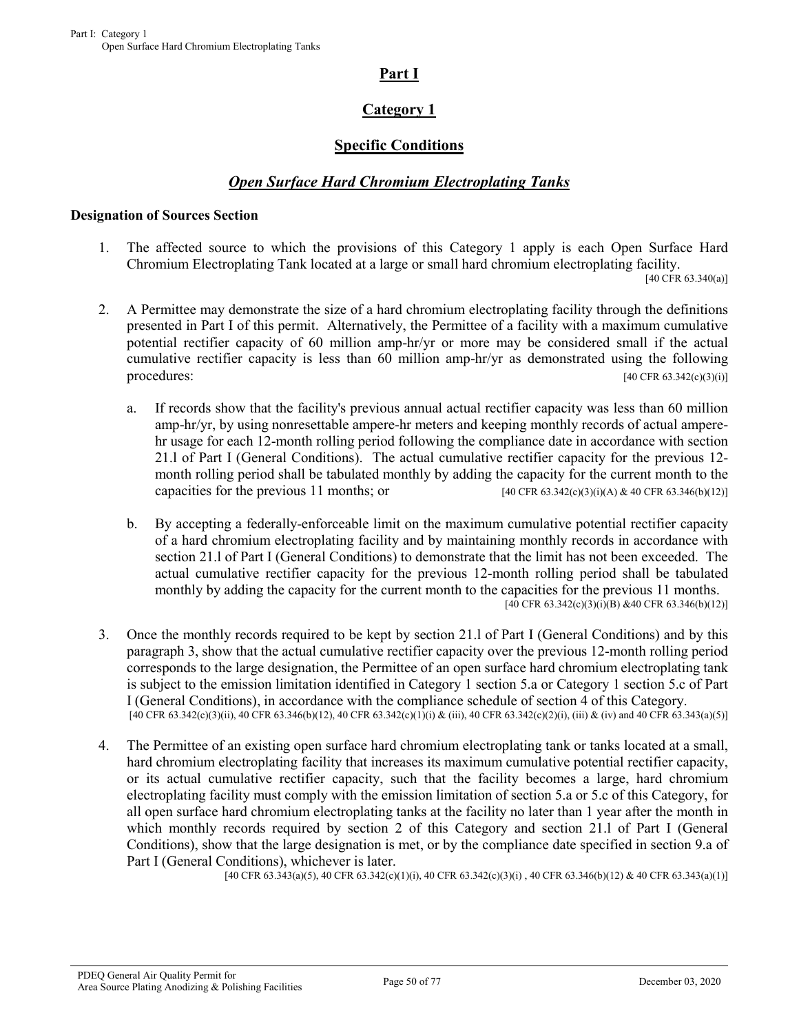# Part I

## Category 1

## Specific Conditions

### *Open Surface Hard Chromium Electroplating Tanks*

**Designation of Sources Section**

1. The affected source to which the provisions of this Category 1 apply is each Open Surface Hard Chromium Electroplating Tank located at a large or small hard chromium electroplating facility. [40 CFR 63.340(a)]

2. A Permittee may demonstrate the size of a hard chromium electroplating facility through the definitions presented in Part I of this permit. Alternatively, the Permittee of a facility with a maximum cumulative potential rectifier capacity of 60 million amp-hr/yr or more may be considered small if the actual cumulative rectifier capacity is less than 60 million amp-hr/yr as demonstrated using the following procedures: [40 CFR 63.342(c)(3)(i)]

   a. If records show that the facility's previous annual actual rectifier capacity was less than 60 million amp-hr/yr, by using nonresettable ampere-hr meters and keeping monthly records of actual ampere-hr usage for each 12-month rolling period following the compliance date in accordance with section 21.l of Part I (General Conditions). The actual cumulative rectifier capacity for the previous 12-month rolling period shall be tabulated monthly by adding the capacity for the current month to the capacities for the previous 11 months; or [40 CFR 63.342(c)(3)(i)(A) & 40 CFR 63.346(b)(12)]

   b. By accepting a federally-enforceable limit on the maximum cumulative potential rectifier capacity of a hard chromium electroplating facility and by maintaining monthly records in accordance with section 21.l of Part I (General Conditions) to demonstrate that the limit has not been exceeded. The actual cumulative rectifier capacity for the previous 12-month rolling period shall be tabulated monthly by adding the capacity for the current month to the capacities for the previous 11 months. [40 CFR 63.342(c)(3)(i)(B) &40 CFR 63.346(b)(12)]

3. Once the monthly records required to be kept by section 21.l of Part I (General Conditions) and by this paragraph 3, show that the actual cumulative rectifier capacity over the previous 12-month rolling period corresponds to the large designation, the Permittee of an open surface hard chromium electroplating tank is subject to the emission limitation identified in Category 1 section 5.a or Category 1 section 5.c of Part I (General Conditions), in accordance with the compliance schedule of section 4 of this Category. [40 CFR 63.342(c)(3)(ii), 40 CFR 63.346(b)(12), 40 CFR 63.342(c)(1)(i) & (iii), 40 CFR 63.342(c)(2)(i), (iii) & (iv) and 40 CFR 63.343(a)(5)]

4. The Permittee of an existing open surface hard chromium electroplating tank or tanks located at a small, hard chromium electroplating facility that increases its maximum cumulative potential rectifier capacity, or its actual cumulative rectifier capacity, such that the facility becomes a large, hard chromium electroplating facility must comply with the emission limitation of section 5.a or 5.c of this Category, for all open surface hard chromium electroplating tanks at the facility no later than 1 year after the month in which monthly records required by section 2 of this Category and section 21.l of Part I (General Conditions), show that the large designation is met, or by the compliance date specified in section 9.a of Part I (General Conditions), whichever is later. [40 CFR 63.343(a)(5), 40 CFR 63.342(c)(1)(i), 40 CFR 63.342(c)(3)(i) , 40 CFR 63.346(b)(12) & 40 CFR 63.343(a)(1)]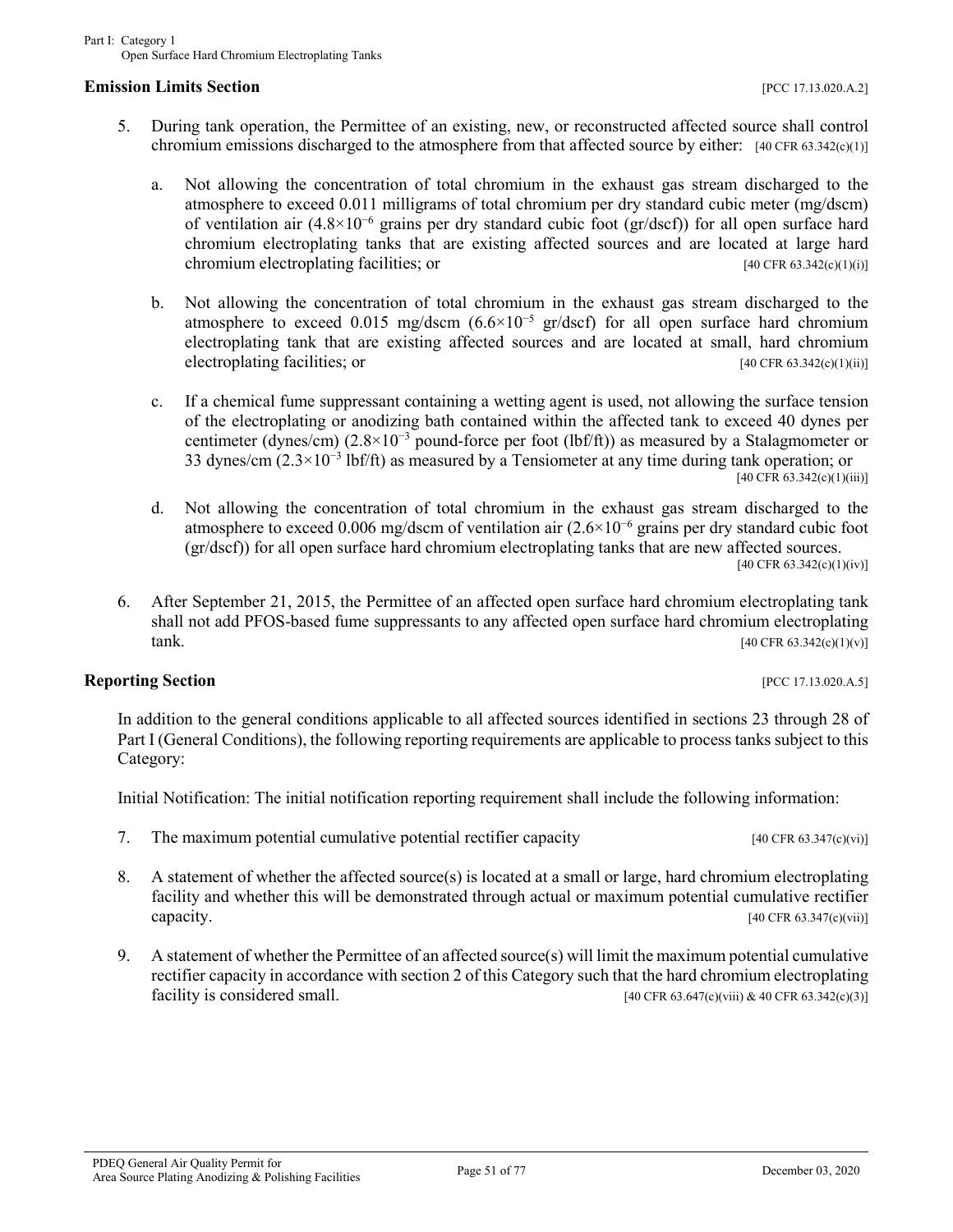## Emission Limits Section

[PCC 17.13.020.A.2]

5. During tank operation, the Permittee of an existing, new, or reconstructed affected source shall control chromium emissions discharged to the atmosphere from that affected source by either: [40 CFR 63.342(c)(1)]

   a. Not allowing the concentration of total chromium in the exhaust gas stream discharged to the atmosphere to exceed 0.011 milligrams of total chromium per dry standard cubic meter (mg/dscm) of ventilation air ($4.8\times10^{-6}$ grains per dry standard cubic foot (gr/dscf)) for all open surface hard chromium electroplating tanks that are existing affected sources and are located at large hard chromium electroplating facilities; or [40 CFR 63.342(c)(1)(i)]

   b. Not allowing the concentration of total chromium in the exhaust gas stream discharged to the atmosphere to exceed 0.015 mg/dscm ($6.6\times10^{-5}$ gr/dscf) for all open surface hard chromium electroplating tank that are existing affected sources and are located at small, hard chromium electroplating facilities; or [40 CFR 63.342(c)(1)(ii)]

   c. If a chemical fume suppressant containing a wetting agent is used, not allowing the surface tension of the electroplating or anodizing bath contained within the affected tank to exceed 40 dynes per centimeter (dynes/cm) ($2.8\times10^{-3}$ pound-force per foot (lbf/ft)) as measured by a Stalagmometer or 33 dynes/cm ($2.3\times10^{-3}$ lbf/ft) as measured by a Tensiometer at any time during tank operation; or [40 CFR 63.342(c)(1)(iii)]

   d. Not allowing the concentration of total chromium in the exhaust gas stream discharged to the atmosphere to exceed 0.006 mg/dscm of ventilation air ($2.6\times10^{-6}$ grains per dry standard cubic foot (gr/dscf)) for all open surface hard chromium electroplating tanks that are new affected sources. [40 CFR 63.342(c)(1)(iv)]

6. After September 21, 2015, the Permittee of an affected open surface hard chromium electroplating tank shall not add PFOS-based fume suppressants to any affected open surface hard chromium electroplating tank. [40 CFR 63.342(c)(1)(v)]

## Reporting Section

[PCC 17.13.020.A.5]

In addition to the general conditions applicable to all affected sources identified in sections 23 through 28 of Part I (General Conditions), the following reporting requirements are applicable to process tanks subject to this Category:

Initial Notification: The initial notification reporting requirement shall include the following information:

7. The maximum potential cumulative potential rectifier capacity [40 CFR 63.347(c)(vi)]

8. A statement of whether the affected source(s) is located at a small or large, hard chromium electroplating facility and whether this will be demonstrated through actual or maximum potential cumulative rectifier capacity. [40 CFR 63.347(c)(vii)]

9. A statement of whether the Permittee of an affected source(s) will limit the maximum potential cumulative rectifier capacity in accordance with section 2 of this Category such that the hard chromium electroplating facility is considered small. [40 CFR 63.647(c)(viii) & 40 CFR 63.342(c)(3)]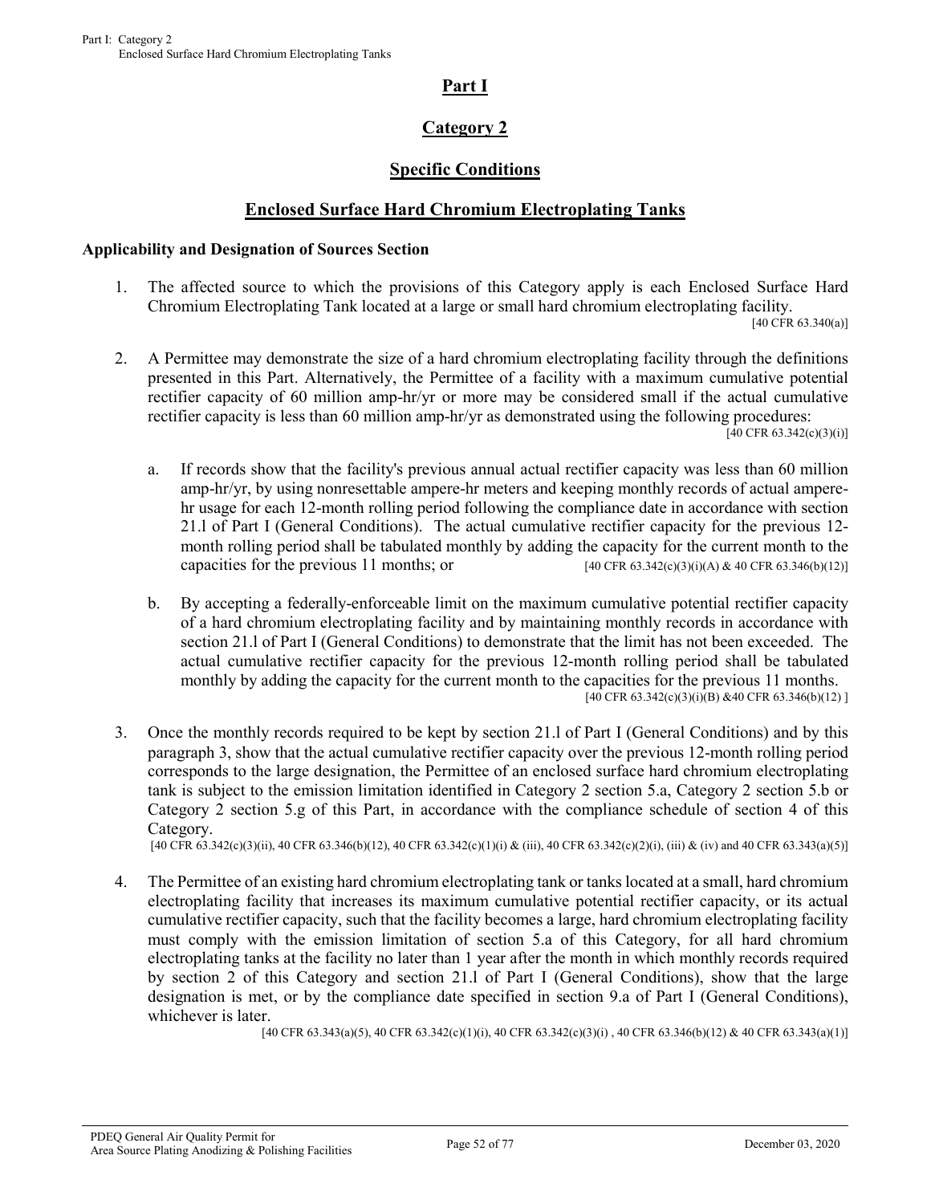# Part I

## Category 2

## Specific Conditions

## Enclosed Surface Hard Chromium Electroplating Tanks

**Applicability and Designation of Sources Section**

1. The affected source to which the provisions of this Category apply is each Enclosed Surface Hard Chromium Electroplating Tank located at a large or small hard chromium electroplating facility.
[40 CFR 63.340(a)]

2. A Permittee may demonstrate the size of a hard chromium electroplating facility through the definitions presented in this Part. Alternatively, the Permittee of a facility with a maximum cumulative potential rectifier capacity of 60 million amp-hr/yr or more may be considered small if the actual cumulative rectifier capacity is less than 60 million amp-hr/yr as demonstrated using the following procedures:
[40 CFR 63.342(c)(3)(i)]

   a. If records show that the facility's previous annual actual rectifier capacity was less than 60 million amp-hr/yr, by using nonresettable ampere-hr meters and keeping monthly records of actual ampere-hr usage for each 12-month rolling period following the compliance date in accordance with section 21.l of Part I (General Conditions). The actual cumulative rectifier capacity for the previous 12-month rolling period shall be tabulated monthly by adding the capacity for the current month to the capacities for the previous 11 months; or [40 CFR 63.342(c)(3)(i)(A) & 40 CFR 63.346(b)(12)]

   b. By accepting a federally-enforceable limit on the maximum cumulative potential rectifier capacity of a hard chromium electroplating facility and by maintaining monthly records in accordance with section 21.l of Part I (General Conditions) to demonstrate that the limit has not been exceeded. The actual cumulative rectifier capacity for the previous 12-month rolling period shall be tabulated monthly by adding the capacity for the current month to the capacities for the previous 11 months.
   [40 CFR 63.342(c)(3)(i)(B) &40 CFR 63.346(b)(12) ]

3. Once the monthly records required to be kept by section 21.l of Part I (General Conditions) and by this paragraph 3, show that the actual cumulative rectifier capacity over the previous 12-month rolling period corresponds to the large designation, the Permittee of an enclosed surface hard chromium electroplating tank is subject to the emission limitation identified in Category 2 section 5.a, Category 2 section 5.b or Category 2 section 5.g of this Part, in accordance with the compliance schedule of section 4 of this Category.
[40 CFR 63.342(c)(3)(ii), 40 CFR 63.346(b)(12), 40 CFR 63.342(c)(1)(i) & (iii), 40 CFR 63.342(c)(2)(i), (iii) & (iv) and 40 CFR 63.343(a)(5)]

4. The Permittee of an existing hard chromium electroplating tank or tanks located at a small, hard chromium electroplating facility that increases its maximum cumulative potential rectifier capacity, or its actual cumulative rectifier capacity, such that the facility becomes a large, hard chromium electroplating facility must comply with the emission limitation of section 5.a of this Category, for all hard chromium electroplating tanks at the facility no later than 1 year after the month in which monthly records required by section 2 of this Category and section 21.l of Part I (General Conditions), show that the large designation is met, or by the compliance date specified in section 9.a of Part I (General Conditions), whichever is later.
[40 CFR 63.343(a)(5), 40 CFR 63.342(c)(1)(i), 40 CFR 63.342(c)(3)(i) , 40 CFR 63.346(b)(12) & 40 CFR 63.343(a)(1)]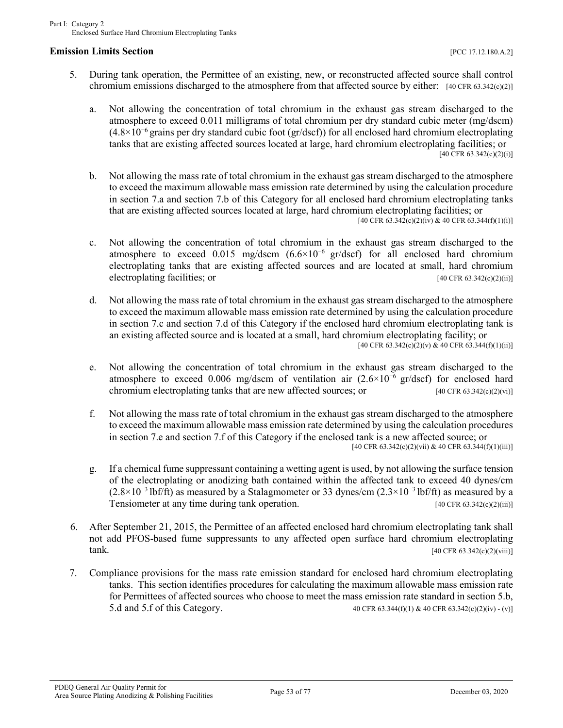**Emission Limits Section** [PCC 17.12.180.A.2]

5. During tank operation, the Permittee of an existing, new, or reconstructed affected source shall control chromium emissions discharged to the atmosphere from that affected source by either: [40 CFR 63.342(c)(2)]

   a. Not allowing the concentration of total chromium in the exhaust gas stream discharged to the atmosphere to exceed 0.011 milligrams of total chromium per dry standard cubic meter (mg/dscm) ($4.8 \times 10^{-6}$ grains per dry standard cubic foot (gr/dscf)) for all enclosed hard chromium electroplating tanks that are existing affected sources located at large, hard chromium electroplating facilities; or [40 CFR 63.342(c)(2)(i)]

   b. Not allowing the mass rate of total chromium in the exhaust gas stream discharged to the atmosphere to exceed the maximum allowable mass emission rate determined by using the calculation procedure in section 7.a and section 7.b of this Category for all enclosed hard chromium electroplating tanks that are existing affected sources located at large, hard chromium electroplating facilities; or [40 CFR 63.342(c)(2)(iv) & 40 CFR 63.344(f)(1)(i)]

   c. Not allowing the concentration of total chromium in the exhaust gas stream discharged to the atmosphere to exceed 0.015 mg/dscm ($6.6 \times 10^{-6}$ gr/dscf) for all enclosed hard chromium electroplating tanks that are existing affected sources and are located at small, hard chromium electroplating facilities; or [40 CFR 63.342(c)(2)(ii)]

   d. Not allowing the mass rate of total chromium in the exhaust gas stream discharged to the atmosphere to exceed the maximum allowable mass emission rate determined by using the calculation procedure in section 7.c and section 7.d of this Category if the enclosed hard chromium electroplating tank is an existing affected source and is located at a small, hard chromium electroplating facility; or [40 CFR 63.342(c)(2)(v) & 40 CFR 63.344(f)(1)(ii)]

   e. Not allowing the concentration of total chromium in the exhaust gas stream discharged to the atmosphere to exceed 0.006 mg/dscm of ventilation air ($2.6 \times 10^{-6}$ gr/dscf) for enclosed hard chromium electroplating tanks that are new affected sources; or [40 CFR 63.342(c)(2)(vi)]

   f. Not allowing the mass rate of total chromium in the exhaust gas stream discharged to the atmosphere to exceed the maximum allowable mass emission rate determined by using the calculation procedures in section 7.e and section 7.f of this Category if the enclosed tank is a new affected source; or [40 CFR 63.342(c)(2)(vii) & 40 CFR 63.344(f)(1)(iii)]

   g. If a chemical fume suppressant containing a wetting agent is used, by not allowing the surface tension of the electroplating or anodizing bath contained within the affected tank to exceed 40 dynes/cm ($2.8 \times 10^{-3}$ lbf/ft) as measured by a Stalagmometer or 33 dynes/cm ($2.3 \times 10^{-3}$ lbf/ft) as measured by a Tensiometer at any time during tank operation. [40 CFR 63.342(c)(2)(iii)]

6. After September 21, 2015, the Permittee of an affected enclosed hard chromium electroplating tank shall not add PFOS-based fume suppressants to any affected open surface hard chromium electroplating tank. [40 CFR 63.342(c)(2)(viii)]

7. Compliance provisions for the mass rate emission standard for enclosed hard chromium electroplating tanks. This section identifies procedures for calculating the maximum allowable mass emission rate for Permittees of affected sources who choose to meet the mass emission rate standard in section 5.b, 5.d and 5.f of this Category. 40 CFR 63.344(f)(1) & 40 CFR 63.342(c)(2)(iv) - (v)]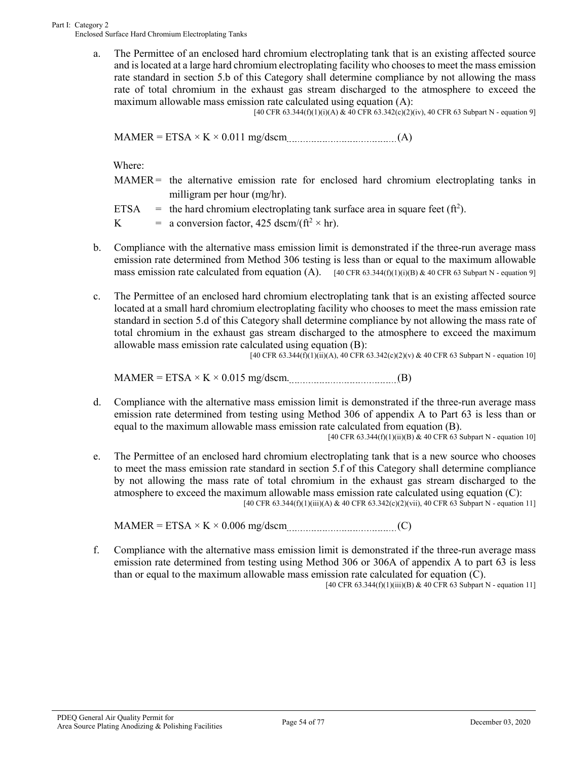a. The Permittee of an enclosed hard chromium electroplating tank that is an existing affected source and is located at a large hard chromium electroplating facility who chooses to meet the mass emission rate standard in section 5.b of this Category shall determine compliance by not allowing the mass rate of total chromium in the exhaust gas stream discharged to the atmosphere to exceed the maximum allowable mass emission rate calculated using equation (A):
[40 CFR 63.344(f)(1)(i)(A) & 40 CFR 63.342(c)(2)(iv), 40 CFR 63 Subpart N - equation 9]

$$MAMER = ETSA \times K \times 0.011 \text{ mg/dscm} \quad \text{(A)}$$

Where:

MAMER = the alternative emission rate for enclosed hard chromium electroplating tanks in milligram per hour (mg/hr).

ETSA = the hard chromium electroplating tank surface area in square feet ($ft^2$).

K = a conversion factor, 425 dscm/($ft^2 \times hr$).

b. Compliance with the alternative mass emission limit is demonstrated if the three-run average mass emission rate determined from Method 306 testing is less than or equal to the maximum allowable mass emission rate calculated from equation (A). [40 CFR 63.344(f)(1)(i)(B) & 40 CFR 63 Subpart N - equation 9]

c. The Permittee of an enclosed hard chromium electroplating tank that is an existing affected source located at a small hard chromium electroplating facility who chooses to meet the mass emission rate standard in section 5.d of this Category shall determine compliance by not allowing the mass rate of total chromium in the exhaust gas stream discharged to the atmosphere to exceed the maximum allowable mass emission rate calculated using equation (B):
[40 CFR 63.344(f)(1)(ii)(A), 40 CFR 63.342(c)(2)(v) & 40 CFR 63 Subpart N - equation 10]

$$MAMER = ETSA \times K \times 0.015 \text{ mg/dscm.} \quad \text{(B)}$$

d. Compliance with the alternative mass emission limit is demonstrated if the three-run average mass emission rate determined from testing using Method 306 of appendix A to Part 63 is less than or equal to the maximum allowable mass emission rate calculated from equation (B).
[40 CFR 63.344(f)(1)(ii)(B) & 40 CFR 63 Subpart N - equation 10]

e. The Permittee of an enclosed hard chromium electroplating tank that is a new source who chooses to meet the mass emission rate standard in section 5.f of this Category shall determine compliance by not allowing the mass rate of total chromium in the exhaust gas stream discharged to the atmosphere to exceed the maximum allowable mass emission rate calculated using equation (C):
[40 CFR 63.344(f)(1)(iii)(A) & 40 CFR 63.342(c)(2)(vii), 40 CFR 63 Subpart N - equation 11]

$$MAMER = ETSA \times K \times 0.006 \text{ mg/dscm} \quad \text{(C)}$$

f. Compliance with the alternative mass emission limit is demonstrated if the three-run average mass emission rate determined from testing using Method 306 or 306A of appendix A to part 63 is less than or equal to the maximum allowable mass emission rate calculated for equation (C).
[40 CFR 63.344(f)(1)(iii)(B) & 40 CFR 63 Subpart N - equation 11]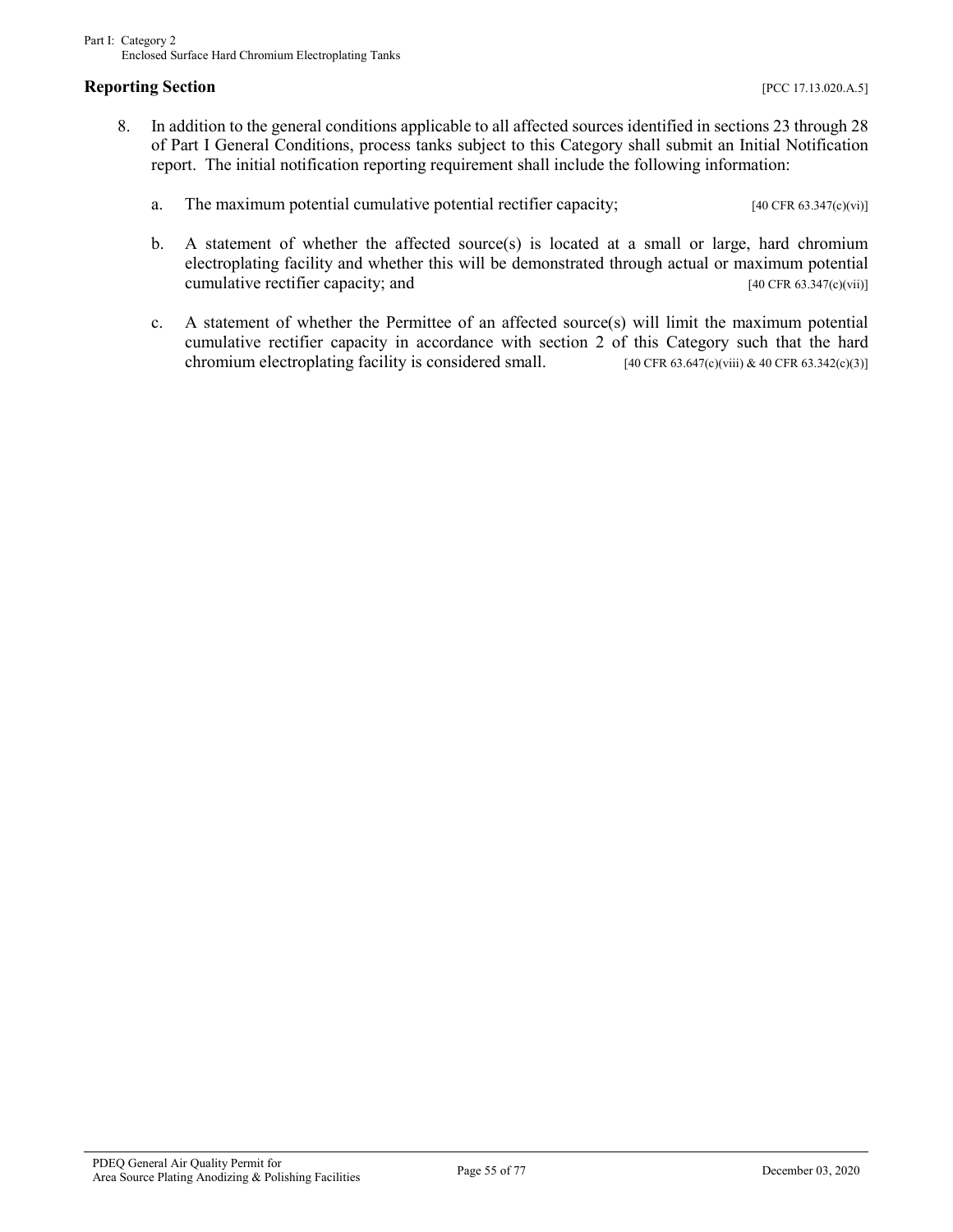## Reporting Section

[PCC 17.13.020.A.5]

8. In addition to the general conditions applicable to all affected sources identified in sections 23 through 28 of Part I General Conditions, process tanks subject to this Category shall submit an Initial Notification report. The initial notification reporting requirement shall include the following information:

   a. The maximum potential cumulative potential rectifier capacity; [40 CFR 63.347(c)(vi)]

   b. A statement of whether the affected source(s) is located at a small or large, hard chromium electroplating facility and whether this will be demonstrated through actual or maximum potential cumulative rectifier capacity; and [40 CFR 63.347(c)(vii)]

   c. A statement of whether the Permittee of an affected source(s) will limit the maximum potential cumulative rectifier capacity in accordance with section 2 of this Category such that the hard chromium electroplating facility is considered small. [40 CFR 63.647(c)(viii) & 40 CFR 63.342(c)(3)]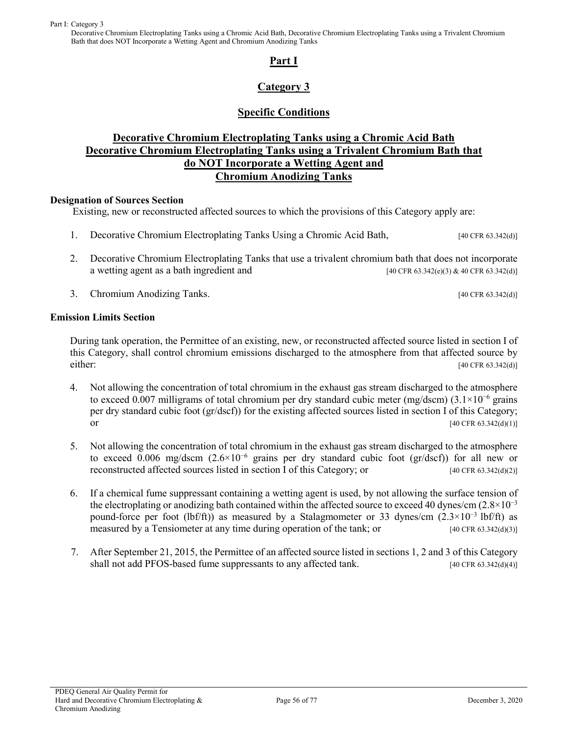# Part I

## Category 3

## Specific Conditions

### Decorative Chromium Electroplating Tanks using a Chromic Acid Bath Decorative Chromium Electroplating Tanks using a Trivalent Chromium Bath that do NOT Incorporate a Wetting Agent and Chromium Anodizing Tanks

**Designation of Sources Section**

Existing, new or reconstructed affected sources to which the provisions of this Category apply are:

1. Decorative Chromium Electroplating Tanks Using a Chromic Acid Bath, [40 CFR 63.342(d)]

2. Decorative Chromium Electroplating Tanks that use a trivalent chromium bath that does not incorporate a wetting agent as a bath ingredient and [40 CFR 63.342(e)(3) & 40 CFR 63.342(d)]

3. Chromium Anodizing Tanks. [40 CFR 63.342(d)]

**Emission Limits Section**

During tank operation, the Permittee of an existing, new, or reconstructed affected source listed in section I of this Category, shall control chromium emissions discharged to the atmosphere from that affected source by either: [40 CFR 63.342(d)]

4. Not allowing the concentration of total chromium in the exhaust gas stream discharged to the atmosphere to exceed 0.007 milligrams of total chromium per dry standard cubic meter (mg/dscm) ($3.1\times10^{-6}$ grains per dry standard cubic foot (gr/dscf)) for the existing affected sources listed in section I of this Category; or [40 CFR 63.342(d)(1)]

5. Not allowing the concentration of total chromium in the exhaust gas stream discharged to the atmosphere to exceed 0.006 mg/dscm ($2.6\times10^{-6}$ grains per dry standard cubic foot (gr/dscf)) for all new or reconstructed affected sources listed in section I of this Category; or [40 CFR 63.342(d)(2)]

6. If a chemical fume suppressant containing a wetting agent is used, by not allowing the surface tension of the electroplating or anodizing bath contained within the affected source to exceed 40 dynes/cm ($2.8\times10^{-3}$ pound-force per foot (lbf/ft)) as measured by a Stalagmometer or 33 dynes/cm ($2.3\times10^{-3}$ lbf/ft) as measured by a Tensiometer at any time during operation of the tank; or [40 CFR 63.342(d)(3)]

7. After September 21, 2015, the Permittee of an affected source listed in sections 1, 2 and 3 of this Category shall not add PFOS-based fume suppressants to any affected tank. [40 CFR 63.342(d)(4)]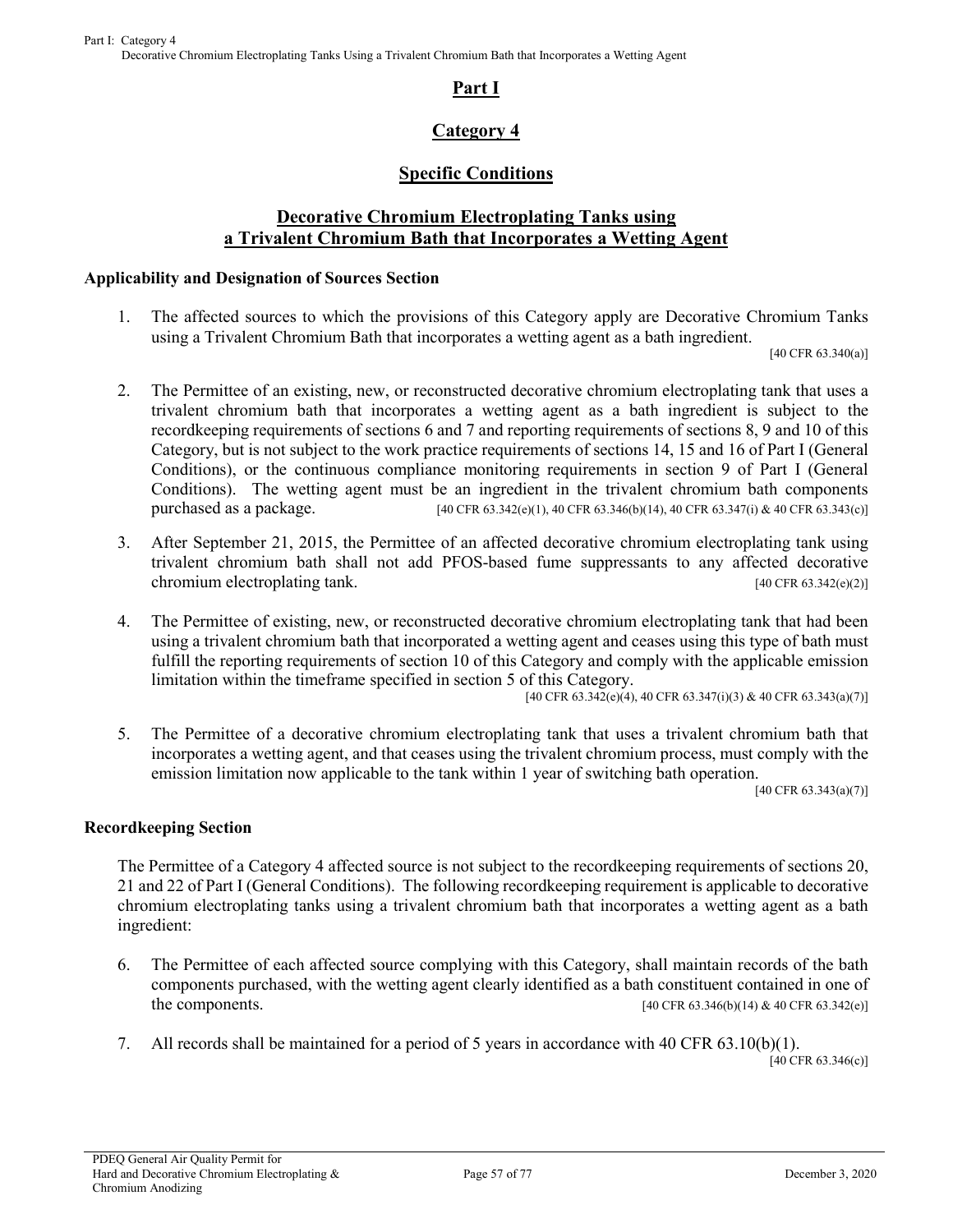# Part I

## Category 4

## Specific Conditions

## Decorative Chromium Electroplating Tanks using a Trivalent Chromium Bath that Incorporates a Wetting Agent

### Applicability and Designation of Sources Section

1. The affected sources to which the provisions of this Category apply are Decorative Chromium Tanks using a Trivalent Chromium Bath that incorporates a wetting agent as a bath ingredient.
[40 CFR 63.340(a)]

2. The Permittee of an existing, new, or reconstructed decorative chromium electroplating tank that uses a trivalent chromium bath that incorporates a wetting agent as a bath ingredient is subject to the recordkeeping requirements of sections 6 and 7 and reporting requirements of sections 8, 9 and 10 of this Category, but is not subject to the work practice requirements of sections 14, 15 and 16 of Part I (General Conditions), or the continuous compliance monitoring requirements in section 9 of Part I (General Conditions). The wetting agent must be an ingredient in the trivalent chromium bath components purchased as a package. [40 CFR 63.342(e)(1), 40 CFR 63.346(b)(14), 40 CFR 63.347(i) & 40 CFR 63.343(c)]

3. After September 21, 2015, the Permittee of an affected decorative chromium electroplating tank using trivalent chromium bath shall not add PFOS-based fume suppressants to any affected decorative chromium electroplating tank. [40 CFR 63.342(e)(2)]

4. The Permittee of existing, new, or reconstructed decorative chromium electroplating tank that had been using a trivalent chromium bath that incorporated a wetting agent and ceases using this type of bath must fulfill the reporting requirements of section 10 of this Category and comply with the applicable emission limitation within the timeframe specified in section 5 of this Category.
[40 CFR 63.342(e)(4), 40 CFR 63.347(i)(3) & 40 CFR 63.343(a)(7)]

5. The Permittee of a decorative chromium electroplating tank that uses a trivalent chromium bath that incorporates a wetting agent, and that ceases using the trivalent chromium process, must comply with the emission limitation now applicable to the tank within 1 year of switching bath operation.
[40 CFR 63.343(a)(7)]

### Recordkeeping Section

The Permittee of a Category 4 affected source is not subject to the recordkeeping requirements of sections 20, 21 and 22 of Part I (General Conditions). The following recordkeeping requirement is applicable to decorative chromium electroplating tanks using a trivalent chromium bath that incorporates a wetting agent as a bath ingredient:

6. The Permittee of each affected source complying with this Category, shall maintain records of the bath components purchased, with the wetting agent clearly identified as a bath constituent contained in one of the components. [40 CFR 63.346(b)(14) & 40 CFR 63.342(e)]

7. All records shall be maintained for a period of 5 years in accordance with 40 CFR 63.10(b)(1).
[40 CFR 63.346(c)]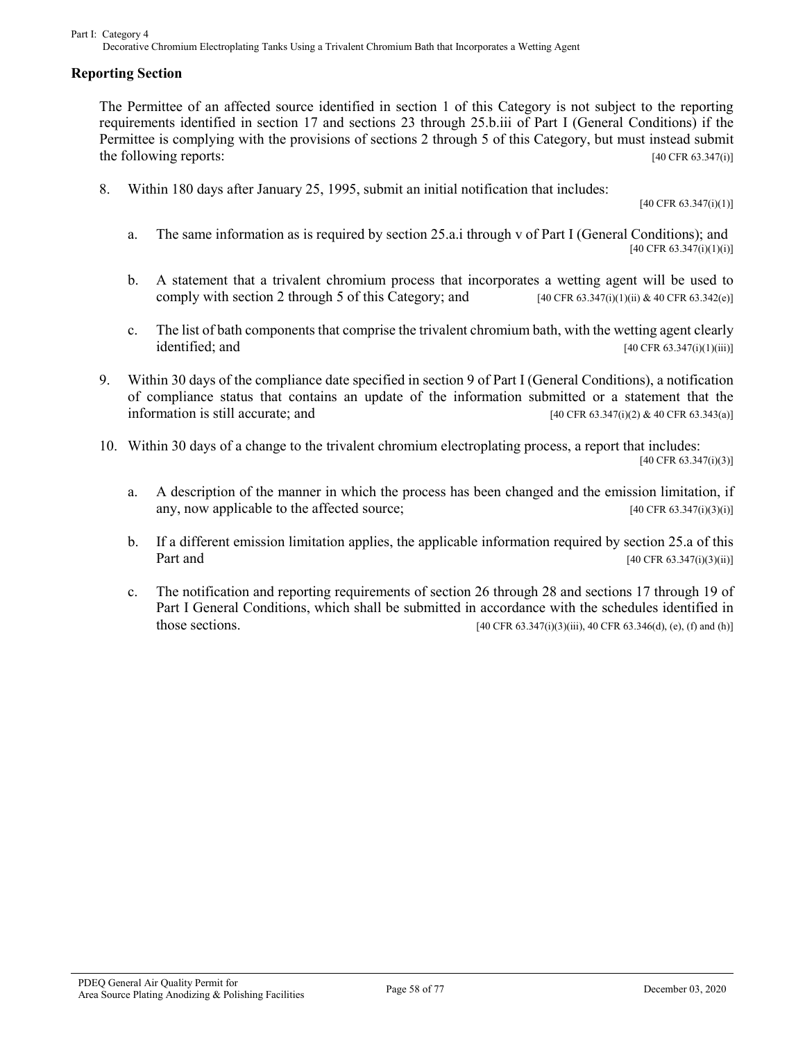## Reporting Section

The Permittee of an affected source identified in section 1 of this Category is not subject to the reporting requirements identified in section 17 and sections 23 through 25.b.iii of Part I (General Conditions) if the Permittee is complying with the provisions of sections 2 through 5 of this Category, but must instead submit the following reports: [40 CFR 63.347(i)]

8. Within 180 days after January 25, 1995, submit an initial notification that includes: [40 CFR 63.347(i)(1)]

   a. The same information as is required by section 25.a.i through v of Part I (General Conditions); and [40 CFR 63.347(i)(1)(i)]

   b. A statement that a trivalent chromium process that incorporates a wetting agent will be used to comply with section 2 through 5 of this Category; and [40 CFR 63.347(i)(1)(ii) & 40 CFR 63.342(e)]

   c. The list of bath components that comprise the trivalent chromium bath, with the wetting agent clearly identified; and [40 CFR 63.347(i)(1)(iii)]

9. Within 30 days of the compliance date specified in section 9 of Part I (General Conditions), a notification of compliance status that contains an update of the information submitted or a statement that the information is still accurate; and [40 CFR 63.347(i)(2) & 40 CFR 63.343(a)]

10. Within 30 days of a change to the trivalent chromium electroplating process, a report that includes: [40 CFR 63.347(i)(3)]

    a. A description of the manner in which the process has been changed and the emission limitation, if any, now applicable to the affected source; [40 CFR 63.347(i)(3)(i)]

    b. If a different emission limitation applies, the applicable information required by section 25.a of this Part and [40 CFR 63.347(i)(3)(ii)]

    c. The notification and reporting requirements of section 26 through 28 and sections 17 through 19 of Part I General Conditions, which shall be submitted in accordance with the schedules identified in those sections. [40 CFR 63.347(i)(3)(iii), 40 CFR 63.346(d), (e), (f) and (h)]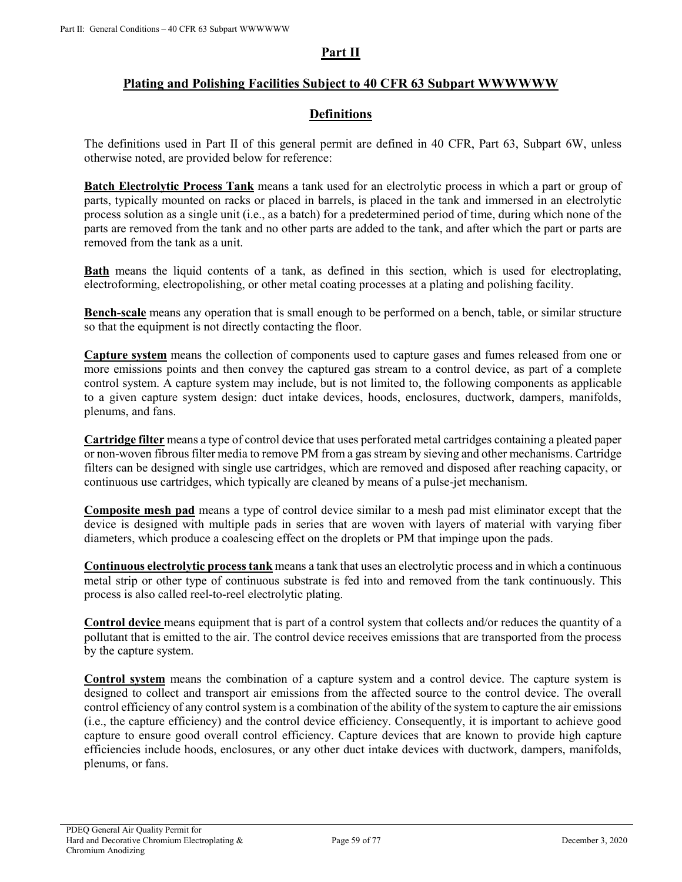# Part II

## Plating and Polishing Facilities Subject to 40 CFR 63 Subpart WWWWWW

### Definitions

The definitions used in Part II of this general permit are defined in 40 CFR, Part 63, Subpart 6W, unless otherwise noted, are provided below for reference:

**Batch Electrolytic Process Tank** means a tank used for an electrolytic process in which a part or group of parts, typically mounted on racks or placed in barrels, is placed in the tank and immersed in an electrolytic process solution as a single unit (i.e., as a batch) for a predetermined period of time, during which none of the parts are removed from the tank and no other parts are added to the tank, and after which the part or parts are removed from the tank as a unit.

**Bath** means the liquid contents of a tank, as defined in this section, which is used for electroplating, electroforming, electropolishing, or other metal coating processes at a plating and polishing facility.

**Bench-scale** means any operation that is small enough to be performed on a bench, table, or similar structure so that the equipment is not directly contacting the floor.

**Capture system** means the collection of components used to capture gases and fumes released from one or more emissions points and then convey the captured gas stream to a control device, as part of a complete control system. A capture system may include, but is not limited to, the following components as applicable to a given capture system design: duct intake devices, hoods, enclosures, ductwork, dampers, manifolds, plenums, and fans.

**Cartridge filter** means a type of control device that uses perforated metal cartridges containing a pleated paper or non-woven fibrous filter media to remove PM from a gas stream by sieving and other mechanisms. Cartridge filters can be designed with single use cartridges, which are removed and disposed after reaching capacity, or continuous use cartridges, which typically are cleaned by means of a pulse-jet mechanism.

**Composite mesh pad** means a type of control device similar to a mesh pad mist eliminator except that the device is designed with multiple pads in series that are woven with layers of material with varying fiber diameters, which produce a coalescing effect on the droplets or PM that impinge upon the pads.

**Continuous electrolytic process tank** means a tank that uses an electrolytic process and in which a continuous metal strip or other type of continuous substrate is fed into and removed from the tank continuously. This process is also called reel-to-reel electrolytic plating.

**Control device** means equipment that is part of a control system that collects and/or reduces the quantity of a pollutant that is emitted to the air. The control device receives emissions that are transported from the process by the capture system.

**Control system** means the combination of a capture system and a control device. The capture system is designed to collect and transport air emissions from the affected source to the control device. The overall control efficiency of any control system is a combination of the ability of the system to capture the air emissions (i.e., the capture efficiency) and the control device efficiency. Consequently, it is important to achieve good capture to ensure good overall control efficiency. Capture devices that are known to provide high capture efficiencies include hoods, enclosures, or any other duct intake devices with ductwork, dampers, manifolds, plenums, or fans.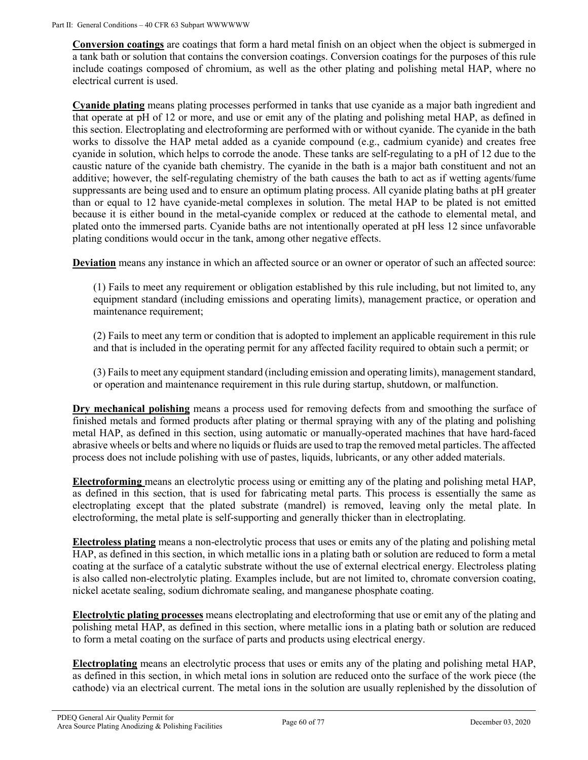**Conversion coatings** are coatings that form a hard metal finish on an object when the object is submerged in a tank bath or solution that contains the conversion coatings. Conversion coatings for the purposes of this rule include coatings composed of chromium, as well as the other plating and polishing metal HAP, where no electrical current is used.

**Cyanide plating** means plating processes performed in tanks that use cyanide as a major bath ingredient and that operate at pH of 12 or more, and use or emit any of the plating and polishing metal HAP, as defined in this section. Electroplating and electroforming are performed with or without cyanide. The cyanide in the bath works to dissolve the HAP metal added as a cyanide compound (e.g., cadmium cyanide) and creates free cyanide in solution, which helps to corrode the anode. These tanks are self-regulating to a pH of 12 due to the caustic nature of the cyanide bath chemistry. The cyanide in the bath is a major bath constituent and not an additive; however, the self-regulating chemistry of the bath causes the bath to act as if wetting agents/fume suppressants are being used and to ensure an optimum plating process. All cyanide plating baths at pH greater than or equal to 12 have cyanide-metal complexes in solution. The metal HAP to be plated is not emitted because it is either bound in the metal-cyanide complex or reduced at the cathode to elemental metal, and plated onto the immersed parts. Cyanide baths are not intentionally operated at pH less 12 since unfavorable plating conditions would occur in the tank, among other negative effects.

**Deviation** means any instance in which an affected source or an owner or operator of such an affected source:

(1) Fails to meet any requirement or obligation established by this rule including, but not limited to, any equipment standard (including emissions and operating limits), management practice, or operation and maintenance requirement;

(2) Fails to meet any term or condition that is adopted to implement an applicable requirement in this rule and that is included in the operating permit for any affected facility required to obtain such a permit; or

(3) Fails to meet any equipment standard (including emission and operating limits), management standard, or operation and maintenance requirement in this rule during startup, shutdown, or malfunction.

**Dry mechanical polishing** means a process used for removing defects from and smoothing the surface of finished metals and formed products after plating or thermal spraying with any of the plating and polishing metal HAP, as defined in this section, using automatic or manually-operated machines that have hard-faced abrasive wheels or belts and where no liquids or fluids are used to trap the removed metal particles. The affected process does not include polishing with use of pastes, liquids, lubricants, or any other added materials.

**Electroforming** means an electrolytic process using or emitting any of the plating and polishing metal HAP, as defined in this section, that is used for fabricating metal parts. This process is essentially the same as electroplating except that the plated substrate (mandrel) is removed, leaving only the metal plate. In electroforming, the metal plate is self-supporting and generally thicker than in electroplating.

**Electroless plating** means a non-electrolytic process that uses or emits any of the plating and polishing metal HAP, as defined in this section, in which metallic ions in a plating bath or solution are reduced to form a metal coating at the surface of a catalytic substrate without the use of external electrical energy. Electroless plating is also called non-electrolytic plating. Examples include, but are not limited to, chromate conversion coating, nickel acetate sealing, sodium dichromate sealing, and manganese phosphate coating.

**Electrolytic plating processes** means electroplating and electroforming that use or emit any of the plating and polishing metal HAP, as defined in this section, where metallic ions in a plating bath or solution are reduced to form a metal coating on the surface of parts and products using electrical energy.

**Electroplating** means an electrolytic process that uses or emits any of the plating and polishing metal HAP, as defined in this section, in which metal ions in solution are reduced onto the surface of the work piece (the cathode) via an electrical current. The metal ions in the solution are usually replenished by the dissolution of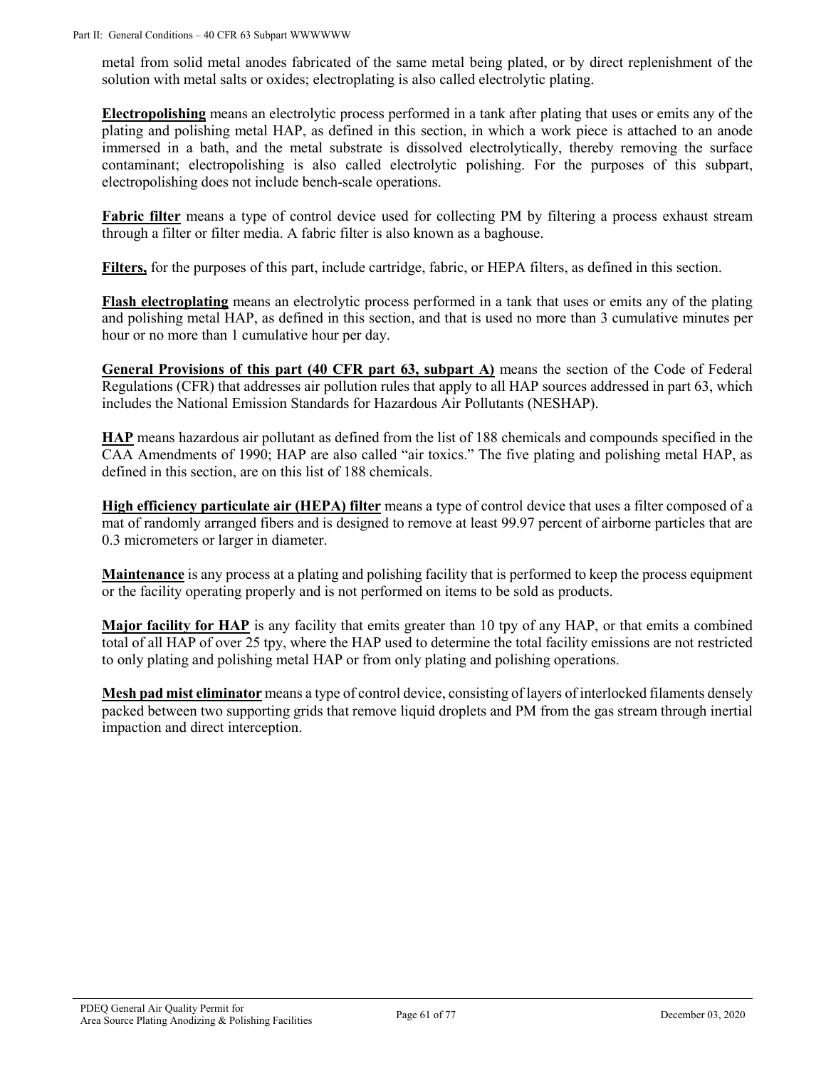metal from solid metal anodes fabricated of the same metal being plated, or by direct replenishment of the solution with metal salts or oxides; electroplating is also called electrolytic plating.

**Electropolishing** means an electrolytic process performed in a tank after plating that uses or emits any of the plating and polishing metal HAP, as defined in this section, in which a work piece is attached to an anode immersed in a bath, and the metal substrate is dissolved electrolytically, thereby removing the surface contaminant; electropolishing is also called electrolytic polishing. For the purposes of this subpart, electropolishing does not include bench-scale operations.

**Fabric filter** means a type of control device used for collecting PM by filtering a process exhaust stream through a filter or filter media. A fabric filter is also known as a baghouse.

**Filters,** for the purposes of this part, include cartridge, fabric, or HEPA filters, as defined in this section.

**Flash electroplating** means an electrolytic process performed in a tank that uses or emits any of the plating and polishing metal HAP, as defined in this section, and that is used no more than 3 cumulative minutes per hour or no more than 1 cumulative hour per day.

**General Provisions of this part (40 CFR part 63, subpart A)** means the section of the Code of Federal Regulations (CFR) that addresses air pollution rules that apply to all HAP sources addressed in part 63, which includes the National Emission Standards for Hazardous Air Pollutants (NESHAP).

**HAP** means hazardous air pollutant as defined from the list of 188 chemicals and compounds specified in the CAA Amendments of 1990; HAP are also called "air toxics." The five plating and polishing metal HAP, as defined in this section, are on this list of 188 chemicals.

**High efficiency particulate air (HEPA) filter** means a type of control device that uses a filter composed of a mat of randomly arranged fibers and is designed to remove at least 99.97 percent of airborne particles that are 0.3 micrometers or larger in diameter.

**Maintenance** is any process at a plating and polishing facility that is performed to keep the process equipment or the facility operating properly and is not performed on items to be sold as products.

**Major facility for HAP** is any facility that emits greater than 10 tpy of any HAP, or that emits a combined total of all HAP of over 25 tpy, where the HAP used to determine the total facility emissions are not restricted to only plating and polishing metal HAP or from only plating and polishing operations.

**Mesh pad mist eliminator** means a type of control device, consisting of layers of interlocked filaments densely packed between two supporting grids that remove liquid droplets and PM from the gas stream through inertial impaction and direct interception.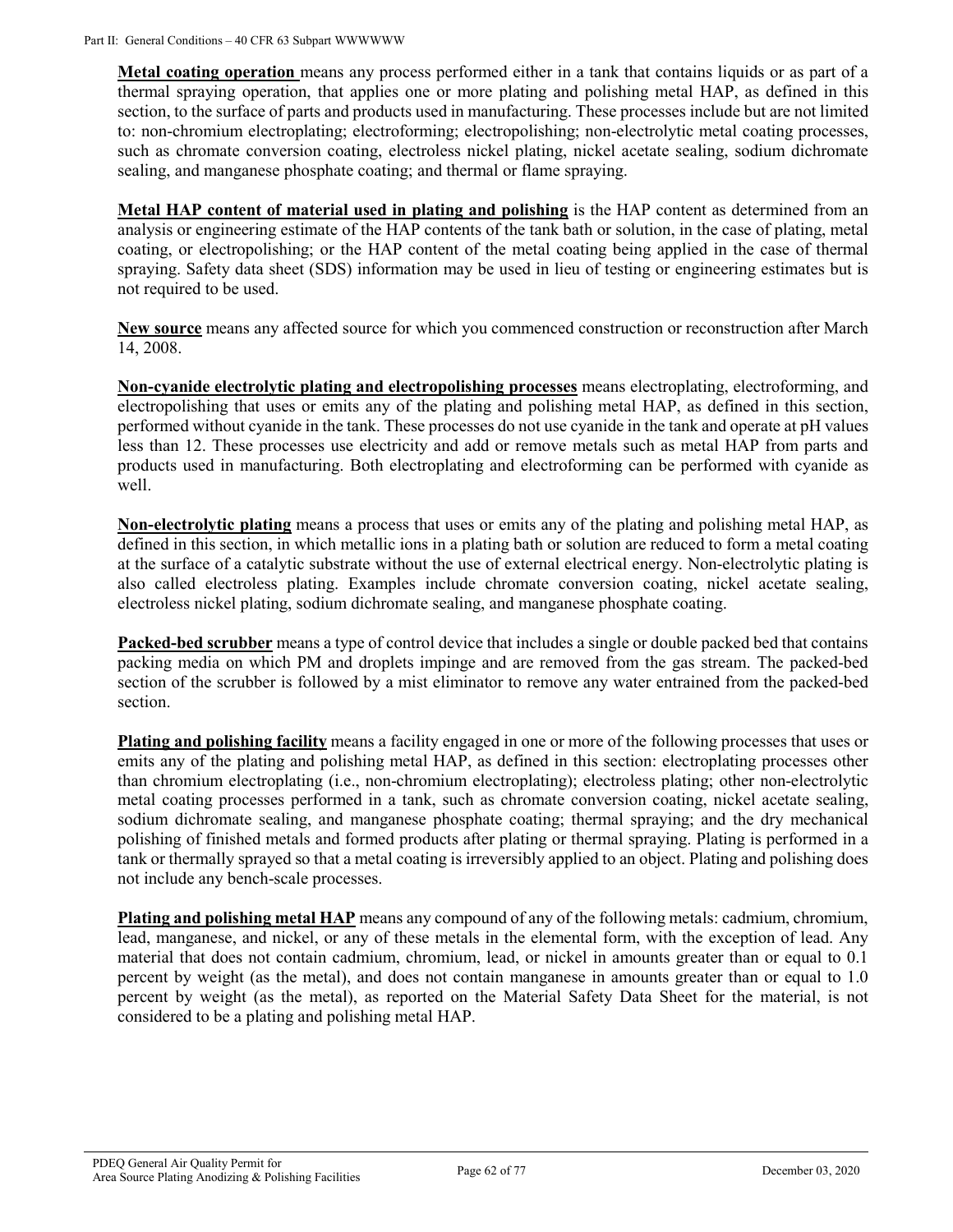**Metal coating operation** means any process performed either in a tank that contains liquids or as part of a thermal spraying operation, that applies one or more plating and polishing metal HAP, as defined in this section, to the surface of parts and products used in manufacturing. These processes include but are not limited to: non-chromium electroplating; electroforming; electropolishing; non-electrolytic metal coating processes, such as chromate conversion coating, electroless nickel plating, nickel acetate sealing, sodium dichromate sealing, and manganese phosphate coating; and thermal or flame spraying.

**Metal HAP content of material used in plating and polishing** is the HAP content as determined from an analysis or engineering estimate of the HAP contents of the tank bath or solution, in the case of plating, metal coating, or electropolishing; or the HAP content of the metal coating being applied in the case of thermal spraying. Safety data sheet (SDS) information may be used in lieu of testing or engineering estimates but is not required to be used.

**New source** means any affected source for which you commenced construction or reconstruction after March 14, 2008.

**Non-cyanide electrolytic plating and electropolishing processes** means electroplating, electroforming, and electropolishing that uses or emits any of the plating and polishing metal HAP, as defined in this section, performed without cyanide in the tank. These processes do not use cyanide in the tank and operate at pH values less than 12. These processes use electricity and add or remove metals such as metal HAP from parts and products used in manufacturing. Both electroplating and electroforming can be performed with cyanide as well.

**Non-electrolytic plating** means a process that uses or emits any of the plating and polishing metal HAP, as defined in this section, in which metallic ions in a plating bath or solution are reduced to form a metal coating at the surface of a catalytic substrate without the use of external electrical energy. Non-electrolytic plating is also called electroless plating. Examples include chromate conversion coating, nickel acetate sealing, electroless nickel plating, sodium dichromate sealing, and manganese phosphate coating.

**Packed-bed scrubber** means a type of control device that includes a single or double packed bed that contains packing media on which PM and droplets impinge and are removed from the gas stream. The packed-bed section of the scrubber is followed by a mist eliminator to remove any water entrained from the packed-bed section.

**Plating and polishing facility** means a facility engaged in one or more of the following processes that uses or emits any of the plating and polishing metal HAP, as defined in this section: electroplating processes other than chromium electroplating (i.e., non-chromium electroplating); electroless plating; other non-electrolytic metal coating processes performed in a tank, such as chromate conversion coating, nickel acetate sealing, sodium dichromate sealing, and manganese phosphate coating; thermal spraying; and the dry mechanical polishing of finished metals and formed products after plating or thermal spraying. Plating is performed in a tank or thermally sprayed so that a metal coating is irreversibly applied to an object. Plating and polishing does not include any bench-scale processes.

**Plating and polishing metal HAP** means any compound of any of the following metals: cadmium, chromium, lead, manganese, and nickel, or any of these metals in the elemental form, with the exception of lead. Any material that does not contain cadmium, chromium, lead, or nickel in amounts greater than or equal to 0.1 percent by weight (as the metal), and does not contain manganese in amounts greater than or equal to 1.0 percent by weight (as the metal), as reported on the Material Safety Data Sheet for the material, is not considered to be a plating and polishing metal HAP.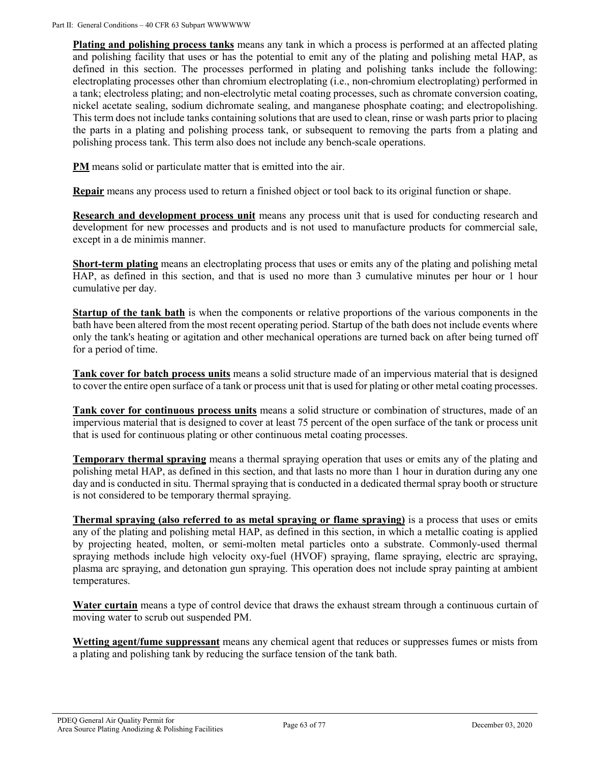**Plating and polishing process tanks** means any tank in which a process is performed at an affected plating and polishing facility that uses or has the potential to emit any of the plating and polishing metal HAP, as defined in this section. The processes performed in plating and polishing tanks include the following: electroplating processes other than chromium electroplating (i.e., non-chromium electroplating) performed in a tank; electroless plating; and non-electrolytic metal coating processes, such as chromate conversion coating, nickel acetate sealing, sodium dichromate sealing, and manganese phosphate coating; and electropolishing. This term does not include tanks containing solutions that are used to clean, rinse or wash parts prior to placing the parts in a plating and polishing process tank, or subsequent to removing the parts from a plating and polishing process tank. This term also does not include any bench-scale operations.

**PM** means solid or particulate matter that is emitted into the air.

**Repair** means any process used to return a finished object or tool back to its original function or shape.

**Research and development process unit** means any process unit that is used for conducting research and development for new processes and products and is not used to manufacture products for commercial sale, except in a de minimis manner.

**Short-term plating** means an electroplating process that uses or emits any of the plating and polishing metal HAP, as defined in this section, and that is used no more than 3 cumulative minutes per hour or 1 hour cumulative per day.

**Startup of the tank bath** is when the components or relative proportions of the various components in the bath have been altered from the most recent operating period. Startup of the bath does not include events where only the tank's heating or agitation and other mechanical operations are turned back on after being turned off for a period of time.

**Tank cover for batch process units** means a solid structure made of an impervious material that is designed to cover the entire open surface of a tank or process unit that is used for plating or other metal coating processes.

**Tank cover for continuous process units** means a solid structure or combination of structures, made of an impervious material that is designed to cover at least 75 percent of the open surface of the tank or process unit that is used for continuous plating or other continuous metal coating processes.

**Temporary thermal spraying** means a thermal spraying operation that uses or emits any of the plating and polishing metal HAP, as defined in this section, and that lasts no more than 1 hour in duration during any one day and is conducted in situ. Thermal spraying that is conducted in a dedicated thermal spray booth or structure is not considered to be temporary thermal spraying.

**Thermal spraying (also referred to as metal spraying or flame spraying)** is a process that uses or emits any of the plating and polishing metal HAP, as defined in this section, in which a metallic coating is applied by projecting heated, molten, or semi-molten metal particles onto a substrate. Commonly-used thermal spraying methods include high velocity oxy-fuel (HVOF) spraying, flame spraying, electric arc spraying, plasma arc spraying, and detonation gun spraying. This operation does not include spray painting at ambient temperatures.

**Water curtain** means a type of control device that draws the exhaust stream through a continuous curtain of moving water to scrub out suspended PM.

**Wetting agent/fume suppressant** means any chemical agent that reduces or suppresses fumes or mists from a plating and polishing tank by reducing the surface tension of the tank bath.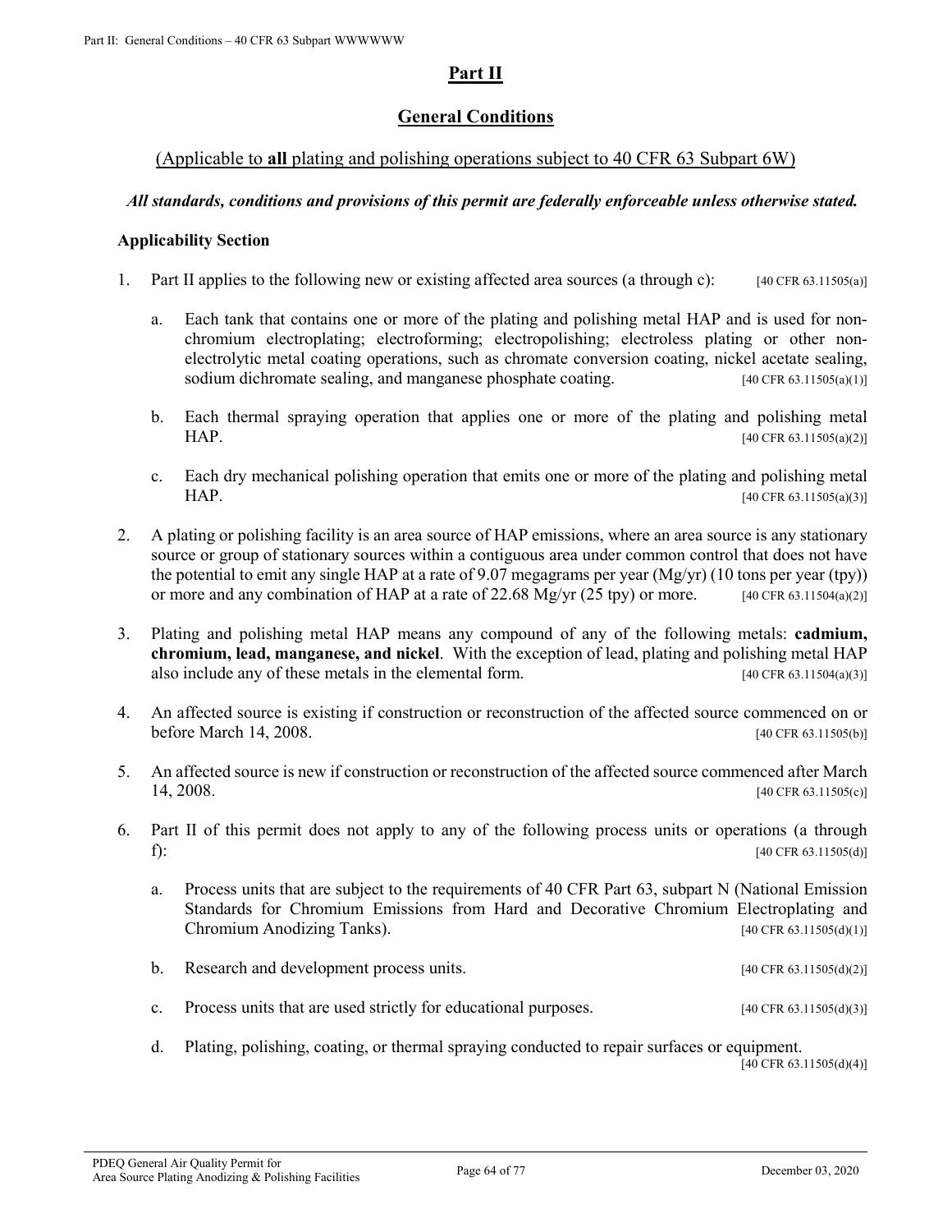# Part II

## General Conditions

(Applicable to **all** plating and polishing operations subject to 40 CFR 63 Subpart 6W)

***All standards, conditions and provisions of this permit are federally enforceable unless otherwise stated.***

### Applicability Section

1. Part II applies to the following new or existing affected area sources (a through c): [40 CFR 63.11505(a)]

   a. Each tank that contains one or more of the plating and polishing metal HAP and is used for non-chromium electroplating; electroforming; electropolishing; electroless plating or other non-electrolytic metal coating operations, such as chromate conversion coating, nickel acetate sealing, sodium dichromate sealing, and manganese phosphate coating. [40 CFR 63.11505(a)(1)]

   b. Each thermal spraying operation that applies one or more of the plating and polishing metal HAP. [40 CFR 63.11505(a)(2)]

   c. Each dry mechanical polishing operation that emits one or more of the plating and polishing metal HAP. [40 CFR 63.11505(a)(3)]

2. A plating or polishing facility is an area source of HAP emissions, where an area source is any stationary source or group of stationary sources within a contiguous area under common control that does not have the potential to emit any single HAP at a rate of 9.07 megagrams per year (Mg/yr) (10 tons per year (tpy)) or more and any combination of HAP at a rate of 22.68 Mg/yr (25 tpy) or more. [40 CFR 63.11504(a)(2)]

3. Plating and polishing metal HAP means any compound of any of the following metals: **cadmium, chromium, lead, manganese, and nickel**. With the exception of lead, plating and polishing metal HAP also include any of these metals in the elemental form. [40 CFR 63.11504(a)(3)]

4. An affected source is existing if construction or reconstruction of the affected source commenced on or before March 14, 2008. [40 CFR 63.11505(b)]

5. An affected source is new if construction or reconstruction of the affected source commenced after March 14, 2008. [40 CFR 63.11505(c)]

6. Part II of this permit does not apply to any of the following process units or operations (a through f): [40 CFR 63.11505(d)]

   a. Process units that are subject to the requirements of 40 CFR Part 63, subpart N (National Emission Standards for Chromium Emissions from Hard and Decorative Chromium Electroplating and Chromium Anodizing Tanks). [40 CFR 63.11505(d)(1)]

   b. Research and development process units. [40 CFR 63.11505(d)(2)]

   c. Process units that are used strictly for educational purposes. [40 CFR 63.11505(d)(3)]

   d. Plating, polishing, coating, or thermal spraying conducted to repair surfaces or equipment. [40 CFR 63.11505(d)(4)]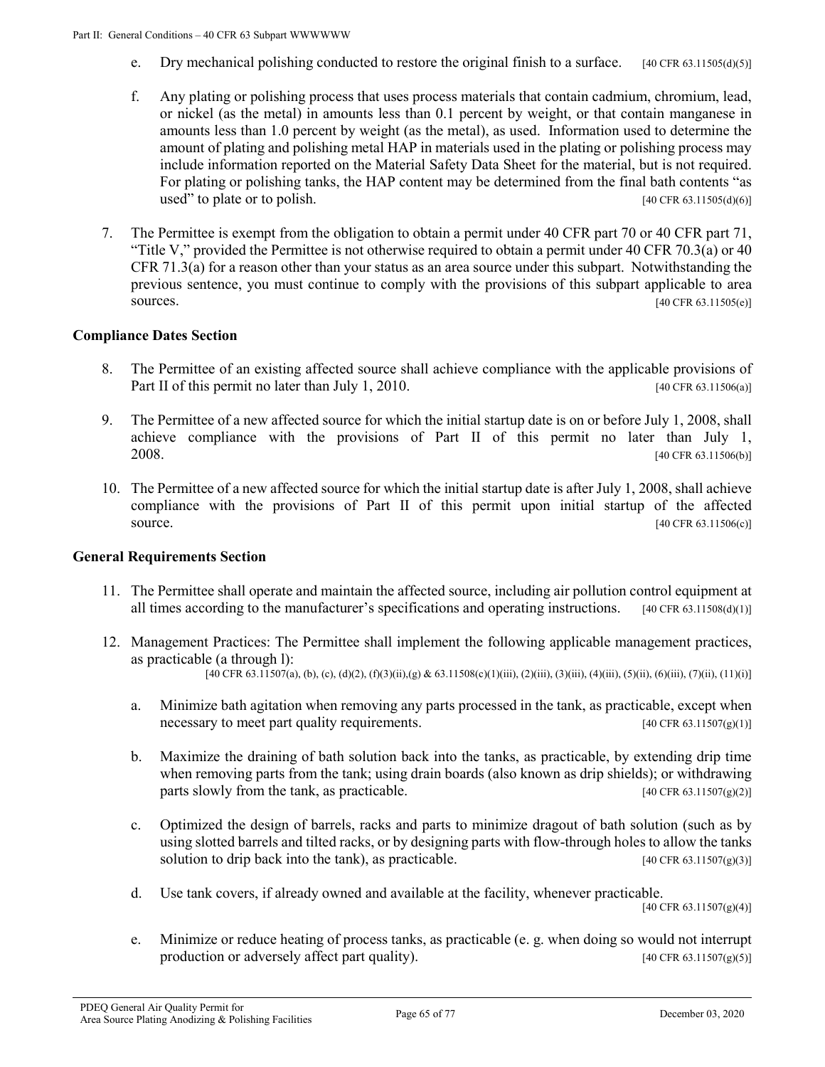e. Dry mechanical polishing conducted to restore the original finish to a surface. [40 CFR 63.11505(d)(5)]

f. Any plating or polishing process that uses process materials that contain cadmium, chromium, lead, or nickel (as the metal) in amounts less than 0.1 percent by weight, or that contain manganese in amounts less than 1.0 percent by weight (as the metal), as used. Information used to determine the amount of plating and polishing metal HAP in materials used in the plating or polishing process may include information reported on the Material Safety Data Sheet for the material, but is not required. For plating or polishing tanks, the HAP content may be determined from the final bath contents "as used" to plate or to polish. [40 CFR 63.11505(d)(6)]

7. The Permittee is exempt from the obligation to obtain a permit under 40 CFR part 70 or 40 CFR part 71, "Title V," provided the Permittee is not otherwise required to obtain a permit under 40 CFR 70.3(a) or 40 CFR 71.3(a) for a reason other than your status as an area source under this subpart. Notwithstanding the previous sentence, you must continue to comply with the provisions of this subpart applicable to area sources. [40 CFR 63.11505(e)]

### Compliance Dates Section

8. The Permittee of an existing affected source shall achieve compliance with the applicable provisions of Part II of this permit no later than July 1, 2010. [40 CFR 63.11506(a)]

9. The Permittee of a new affected source for which the initial startup date is on or before July 1, 2008, shall achieve compliance with the provisions of Part II of this permit no later than July 1, 2008. [40 CFR 63.11506(b)]

10. The Permittee of a new affected source for which the initial startup date is after July 1, 2008, shall achieve compliance with the provisions of Part II of this permit upon initial startup of the affected source. [40 CFR 63.11506(c)]

### General Requirements Section

11. The Permittee shall operate and maintain the affected source, including air pollution control equipment at all times according to the manufacturer's specifications and operating instructions. [40 CFR 63.11508(d)(1)]

12. Management Practices: The Permittee shall implement the following applicable management practices, as practicable (a through l):
[40 CFR 63.11507(a), (b), (c), (d)(2), (f)(3)(ii),(g) & 63.11508(c)(1)(iii), (2)(iii), (3)(iii), (4)(iii), (5)(ii), (6)(iii), (7)(ii), (11)(i)]

    a. Minimize bath agitation when removing any parts processed in the tank, as practicable, except when necessary to meet part quality requirements. [40 CFR 63.11507(g)(1)]

    b. Maximize the draining of bath solution back into the tanks, as practicable, by extending drip time when removing parts from the tank; using drain boards (also known as drip shields); or withdrawing parts slowly from the tank, as practicable. [40 CFR 63.11507(g)(2)]

    c. Optimized the design of barrels, racks and parts to minimize dragout of bath solution (such as by using slotted barrels and tilted racks, or by designing parts with flow-through holes to allow the tanks solution to drip back into the tank), as practicable. [40 CFR 63.11507(g)(3)]

    d. Use tank covers, if already owned and available at the facility, whenever practicable. [40 CFR 63.11507(g)(4)]

    e. Minimize or reduce heating of process tanks, as practicable (e. g. when doing so would not interrupt production or adversely affect part quality). [40 CFR 63.11507(g)(5)]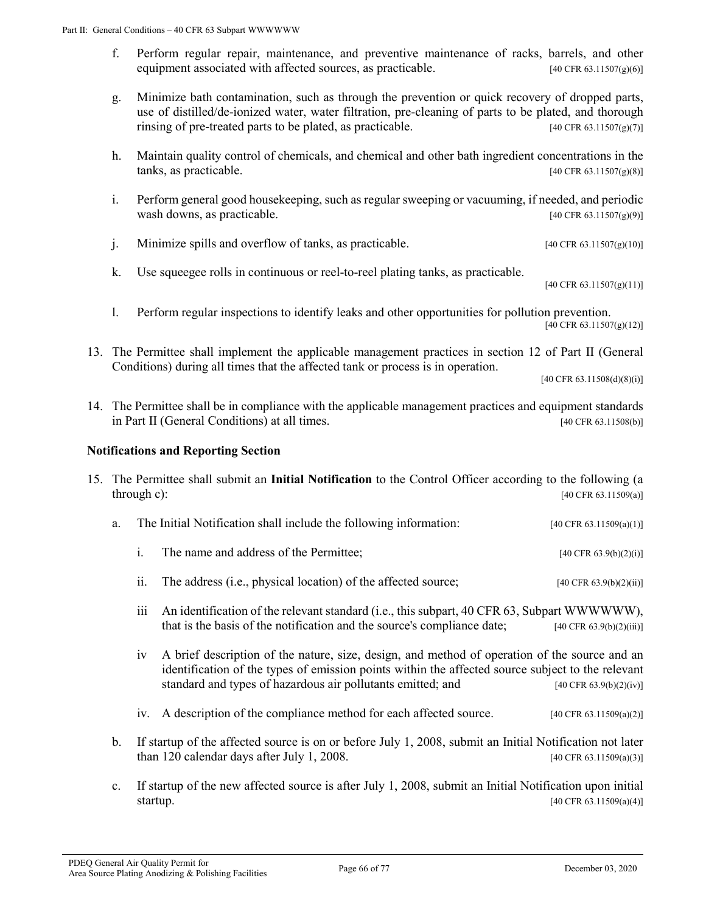f. Perform regular repair, maintenance, and preventive maintenance of racks, barrels, and other equipment associated with affected sources, as practicable. [40 CFR 63.11507(g)(6)]

g. Minimize bath contamination, such as through the prevention or quick recovery of dropped parts, use of distilled/de-ionized water, water filtration, pre-cleaning of parts to be plated, and thorough rinsing of pre-treated parts to be plated, as practicable. [40 CFR 63.11507(g)(7)]

h. Maintain quality control of chemicals, and chemical and other bath ingredient concentrations in the tanks, as practicable. [40 CFR 63.11507(g)(8)]

i. Perform general good housekeeping, such as regular sweeping or vacuuming, if needed, and periodic wash downs, as practicable. [40 CFR 63.11507(g)(9)]

j. Minimize spills and overflow of tanks, as practicable. [40 CFR 63.11507(g)(10)]

k. Use squeegee rolls in continuous or reel-to-reel plating tanks, as practicable. [40 CFR 63.11507(g)(11)]

l. Perform regular inspections to identify leaks and other opportunities for pollution prevention. [40 CFR 63.11507(g)(12)]

13. The Permittee shall implement the applicable management practices in section 12 of Part II (General Conditions) during all times that the affected tank or process is in operation. [40 CFR 63.11508(d)(8)(i)]

14. The Permittee shall be in compliance with the applicable management practices and equipment standards in Part II (General Conditions) at all times. [40 CFR 63.11508(b)]

### Notifications and Reporting Section

15. The Permittee shall submit an **Initial Notification** to the Control Officer according to the following (a through c): [40 CFR 63.11509(a)]

    a. The Initial Notification shall include the following information: [40 CFR 63.11509(a)(1)]

       i. The name and address of the Permittee; [40 CFR 63.9(b)(2)(i)]

       ii. The address (i.e., physical location) of the affected source; [40 CFR 63.9(b)(2)(ii)]

       iii An identification of the relevant standard (i.e., this subpart, 40 CFR 63, Subpart WWWWWW), that is the basis of the notification and the source's compliance date; [40 CFR 63.9(b)(2)(iii)]

       iv A brief description of the nature, size, design, and method of operation of the source and an identification of the types of emission points within the affected source subject to the relevant standard and types of hazardous air pollutants emitted; and [40 CFR 63.9(b)(2)(iv)]

       iv. A description of the compliance method for each affected source. [40 CFR 63.11509(a)(2)]

    b. If startup of the affected source is on or before July 1, 2008, submit an Initial Notification not later than 120 calendar days after July 1, 2008. [40 CFR 63.11509(a)(3)]

    c. If startup of the new affected source is after July 1, 2008, submit an Initial Notification upon initial startup. [40 CFR 63.11509(a)(4)]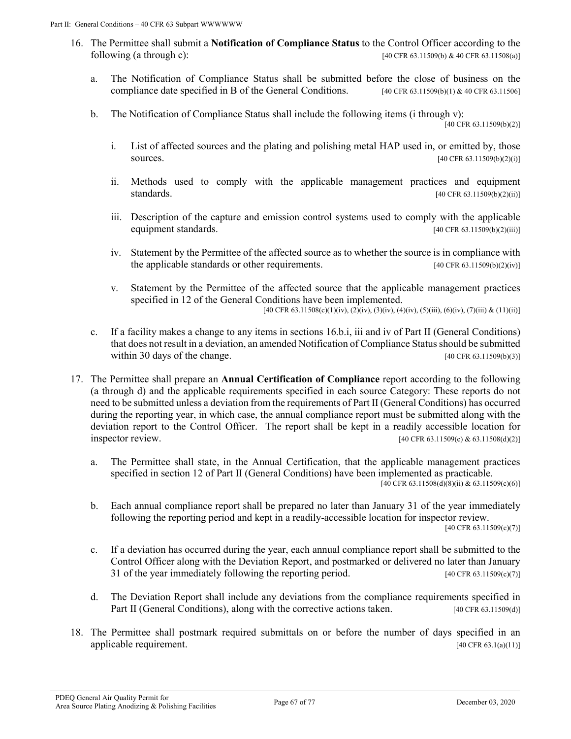16. The Permittee shall submit a **Notification of Compliance Status** to the Control Officer according to the following (a through c): [40 CFR 63.11509(b) & 40 CFR 63.11508(a)]

    a. The Notification of Compliance Status shall be submitted before the close of business on the compliance date specified in B of the General Conditions. [40 CFR 63.11509(b)(1) & 40 CFR 63.11506]

    b. The Notification of Compliance Status shall include the following items (i through v): [40 CFR 63.11509(b)(2)]

        i. List of affected sources and the plating and polishing metal HAP used in, or emitted by, those sources. [40 CFR 63.11509(b)(2)(i)]

        ii. Methods used to comply with the applicable management practices and equipment standards. [40 CFR 63.11509(b)(2)(ii)]

        iii. Description of the capture and emission control systems used to comply with the applicable equipment standards. [40 CFR 63.11509(b)(2)(iii)]

        iv. Statement by the Permittee of the affected source as to whether the source is in compliance with the applicable standards or other requirements. [40 CFR 63.11509(b)(2)(iv)]

        v. Statement by the Permittee of the affected source that the applicable management practices specified in 12 of the General Conditions have been implemented. [40 CFR 63.11508(c)(1)(iv), (2)(iv), (3)(iv), (4)(iv), (5)(iii), (6)(iv), (7)(iii) & (11)(ii)]

    c. If a facility makes a change to any items in sections 16.b.i, iii and iv of Part II (General Conditions) that does not result in a deviation, an amended Notification of Compliance Status should be submitted within 30 days of the change. [40 CFR 63.11509(b)(3)]

17. The Permittee shall prepare an **Annual Certification of Compliance** report according to the following (a through d) and the applicable requirements specified in each source Category: These reports do not need to be submitted unless a deviation from the requirements of Part II (General Conditions) has occurred during the reporting year, in which case, the annual compliance report must be submitted along with the deviation report to the Control Officer. The report shall be kept in a readily accessible location for inspector review. [40 CFR 63.11509(c) & 63.11508(d)(2)]

    a. The Permittee shall state, in the Annual Certification, that the applicable management practices specified in section 12 of Part II (General Conditions) have been implemented as practicable. [40 CFR 63.11508(d)(8)(ii) & 63.11509(c)(6)]

    b. Each annual compliance report shall be prepared no later than January 31 of the year immediately following the reporting period and kept in a readily-accessible location for inspector review. [40 CFR 63.11509(c)(7)]

    c. If a deviation has occurred during the year, each annual compliance report shall be submitted to the Control Officer along with the Deviation Report, and postmarked or delivered no later than January 31 of the year immediately following the reporting period. [40 CFR 63.11509(c)(7)]

    d. The Deviation Report shall include any deviations from the compliance requirements specified in Part II (General Conditions), along with the corrective actions taken. [40 CFR 63.11509(d)]

18. The Permittee shall postmark required submittals on or before the number of days specified in an applicable requirement. [40 CFR 63.1(a)(11)]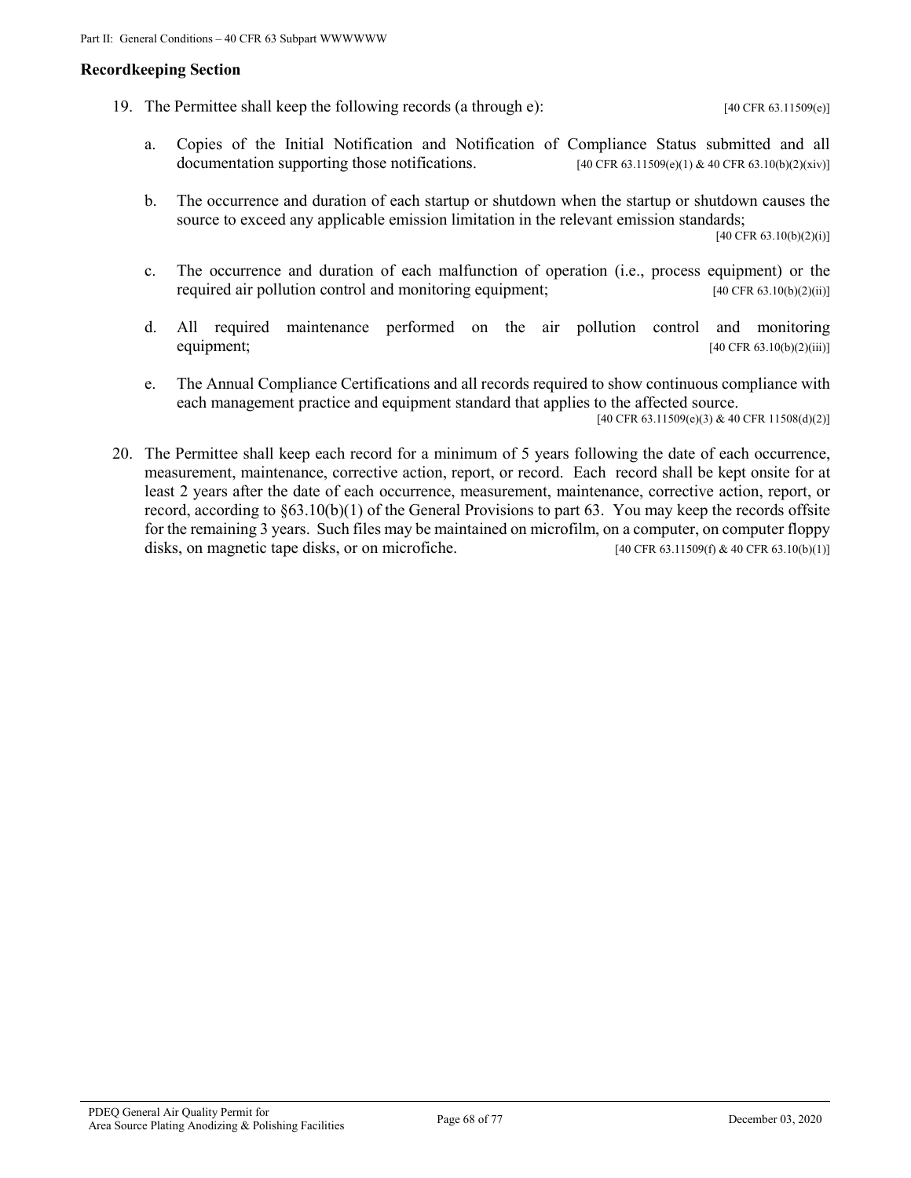### Recordkeeping Section

19. The Permittee shall keep the following records (a through e): [40 CFR 63.11509(e)]

    a. Copies of the Initial Notification and Notification of Compliance Status submitted and all documentation supporting those notifications. [40 CFR 63.11509(e)(1) & 40 CFR 63.10(b)(2)(xiv)]

    b. The occurrence and duration of each startup or shutdown when the startup or shutdown causes the source to exceed any applicable emission limitation in the relevant emission standards; [40 CFR 63.10(b)(2)(i)]

    c. The occurrence and duration of each malfunction of operation (i.e., process equipment) or the required air pollution control and monitoring equipment; [40 CFR 63.10(b)(2)(ii)]

    d. All required maintenance performed on the air pollution control and monitoring equipment; [40 CFR 63.10(b)(2)(iii)]

    e. The Annual Compliance Certifications and all records required to show continuous compliance with each management practice and equipment standard that applies to the affected source. [40 CFR 63.11509(e)(3) & 40 CFR 11508(d)(2)]

20. The Permittee shall keep each record for a minimum of 5 years following the date of each occurrence, measurement, maintenance, corrective action, report, or record. Each record shall be kept onsite for at least 2 years after the date of each occurrence, measurement, maintenance, corrective action, report, or record, according to §63.10(b)(1) of the General Provisions to part 63. You may keep the records offsite for the remaining 3 years. Such files may be maintained on microfilm, on a computer, on computer floppy disks, on magnetic tape disks, or on microfiche. [40 CFR 63.11509(f) & 40 CFR 63.10(b)(1)]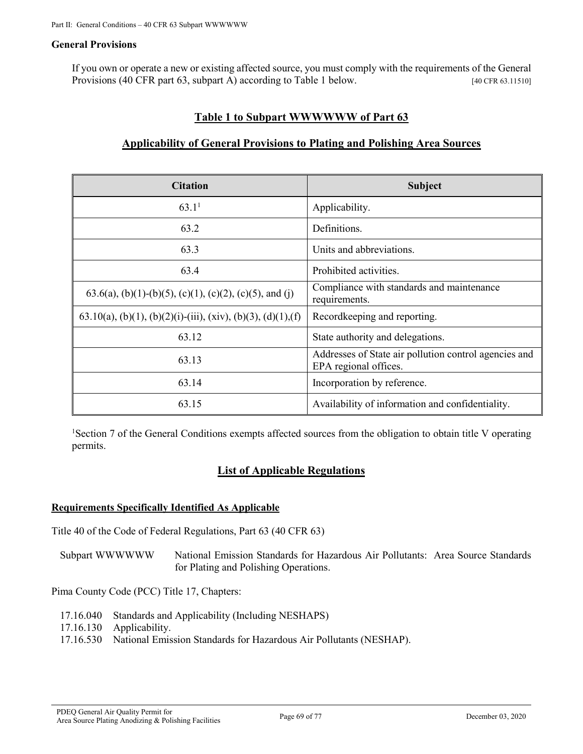### General Provisions

If you own or operate a new or existing affected source, you must comply with the requirements of the General Provisions (40 CFR part 63, subpart A) according to Table 1 below. [40 CFR 63.11510]

## Table 1 to Subpart WWWWWW of Part 63

## Applicability of General Provisions to Plating and Polishing Area Sources

| Citation | Subject |
|---|---|
| 63.1[1] | Applicability. |
| 63.2 | Definitions. |
| 63.3 | Units and abbreviations. |
| 63.4 | Prohibited activities. |
| 63.6(a), (b)(1)-(b)(5), (c)(1), (c)(2), (c)(5), and (j) | Compliance with standards and maintenance requirements. |
| 63.10(a), (b)(1), (b)(2)(i)-(iii), (xiv), (b)(3), (d)(1),(f) | Recordkeeping and reporting. |
| 63.12 | State authority and delegations. |
| 63.13 | Addresses of State air pollution control agencies and EPA regional offices. |
| 63.14 | Incorporation by reference. |
| 63.15 | Availability of information and confidentiality. |

[1]Section 7 of the General Conditions exempts affected sources from the obligation to obtain title V operating permits.

## List of Applicable Regulations

### Requirements Specifically Identified As Applicable

Title 40 of the Code of Federal Regulations, Part 63 (40 CFR 63)

Subpart WWWWWW National Emission Standards for Hazardous Air Pollutants: Area Source Standards for Plating and Polishing Operations.

Pima County Code (PCC) Title 17, Chapters:

- 17.16.040 Standards and Applicability (Including NESHAPS)
- 17.16.130 Applicability.
- 17.16.530 National Emission Standards for Hazardous Air Pollutants (NESHAP).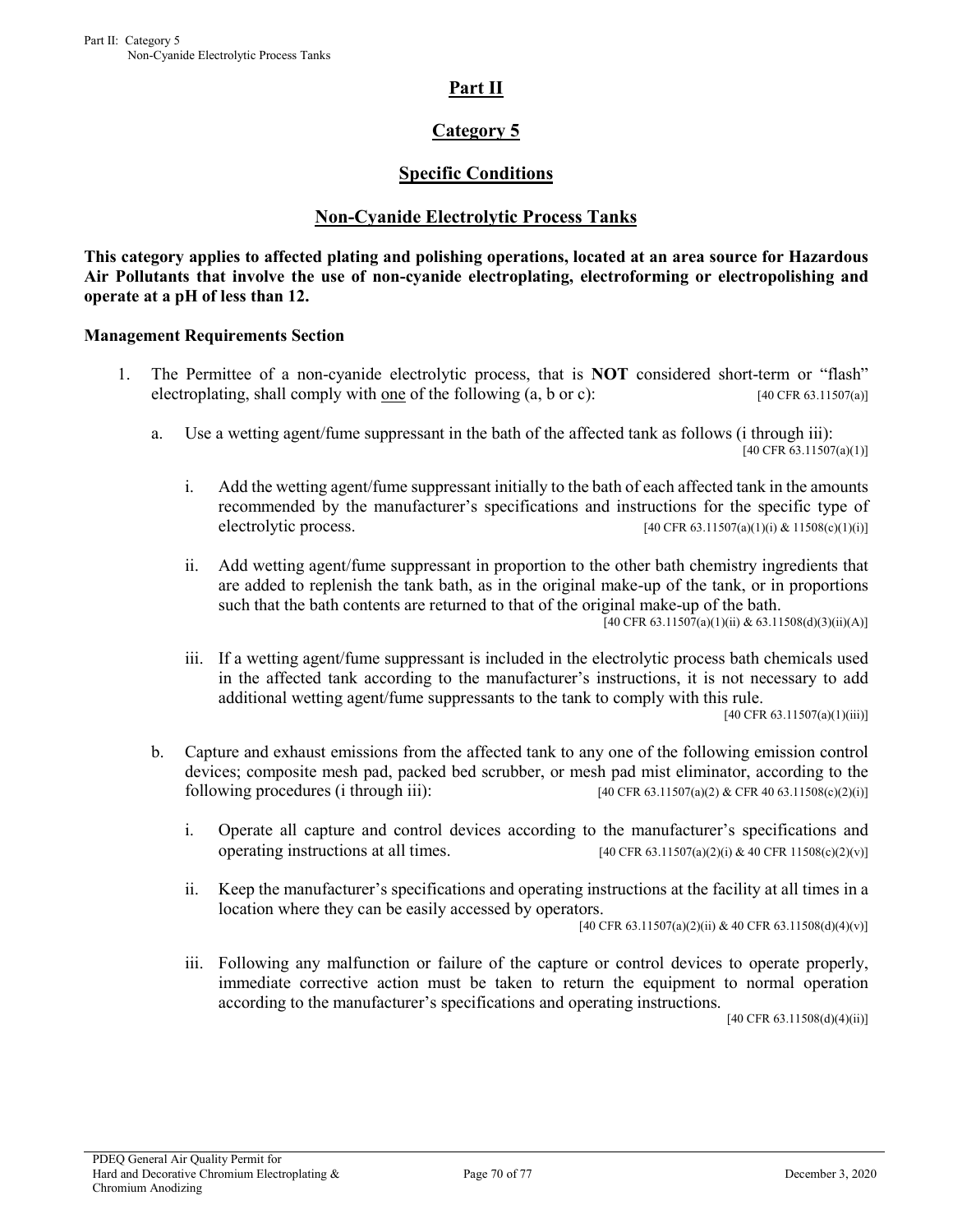# Part II

## Category 5

## Specific Conditions

## Non-Cyanide Electrolytic Process Tanks

**This category applies to affected plating and polishing operations, located at an area source for Hazardous Air Pollutants that involve the use of non-cyanide electroplating, electroforming or electropolishing and operate at a pH of less than 12.**

**Management Requirements Section**

1. The Permittee of a non-cyanide electrolytic process, that is **NOT** considered short-term or "flash" electroplating, shall comply with one of the following (a, b or c): [40 CFR 63.11507(a)]

   a. Use a wetting agent/fume suppressant in the bath of the affected tank as follows (i through iii): [40 CFR 63.11507(a)(1)]

      i. Add the wetting agent/fume suppressant initially to the bath of each affected tank in the amounts recommended by the manufacturer's specifications and instructions for the specific type of electrolytic process. [40 CFR 63.11507(a)(1)(i) & 11508(c)(1)(i)]

      ii. Add wetting agent/fume suppressant in proportion to the other bath chemistry ingredients that are added to replenish the tank bath, as in the original make-up of the tank, or in proportions such that the bath contents are returned to that of the original make-up of the bath. [40 CFR 63.11507(a)(1)(ii) & 63.11508(d)(3)(ii)(A)]

      iii. If a wetting agent/fume suppressant is included in the electrolytic process bath chemicals used in the affected tank according to the manufacturer's instructions, it is not necessary to add additional wetting agent/fume suppressants to the tank to comply with this rule. [40 CFR 63.11507(a)(1)(iii)]

   b. Capture and exhaust emissions from the affected tank to any one of the following emission control devices; composite mesh pad, packed bed scrubber, or mesh pad mist eliminator, according to the following procedures (i through iii): [40 CFR 63.11507(a)(2) & CFR 40 63.11508(c)(2)(i)]

      i. Operate all capture and control devices according to the manufacturer's specifications and operating instructions at all times. [40 CFR 63.11507(a)(2)(i) & 40 CFR 11508(c)(2)(v)]

      ii. Keep the manufacturer's specifications and operating instructions at the facility at all times in a location where they can be easily accessed by operators. [40 CFR 63.11507(a)(2)(ii) & 40 CFR 63.11508(d)(4)(v)]

      iii. Following any malfunction or failure of the capture or control devices to operate properly, immediate corrective action must be taken to return the equipment to normal operation according to the manufacturer's specifications and operating instructions. [40 CFR 63.11508(d)(4)(ii)]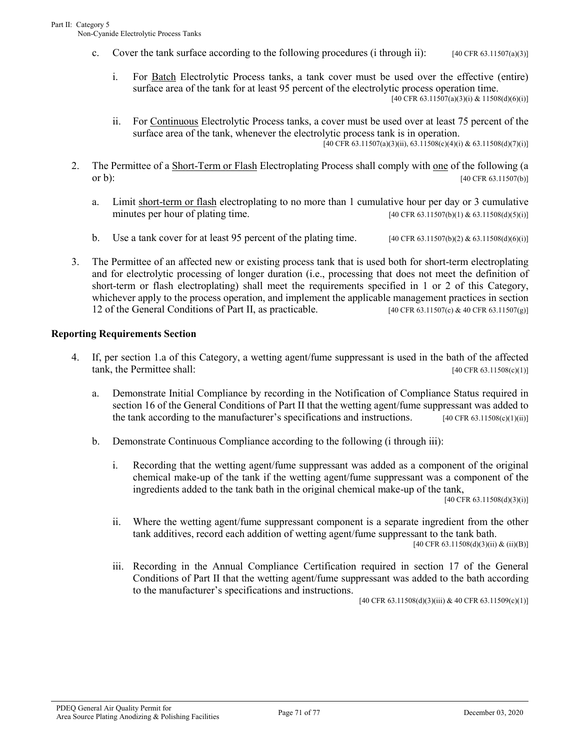c. Cover the tank surface according to the following procedures (i through ii): [40 CFR 63.11507(a)(3)]

   i. For <u>Batch</u> Electrolytic Process tanks, a tank cover must be used over the effective (entire) surface area of the tank for at least 95 percent of the electrolytic process operation time. [40 CFR 63.11507(a)(3)(i) & 11508(d)(6)(i)]

   ii. For <u>Continuous</u> Electrolytic Process tanks, a cover must be used over at least 75 percent of the surface area of the tank, whenever the electrolytic process tank is in operation. [40 CFR 63.11507(a)(3)(ii), 63.11508(c)(4)(i) & 63.11508(d)(7)(i)]

2. The Permittee of a <u>Short-Term or Flash</u> Electroplating Process shall comply with <u>one</u> of the following (a or b): [40 CFR 63.11507(b)]

   a. Limit <u>short-term or flash</u> electroplating to no more than 1 cumulative hour per day or 3 cumulative minutes per hour of plating time. [40 CFR 63.11507(b)(1) & 63.11508(d)(5)(i)]

   b. Use a tank cover for at least 95 percent of the plating time. [40 CFR 63.11507(b)(2) & 63.11508(d)(6)(i)]

3. The Permittee of an affected new or existing process tank that is used both for short-term electroplating and for electrolytic processing of longer duration (i.e., processing that does not meet the definition of short-term or flash electroplating) shall meet the requirements specified in 1 or 2 of this Category, whichever apply to the process operation, and implement the applicable management practices in section 12 of the General Conditions of Part II, as practicable. [40 CFR 63.11507(c) & 40 CFR 63.11507(g)]

### Reporting Requirements Section

4. If, per section 1.a of this Category, a wetting agent/fume suppressant is used in the bath of the affected tank, the Permittee shall: [40 CFR 63.11508(c)(1)]

   a. Demonstrate Initial Compliance by recording in the Notification of Compliance Status required in section 16 of the General Conditions of Part II that the wetting agent/fume suppressant was added to the tank according to the manufacturer's specifications and instructions. [40 CFR 63.11508(c)(1)(ii)]

   b. Demonstrate Continuous Compliance according to the following (i through iii):

      i. Recording that the wetting agent/fume suppressant was added as a component of the original chemical make-up of the tank if the wetting agent/fume suppressant was a component of the ingredients added to the tank bath in the original chemical make-up of the tank, [40 CFR 63.11508(d)(3)(i)]

      ii. Where the wetting agent/fume suppressant component is a separate ingredient from the other tank additives, record each addition of wetting agent/fume suppressant to the tank bath. [40 CFR 63.11508(d)(3)(ii) & (ii)(B)]

      iii. Recording in the Annual Compliance Certification required in section 17 of the General Conditions of Part II that the wetting agent/fume suppressant was added to the bath according to the manufacturer's specifications and instructions. [40 CFR 63.11508(d)(3)(iii) & 40 CFR 63.11509(c)(1)]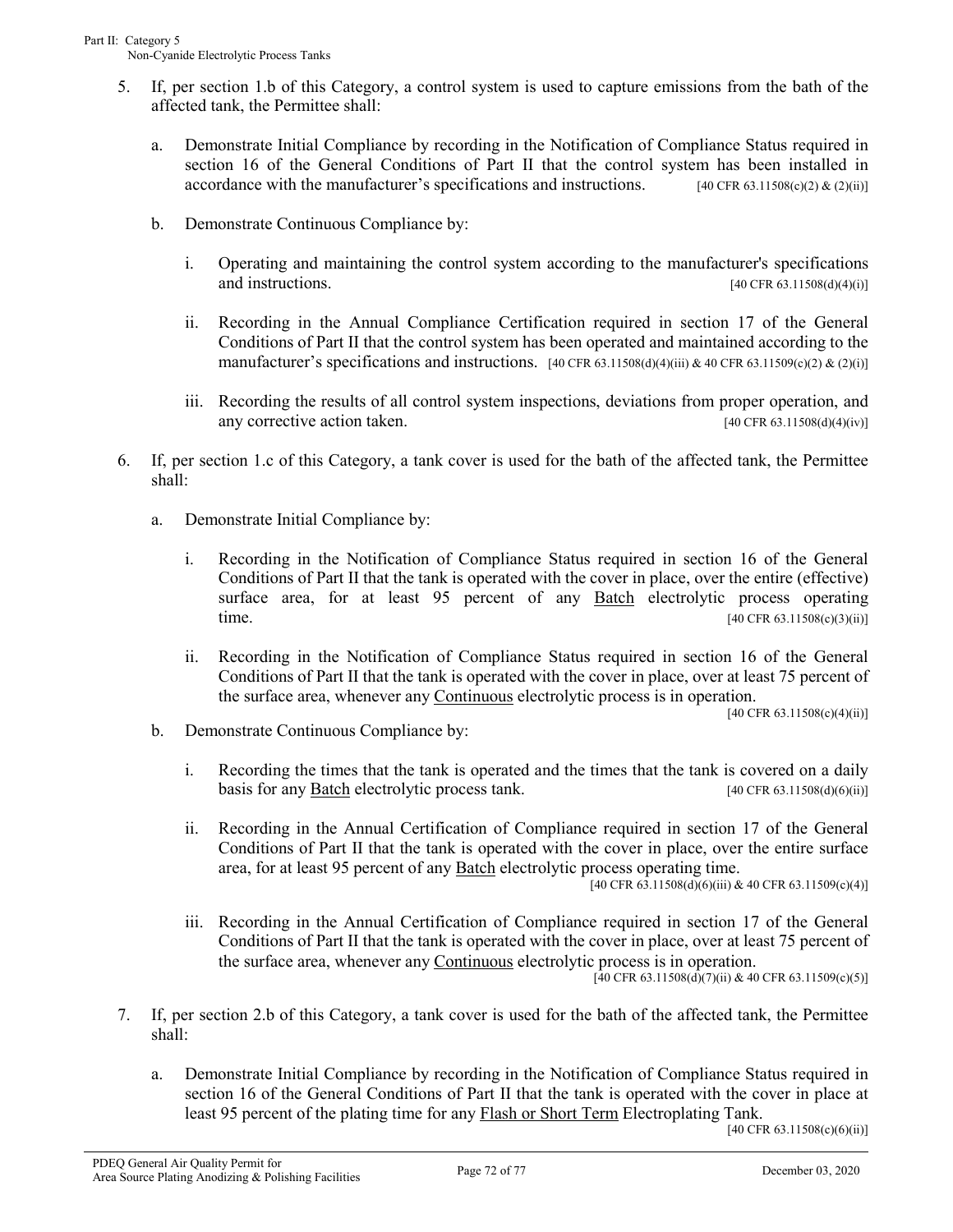5. If, per section 1.b of this Category, a control system is used to capture emissions from the bath of the affected tank, the Permittee shall:

   a. Demonstrate Initial Compliance by recording in the Notification of Compliance Status required in section 16 of the General Conditions of Part II that the control system has been installed in accordance with the manufacturer's specifications and instructions. [40 CFR 63.11508(c)(2) & (2)(ii)]

   b. Demonstrate Continuous Compliance by:

      i. Operating and maintaining the control system according to the manufacturer's specifications and instructions. [40 CFR 63.11508(d)(4)(i)]

      ii. Recording in the Annual Compliance Certification required in section 17 of the General Conditions of Part II that the control system has been operated and maintained according to the manufacturer's specifications and instructions. [40 CFR 63.11508(d)(4)(iii) & 40 CFR 63.11509(c)(2) & (2)(i)]

      iii. Recording the results of all control system inspections, deviations from proper operation, and any corrective action taken. [40 CFR 63.11508(d)(4)(iv)]

6. If, per section 1.c of this Category, a tank cover is used for the bath of the affected tank, the Permittee shall:

   a. Demonstrate Initial Compliance by:

      i. Recording in the Notification of Compliance Status required in section 16 of the General Conditions of Part II that the tank is operated with the cover in place, over the entire (effective) surface area, for at least 95 percent of any Batch electrolytic process operating time. [40 CFR 63.11508(c)(3)(ii)]

      ii. Recording in the Notification of Compliance Status required in section 16 of the General Conditions of Part II that the tank is operated with the cover in place, over at least 75 percent of the surface area, whenever any Continuous electrolytic process is in operation. [40 CFR 63.11508(c)(4)(ii)]

   b. Demonstrate Continuous Compliance by:

      i. Recording the times that the tank is operated and the times that the tank is covered on a daily basis for any Batch electrolytic process tank. [40 CFR 63.11508(d)(6)(ii)]

      ii. Recording in the Annual Certification of Compliance required in section 17 of the General Conditions of Part II that the tank is operated with the cover in place, over the entire surface area, for at least 95 percent of any Batch electrolytic process operating time. [40 CFR 63.11508(d)(6)(iii) & 40 CFR 63.11509(c)(4)]

      iii. Recording in the Annual Certification of Compliance required in section 17 of the General Conditions of Part II that the tank is operated with the cover in place, over at least 75 percent of the surface area, whenever any Continuous electrolytic process is in operation. [40 CFR 63.11508(d)(7)(ii) & 40 CFR 63.11509(c)(5)]

7. If, per section 2.b of this Category, a tank cover is used for the bath of the affected tank, the Permittee shall:

   a. Demonstrate Initial Compliance by recording in the Notification of Compliance Status required in section 16 of the General Conditions of Part II that the tank is operated with the cover in place at least 95 percent of the plating time for any Flash or Short Term Electroplating Tank. [40 CFR 63.11508(c)(6)(ii)]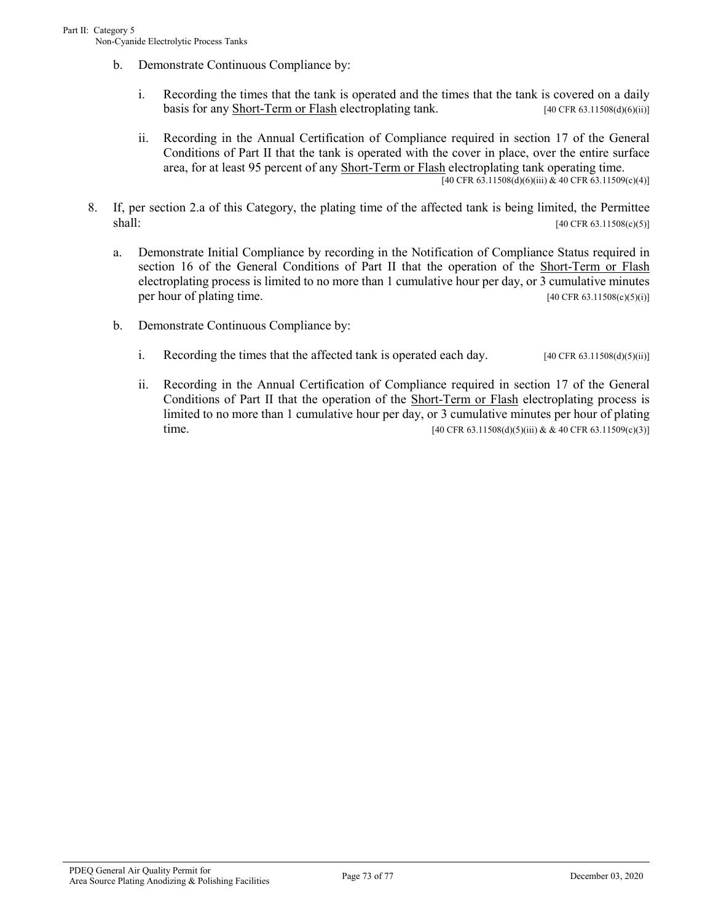b. Demonstrate Continuous Compliance by:

   i. Recording the times that the tank is operated and the times that the tank is covered on a daily basis for any <u>Short-Term or Flash</u> electroplating tank. [40 CFR 63.11508(d)(6)(ii)]

   ii. Recording in the Annual Certification of Compliance required in section 17 of the General Conditions of Part II that the tank is operated with the cover in place, over the entire surface area, for at least 95 percent of any <u>Short-Term or Flash</u> electroplating tank operating time. [40 CFR 63.11508(d)(6)(iii) & 40 CFR 63.11509(c)(4)]

8. If, per section 2.a of this Category, the plating time of the affected tank is being limited, the Permittee shall: [40 CFR 63.11508(c)(5)]

   a. Demonstrate Initial Compliance by recording in the Notification of Compliance Status required in section 16 of the General Conditions of Part II that the operation of the <u>Short-Term or Flash</u> electroplating process is limited to no more than 1 cumulative hour per day, or 3 cumulative minutes per hour of plating time. [40 CFR 63.11508(c)(5)(i)]

   b. Demonstrate Continuous Compliance by:

      i. Recording the times that the affected tank is operated each day. [40 CFR 63.11508(d)(5)(ii)]

      ii. Recording in the Annual Certification of Compliance required in section 17 of the General Conditions of Part II that the operation of the <u>Short-Term or Flash</u> electroplating process is limited to no more than 1 cumulative hour per day, or 3 cumulative minutes per hour of plating time. [40 CFR 63.11508(d)(5)(iii) & & 40 CFR 63.11509(c)(3)]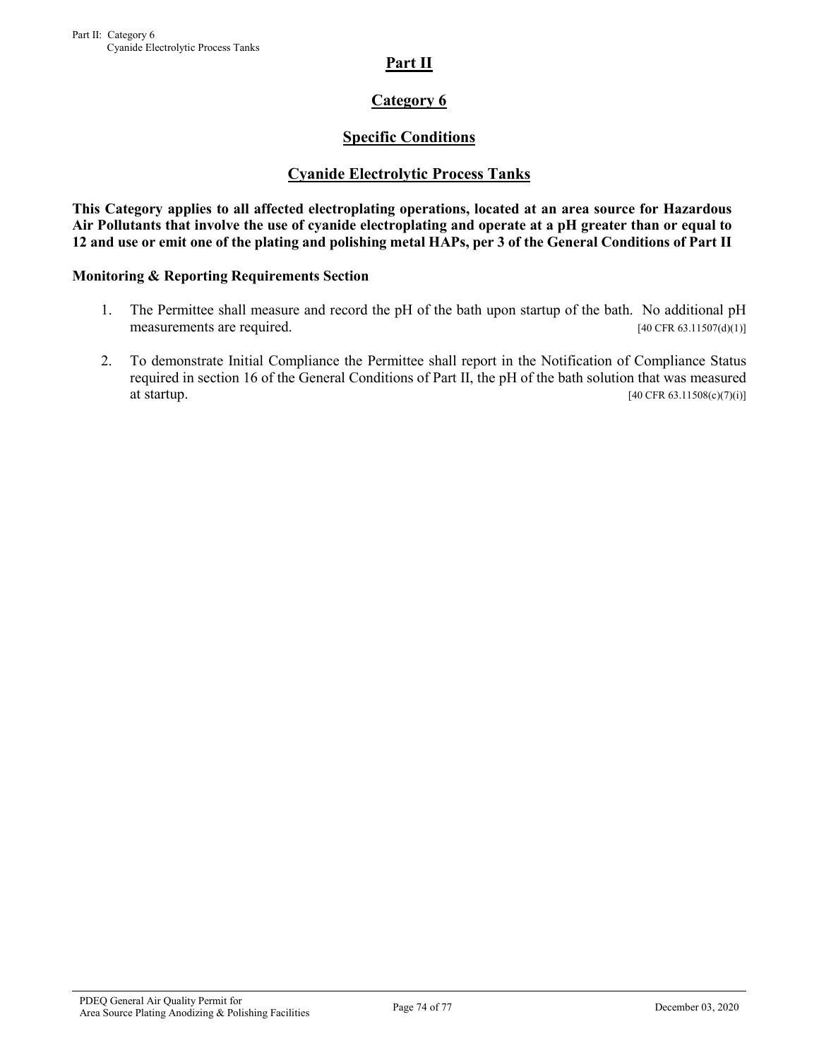# Part II

## Category 6

## Specific Conditions

## Cyanide Electrolytic Process Tanks

**This Category applies to all affected electroplating operations, located at an area source for Hazardous Air Pollutants that involve the use of cyanide electroplating and operate at a pH greater than or equal to 12 and use or emit one of the plating and polishing metal HAPs, per 3 of the General Conditions of Part II**

### Monitoring & Reporting Requirements Section

1. The Permittee shall measure and record the pH of the bath upon startup of the bath. No additional pH measurements are required. [40 CFR 63.11507(d)(1)]

2. To demonstrate Initial Compliance the Permittee shall report in the Notification of Compliance Status required in section 16 of the General Conditions of Part II, the pH of the bath solution that was measured at startup. [40 CFR 63.11508(c)(7)(i)]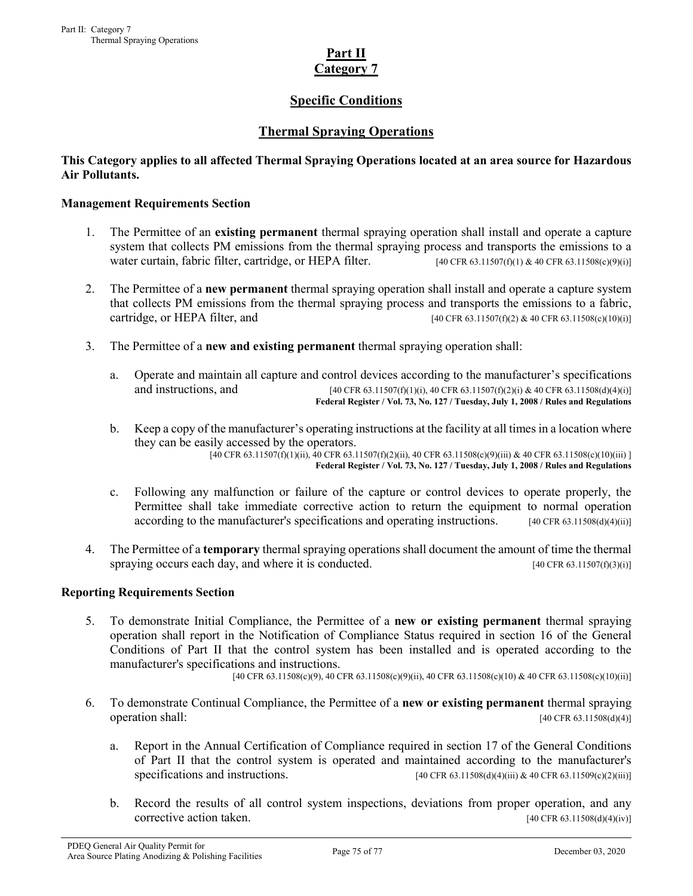# Part II
# Category 7

## Specific Conditions

## Thermal Spraying Operations

**This Category applies to all affected Thermal Spraying Operations located at an area source for Hazardous Air Pollutants.**

### Management Requirements Section

1. The Permittee of an **existing permanent** thermal spraying operation shall install and operate a capture system that collects PM emissions from the thermal spraying process and transports the emissions to a water curtain, fabric filter, cartridge, or HEPA filter. [40 CFR 63.11507(f)(1) & 40 CFR 63.11508(c)(9)(i)]

2. The Permittee of a **new permanent** thermal spraying operation shall install and operate a capture system that collects PM emissions from the thermal spraying process and transports the emissions to a fabric, cartridge, or HEPA filter, and [40 CFR 63.11507(f)(2) & 40 CFR 63.11508(c)(10)(i)]

3. The Permittee of a **new and existing permanent** thermal spraying operation shall:

   a. Operate and maintain all capture and control devices according to the manufacturer's specifications and instructions, and [40 CFR 63.11507(f)(1)(i), 40 CFR 63.11507(f)(2)(i) & 40 CFR 63.11508(d)(4)(i)] **Federal Register / Vol. 73, No. 127 / Tuesday, July 1, 2008 / Rules and Regulations**

   b. Keep a copy of the manufacturer's operating instructions at the facility at all times in a location where they can be easily accessed by the operators. [40 CFR 63.11507(f)(1)(ii), 40 CFR 63.11507(f)(2)(ii), 40 CFR 63.11508(c)(9)(iii) & 40 CFR 63.11508(c)(10)(iii) ] **Federal Register / Vol. 73, No. 127 / Tuesday, July 1, 2008 / Rules and Regulations**

   c. Following any malfunction or failure of the capture or control devices to operate properly, the Permittee shall take immediate corrective action to return the equipment to normal operation according to the manufacturer's specifications and operating instructions. [40 CFR 63.11508(d)(4)(ii)]

4. The Permittee of a **temporary** thermal spraying operations shall document the amount of time the thermal spraying occurs each day, and where it is conducted. [40 CFR 63.11507(f)(3)(i)]

### Reporting Requirements Section

5. To demonstrate Initial Compliance, the Permittee of a **new or existing permanent** thermal spraying operation shall report in the Notification of Compliance Status required in section 16 of the General Conditions of Part II that the control system has been installed and is operated according to the manufacturer's specifications and instructions. [40 CFR 63.11508(c)(9), 40 CFR 63.11508(c)(9)(ii), 40 CFR 63.11508(c)(10) & 40 CFR 63.11508(c)(10)(ii)]

6. To demonstrate Continual Compliance, the Permittee of a **new or existing permanent** thermal spraying operation shall: [40 CFR 63.11508(d)(4)]

   a. Report in the Annual Certification of Compliance required in section 17 of the General Conditions of Part II that the control system is operated and maintained according to the manufacturer's specifications and instructions. [40 CFR 63.11508(d)(4)(iii) & 40 CFR 63.11509(c)(2)(iii)]

   b. Record the results of all control system inspections, deviations from proper operation, and any corrective action taken. [40 CFR 63.11508(d)(4)(iv)]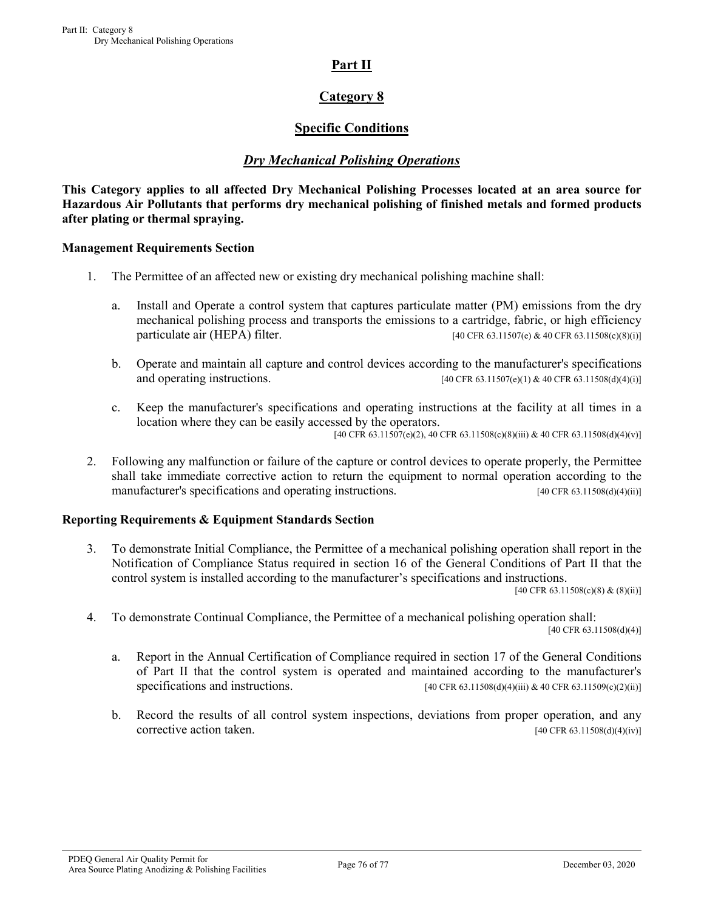# Part II

## Category 8

## Specific Conditions

### *Dry Mechanical Polishing Operations*

**This Category applies to all affected Dry Mechanical Polishing Processes located at an area source for Hazardous Air Pollutants that performs dry mechanical polishing of finished metals and formed products after plating or thermal spraying.**

**Management Requirements Section**

1. The Permittee of an affected new or existing dry mechanical polishing machine shall:

   a. Install and Operate a control system that captures particulate matter (PM) emissions from the dry mechanical polishing process and transports the emissions to a cartridge, fabric, or high efficiency particulate air (HEPA) filter. [40 CFR 63.11507(e) & 40 CFR 63.11508(c)(8)(i)]

   b. Operate and maintain all capture and control devices according to the manufacturer's specifications and operating instructions. [40 CFR 63.11507(e)(1) & 40 CFR 63.11508(d)(4)(i)]

   c. Keep the manufacturer's specifications and operating instructions at the facility at all times in a location where they can be easily accessed by the operators. [40 CFR 63.11507(e)(2), 40 CFR 63.11508(c)(8)(iii) & 40 CFR 63.11508(d)(4)(v)]

2. Following any malfunction or failure of the capture or control devices to operate properly, the Permittee shall take immediate corrective action to return the equipment to normal operation according to the manufacturer's specifications and operating instructions. [40 CFR 63.11508(d)(4)(ii)]

**Reporting Requirements & Equipment Standards Section**

3. To demonstrate Initial Compliance, the Permittee of a mechanical polishing operation shall report in the Notification of Compliance Status required in section 16 of the General Conditions of Part II that the control system is installed according to the manufacturer's specifications and instructions. [40 CFR 63.11508(c)(8) & (8)(ii)]

4. To demonstrate Continual Compliance, the Permittee of a mechanical polishing operation shall: [40 CFR 63.11508(d)(4)]

   a. Report in the Annual Certification of Compliance required in section 17 of the General Conditions of Part II that the control system is operated and maintained according to the manufacturer's specifications and instructions. [40 CFR 63.11508(d)(4)(iii) & 40 CFR 63.11509(c)(2)(ii)]

   b. Record the results of all control system inspections, deviations from proper operation, and any corrective action taken. [40 CFR 63.11508(d)(4)(iv)]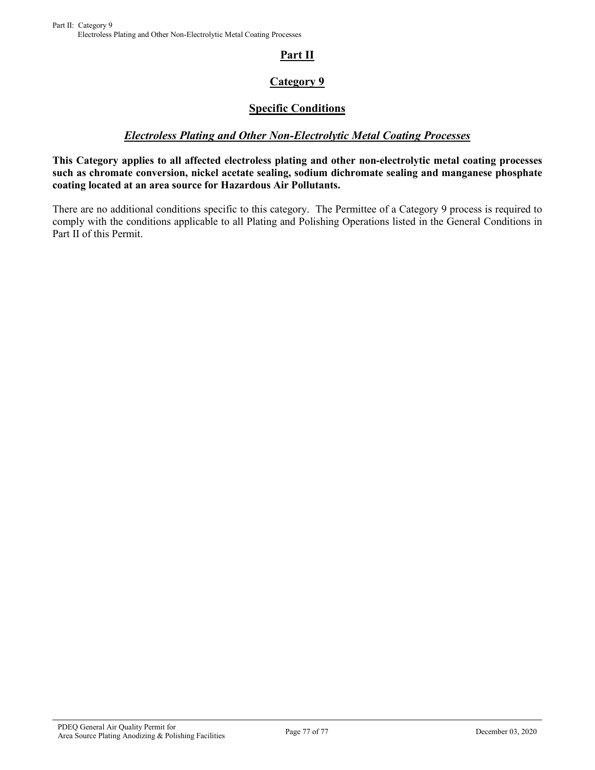# Part II

## Category 9

## Specific Conditions

### *Electroless Plating and Other Non-Electrolytic Metal Coating Processes*

**This Category applies to all affected electroless plating and other non-electrolytic metal coating processes such as chromate conversion, nickel acetate sealing, sodium dichromate sealing and manganese phosphate coating located at an area source for Hazardous Air Pollutants.**

There are no additional conditions specific to this category. The Permittee of a Category 9 process is required to comply with the conditions applicable to all Plating and Polishing Operations listed in the General Conditions in Part II of this Permit.